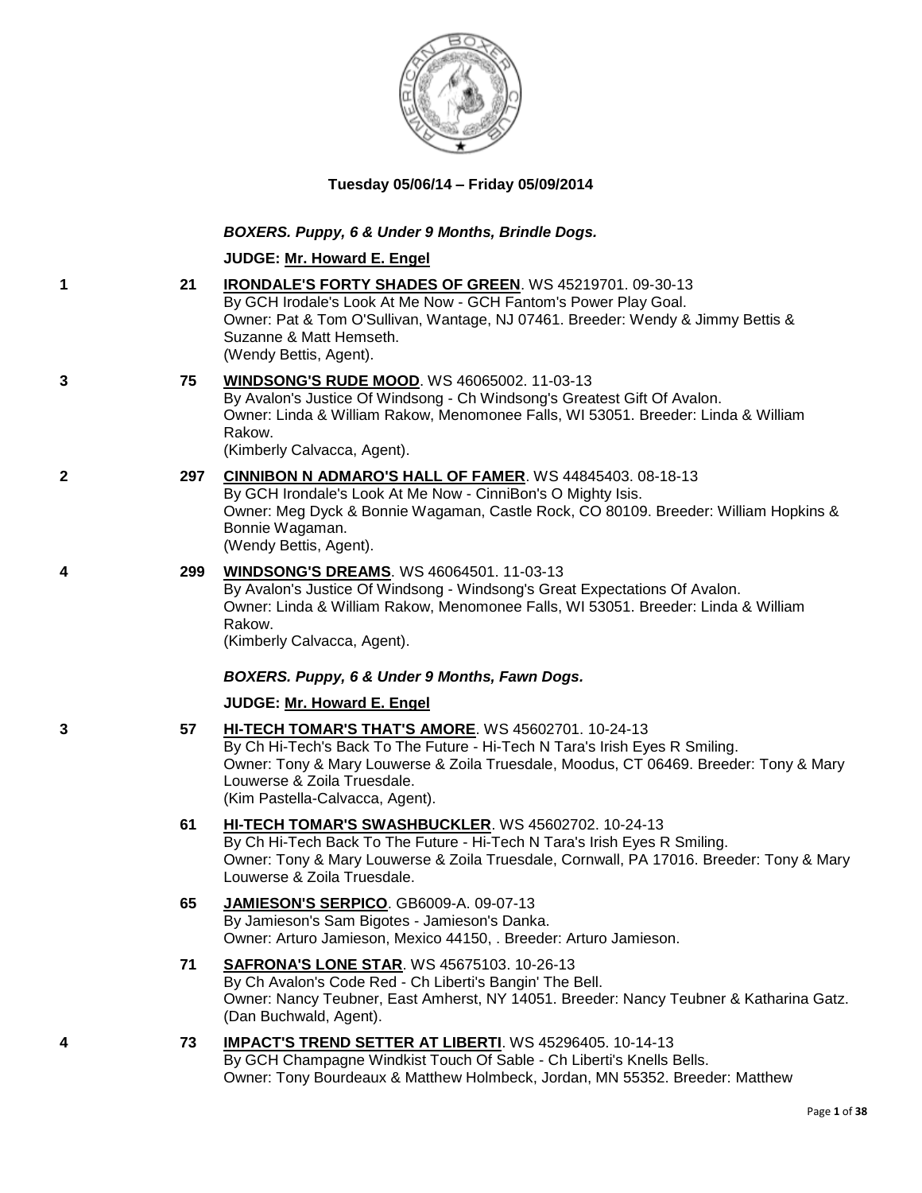**Tuesday 05/06/14 – Friday 05/09/2014**

***BOXERS. Puppy, 6 & Under 9 Months, Brindle Dogs.***

**JUDGE: Mr. Howard E. Engel**

1 &nbsp; 21 &nbsp; **IRONDALE'S FORTY SHADES OF GREEN**. WS 45219701. 09-30-13
By GCH Irodale's Look At Me Now - GCH Fantom's Power Play Goal.
Owner: Pat & Tom O'Sullivan, Wantage, NJ 07461. Breeder: Wendy & Jimmy Bettis & Suzanne & Matt Hemseth.
(Wendy Bettis, Agent).

3 &nbsp; 75 &nbsp; **WINDSONG'S RUDE MOOD**. WS 46065002. 11-03-13
By Avalon's Justice Of Windsong - Ch Windsong's Greatest Gift Of Avalon.
Owner: Linda & William Rakow, Menomonee Falls, WI 53051. Breeder: Linda & William Rakow.
(Kimberly Calvacca, Agent).

2 &nbsp; 297 &nbsp; **CINNIBON N ADMARO'S HALL OF FAMER**. WS 44845403. 08-18-13
By GCH Irondale's Look At Me Now - CinniBon's O Mighty Isis.
Owner: Meg Dyck & Bonnie Wagaman, Castle Rock, CO 80109. Breeder: William Hopkins & Bonnie Wagaman.
(Wendy Bettis, Agent).

4 &nbsp; 299 &nbsp; **WINDSONG'S DREAMS**. WS 46064501. 11-03-13
By Avalon's Justice Of Windsong - Windsong's Great Expectations Of Avalon.
Owner: Linda & William Rakow, Menomonee Falls, WI 53051. Breeder: Linda & William Rakow.
(Kimberly Calvacca, Agent).

***BOXERS. Puppy, 6 & Under 9 Months, Fawn Dogs.***

**JUDGE: Mr. Howard E. Engel**

3 &nbsp; 57 &nbsp; **HI-TECH TOMAR'S THAT'S AMORE**. WS 45602701. 10-24-13
By Ch Hi-Tech's Back To The Future - Hi-Tech N Tara's Irish Eyes R Smiling.
Owner: Tony & Mary Louwerse & Zoila Truesdale, Moodus, CT 06469. Breeder: Tony & Mary Louwerse & Zoila Truesdale.
(Kim Pastella-Calvacca, Agent).

61 &nbsp; **HI-TECH TOMAR'S SWASHBUCKLER**. WS 45602702. 10-24-13
By Ch Hi-Tech Back To The Future - Hi-Tech N Tara's Irish Eyes R Smiling.
Owner: Tony & Mary Louwerse & Zoila Truesdale, Cornwall, PA 17016. Breeder: Tony & Mary Louwerse & Zoila Truesdale.

65 &nbsp; **JAMIESON'S SERPICO**. GB6009-A. 09-07-13
By Jamieson's Sam Bigotes - Jamieson's Danka.
Owner: Arturo Jamieson, Mexico 44150, . Breeder: Arturo Jamieson.

71 &nbsp; **SAFRONA'S LONE STAR**. WS 45675103. 10-26-13
By Ch Avalon's Code Red - Ch Liberti's Bangin' The Bell.
Owner: Nancy Teubner, East Amherst, NY 14051. Breeder: Nancy Teubner & Katharina Gatz.
(Dan Buchwald, Agent).

4 &nbsp; 73 &nbsp; **IMPACT'S TREND SETTER AT LIBERTI**. WS 45296405. 10-14-13
By GCH Champagne Windkist Touch Of Sable - Ch Liberti's Knells Bells.
Owner: Tony Bourdeaux & Matthew Holmbeck, Jordan, MN 55352. Breeder: Matthew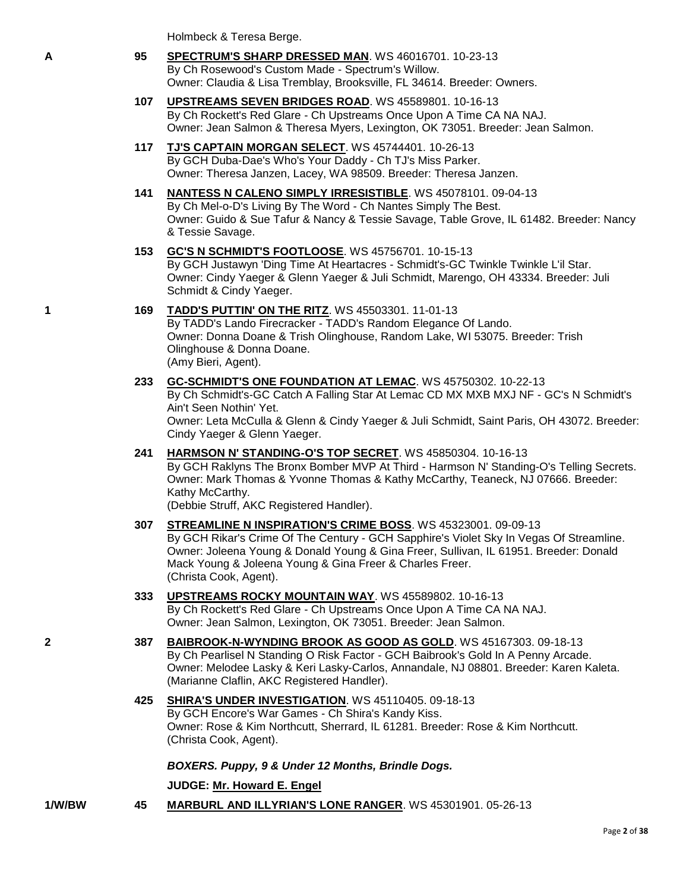Holmbeck & Teresa Berge.

**A** **95** **SPECTRUM'S SHARP DRESSED MAN**. WS 46016701. 10-23-13
By Ch Rosewood's Custom Made - Spectrum's Willow.
Owner: Claudia & Lisa Tremblay, Brooksville, FL 34614. Breeder: Owners.

**107** **UPSTREAMS SEVEN BRIDGES ROAD**. WS 45589801. 10-16-13
By Ch Rockett's Red Glare - Ch Upstreams Once Upon A Time CA NA NAJ.
Owner: Jean Salmon & Theresa Myers, Lexington, OK 73051. Breeder: Jean Salmon.

**117** **TJ'S CAPTAIN MORGAN SELECT**. WS 45744401. 10-26-13
By GCH Duba-Dae's Who's Your Daddy - Ch TJ's Miss Parker.
Owner: Theresa Janzen, Lacey, WA 98509. Breeder: Theresa Janzen.

**141** **NANTESS N CALENO SIMPLY IRRESISTIBLE**. WS 45078101. 09-04-13
By Ch Mel-o-D's Living By The Word - Ch Nantes Simply The Best.
Owner: Guido & Sue Tafur & Nancy & Tessie Savage, Table Grove, IL 61482. Breeder: Nancy & Tessie Savage.

**153** **GC'S N SCHMIDT'S FOOTLOOSE**. WS 45756701. 10-15-13
By GCH Justawyn 'Ding Time At Heartacres - Schmidt's-GC Twinkle Twinkle L'il Star.
Owner: Cindy Yaeger & Glenn Yaeger & Juli Schmidt, Marengo, OH 43334. Breeder: Juli Schmidt & Cindy Yaeger.

**1** **169** **TADD'S PUTTIN' ON THE RITZ**. WS 45503301. 11-01-13
By TADD's Lando Firecracker - TADD's Random Elegance Of Lando.
Owner: Donna Doane & Trish Olinghouse, Random Lake, WI 53075. Breeder: Trish Olinghouse & Donna Doane.
(Amy Bieri, Agent).

**233** **GC-SCHMIDT'S ONE FOUNDATION AT LEMAC**. WS 45750302. 10-22-13
By Ch Schmidt's-GC Catch A Falling Star At Lemac CD MX MXB MXJ NF - GC's N Schmidt's Ain't Seen Nothin' Yet.
Owner: Leta McCulla & Glenn & Cindy Yaeger & Juli Schmidt, Saint Paris, OH 43072. Breeder: Cindy Yaeger & Glenn Yaeger.

**241** **HARMSON N' STANDING-O'S TOP SECRET**. WS 45850304. 10-16-13
By GCH Raklyns The Bronx Bomber MVP At Third - Harmson N' Standing-O's Telling Secrets.
Owner: Mark Thomas & Yvonne Thomas & Kathy McCarthy, Teaneck, NJ 07666. Breeder: Kathy McCarthy.
(Debbie Struff, AKC Registered Handler).

**307** **STREAMLINE N INSPIRATION'S CRIME BOSS**. WS 45323001. 09-09-13
By GCH Rikar's Crime Of The Century - GCH Sapphire's Violet Sky In Vegas Of Streamline.
Owner: Joleena Young & Donald Young & Gina Freer, Sullivan, IL 61951. Breeder: Donald Mack Young & Joleena Young & Gina Freer & Charles Freer.
(Christa Cook, Agent).

**333** **UPSTREAMS ROCKY MOUNTAIN WAY**. WS 45589802. 10-16-13
By Ch Rockett's Red Glare - Ch Upstreams Once Upon A Time CA NA NAJ.
Owner: Jean Salmon, Lexington, OK 73051. Breeder: Jean Salmon.

**2** **387** **BAIBROOK-N-WYNDING BROOK AS GOOD AS GOLD**. WS 45167303. 09-18-13
By Ch Pearlisel N Standing O Risk Factor - GCH Baibrook's Gold In A Penny Arcade.
Owner: Melodee Lasky & Keri Lasky-Carlos, Annandale, NJ 08801. Breeder: Karen Kaleta.
(Marianne Claflin, AKC Registered Handler).

**425** **SHIRA'S UNDER INVESTIGATION**. WS 45110405. 09-18-13
By GCH Encore's War Games - Ch Shira's Kandy Kiss.
Owner: Rose & Kim Northcutt, Sherrard, IL 61281. Breeder: Rose & Kim Northcutt.
(Christa Cook, Agent).

***BOXERS. Puppy, 9 & Under 12 Months, Brindle Dogs.***

**JUDGE: Mr. Howard E. Engel**

**1/W/BW** **45** **MARBURL AND ILLYRIAN'S LONE RANGER**. WS 45301901. 05-26-13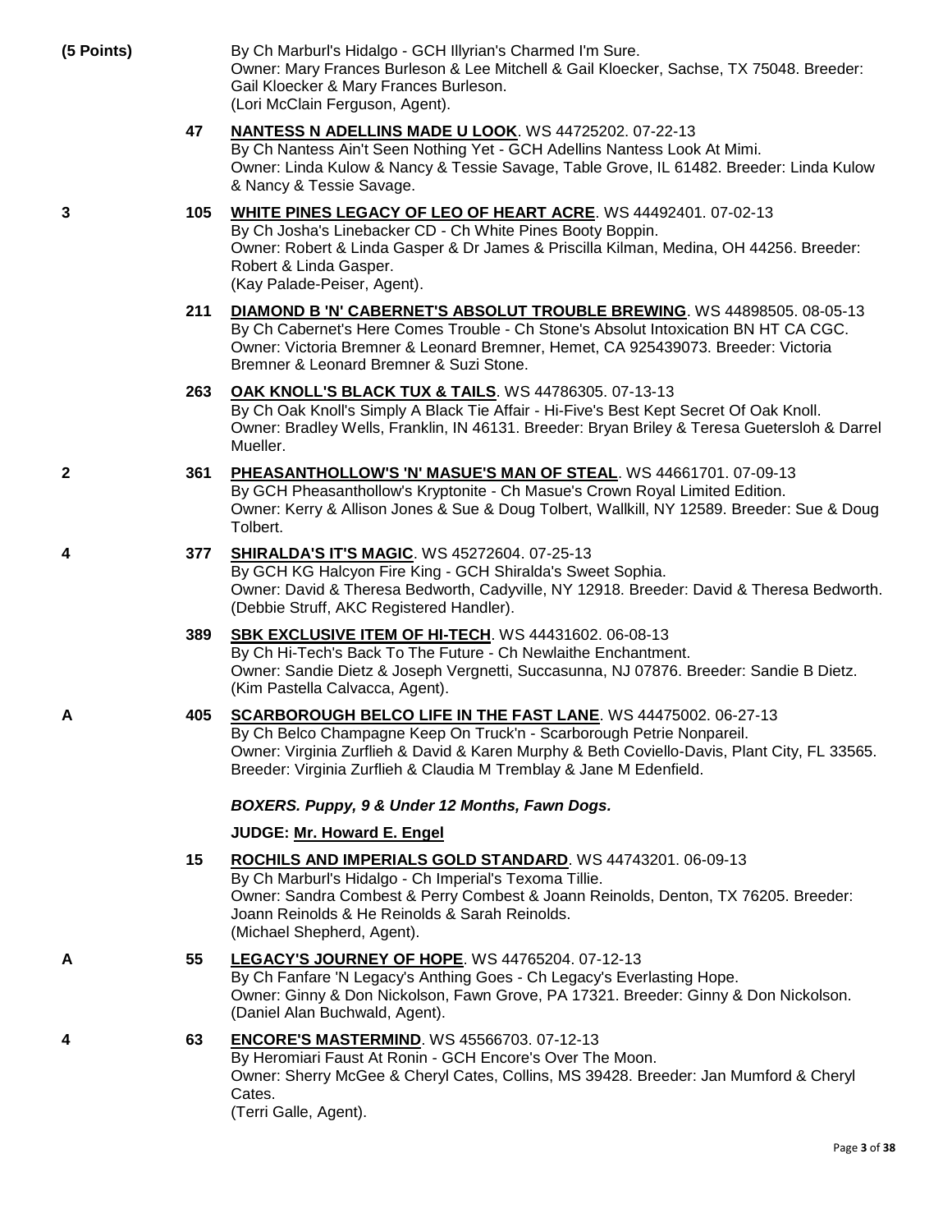**(5 Points)** By Ch Marburl's Hidalgo - GCH Illyrian's Charmed I'm Sure.
Owner: Mary Frances Burleson & Lee Mitchell & Gail Kloecker, Sachse, TX 75048. Breeder: Gail Kloecker & Mary Frances Burleson.
(Lori McClain Ferguson, Agent).

**47** **NANTESS N ADELLINS MADE U LOOK**. WS 44725202. 07-22-13
By Ch Nantess Ain't Seen Nothing Yet - GCH Adellins Nantess Look At Mimi.
Owner: Linda Kulow & Nancy & Tessie Savage, Table Grove, IL 61482. Breeder: Linda Kulow & Nancy & Tessie Savage.

**3** **105** **WHITE PINES LEGACY OF LEO OF HEART ACRE**. WS 44492401. 07-02-13
By Ch Josha's Linebacker CD - Ch White Pines Booty Boppin.
Owner: Robert & Linda Gasper & Dr James & Priscilla Kilman, Medina, OH 44256. Breeder: Robert & Linda Gasper.
(Kay Palade-Peiser, Agent).

**211** **DIAMOND B 'N' CABERNET'S ABSOLUT TROUBLE BREWING**. WS 44898505. 08-05-13
By Ch Cabernet's Here Comes Trouble - Ch Stone's Absolut Intoxication BN HT CA CGC.
Owner: Victoria Bremner & Leonard Bremner, Hemet, CA 925439073. Breeder: Victoria Bremner & Leonard Bremner & Suzi Stone.

**263** **OAK KNOLL'S BLACK TUX & TAILS**. WS 44786305. 07-13-13
By Ch Oak Knoll's Simply A Black Tie Affair - Hi-Five's Best Kept Secret Of Oak Knoll.
Owner: Bradley Wells, Franklin, IN 46131. Breeder: Bryan Briley & Teresa Guetersloh & Darrel Mueller.

**2** **361** **PHEASANTHOLLOW'S 'N' MASUE'S MAN OF STEAL**. WS 44661701. 07-09-13
By GCH Pheasanthollow's Kryptonite - Ch Masue's Crown Royal Limited Edition.
Owner: Kerry & Allison Jones & Sue & Doug Tolbert, Wallkill, NY 12589. Breeder: Sue & Doug Tolbert.

**4** **377** **SHIRALDA'S IT'S MAGIC**. WS 45272604. 07-25-13
By GCH KG Halcyon Fire King - GCH Shiralda's Sweet Sophia.
Owner: David & Theresa Bedworth, Cadyville, NY 12918. Breeder: David & Theresa Bedworth.
(Debbie Struff, AKC Registered Handler).

**389** **SBK EXCLUSIVE ITEM OF HI-TECH**. WS 44431602. 06-08-13
By Ch Hi-Tech's Back To The Future - Ch Newlaithe Enchantment.
Owner: Sandie Dietz & Joseph Vergnetti, Succasunna, NJ 07876. Breeder: Sandie B Dietz.
(Kim Pastella Calvacca, Agent).

**A** **405** **SCARBOROUGH BELCO LIFE IN THE FAST LANE**. WS 44475002. 06-27-13
By Ch Belco Champagne Keep On Truck'n - Scarborough Petrie Nonpareil.
Owner: Virginia Zurflieh & David & Karen Murphy & Beth Coviello-Davis, Plant City, FL 33565. Breeder: Virginia Zurflieh & Claudia M Tremblay & Jane M Edenfield.

***BOXERS. Puppy, 9 & Under 12 Months, Fawn Dogs.***

**JUDGE: Mr. Howard E. Engel**

**15** **ROCHILS AND IMPERIALS GOLD STANDARD**. WS 44743201. 06-09-13
By Ch Marburl's Hidalgo - Ch Imperial's Texoma Tillie.
Owner: Sandra Combest & Perry Combest & Joann Reinolds, Denton, TX 76205. Breeder: Joann Reinolds & He Reinolds & Sarah Reinolds.
(Michael Shepherd, Agent).

**A** **55** **LEGACY'S JOURNEY OF HOPE**. WS 44765204. 07-12-13
By Ch Fanfare 'N Legacy's Anthing Goes - Ch Legacy's Everlasting Hope.
Owner: Ginny & Don Nickolson, Fawn Grove, PA 17321. Breeder: Ginny & Don Nickolson.
(Daniel Alan Buchwald, Agent).

**4** **63** **ENCORE'S MASTERMIND**. WS 45566703. 07-12-13
By Heromiari Faust At Ronin - GCH Encore's Over The Moon.
Owner: Sherry McGee & Cheryl Cates, Collins, MS 39428. Breeder: Jan Mumford & Cheryl Cates.
(Terri Galle, Agent).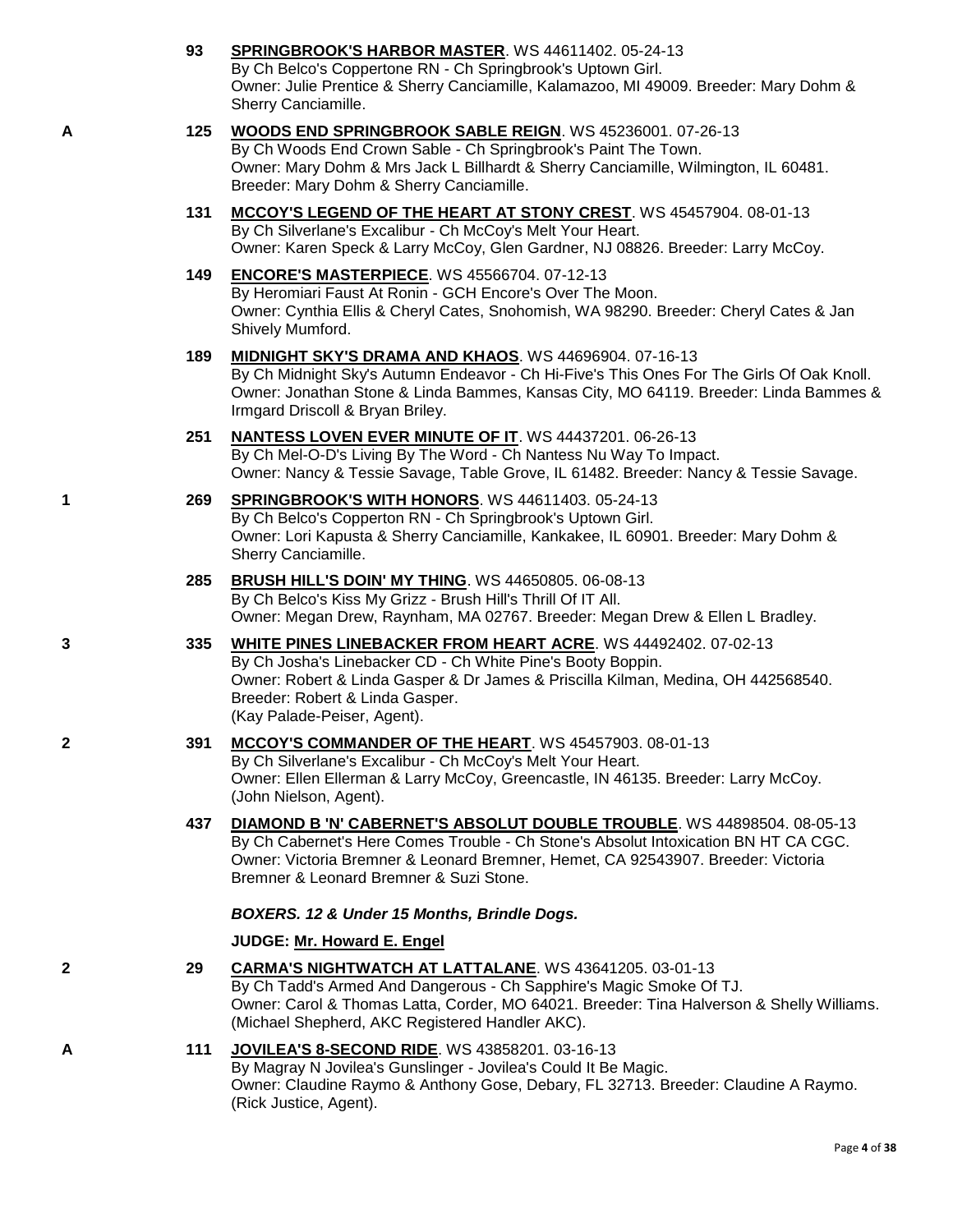93 **SPRINGBROOK'S HARBOR MASTER**. WS 44611402. 05-24-13
By Ch Belco's Coppertone RN - Ch Springbrook's Uptown Girl.
Owner: Julie Prentice & Sherry Canciamille, Kalamazoo, MI 49009. Breeder: Mary Dohm & Sherry Canciamille.

A 125 **WOODS END SPRINGBROOK SABLE REIGN**. WS 45236001. 07-26-13
By Ch Woods End Crown Sable - Ch Springbrook's Paint The Town.
Owner: Mary Dohm & Mrs Jack L Billhardt & Sherry Canciamille, Wilmington, IL 60481. Breeder: Mary Dohm & Sherry Canciamille.

131 **MCCOY'S LEGEND OF THE HEART AT STONY CREST**. WS 45457904. 08-01-13
By Ch Silverlane's Excalibur - Ch McCoy's Melt Your Heart.
Owner: Karen Speck & Larry McCoy, Glen Gardner, NJ 08826. Breeder: Larry McCoy.

149 **ENCORE'S MASTERPIECE**. WS 45566704. 07-12-13
By Heromiari Faust At Ronin - GCH Encore's Over The Moon.
Owner: Cynthia Ellis & Cheryl Cates, Snohomish, WA 98290. Breeder: Cheryl Cates & Jan Shively Mumford.

189 **MIDNIGHT SKY'S DRAMA AND KHAOS**. WS 44696904. 07-16-13
By Ch Midnight Sky's Autumn Endeavor - Ch Hi-Five's This Ones For The Girls Of Oak Knoll.
Owner: Jonathan Stone & Linda Bammes, Kansas City, MO 64119. Breeder: Linda Bammes & Irmgard Driscoll & Bryan Briley.

251 **NANTESS LOVEN EVER MINUTE OF IT**. WS 44437201. 06-26-13
By Ch Mel-O-D's Living By The Word - Ch Nantess Nu Way To Impact.
Owner: Nancy & Tessie Savage, Table Grove, IL 61482. Breeder: Nancy & Tessie Savage.

1 269 **SPRINGBROOK'S WITH HONORS**. WS 44611403. 05-24-13
By Ch Belco's Copperton RN - Ch Springbrook's Uptown Girl.
Owner: Lori Kapusta & Sherry Canciamille, Kankakee, IL 60901. Breeder: Mary Dohm & Sherry Canciamille.

285 **BRUSH HILL'S DOIN' MY THING**. WS 44650805. 06-08-13
By Ch Belco's Kiss My Grizz - Brush Hill's Thrill Of IT All.
Owner: Megan Drew, Raynham, MA 02767. Breeder: Megan Drew & Ellen L Bradley.

3 335 **WHITE PINES LINEBACKER FROM HEART ACRE**. WS 44492402. 07-02-13
By Ch Josha's Linebacker CD - Ch White Pine's Booty Boppin.
Owner: Robert & Linda Gasper & Dr James & Priscilla Kilman, Medina, OH 442568540. Breeder: Robert & Linda Gasper.
(Kay Palade-Peiser, Agent).

2 391 **MCCOY'S COMMANDER OF THE HEART**. WS 45457903. 08-01-13
By Ch Silverlane's Excalibur - Ch McCoy's Melt Your Heart.
Owner: Ellen Ellerman & Larry McCoy, Greencastle, IN 46135. Breeder: Larry McCoy.
(John Nielson, Agent).

437 **DIAMOND B 'N' CABERNET'S ABSOLUT DOUBLE TROUBLE**. WS 44898504. 08-05-13
By Ch Cabernet's Here Comes Trouble - Ch Stone's Absolut Intoxication BN HT CA CGC.
Owner: Victoria Bremner & Leonard Bremner, Hemet, CA 92543907. Breeder: Victoria Bremner & Leonard Bremner & Suzi Stone.

***BOXERS. 12 & Under 15 Months, Brindle Dogs.***

**JUDGE: Mr. Howard E. Engel**

2 29 **CARMA'S NIGHTWATCH AT LATTALANE**. WS 43641205. 03-01-13
By Ch Tadd's Armed And Dangerous - Ch Sapphire's Magic Smoke Of TJ.
Owner: Carol & Thomas Latta, Corder, MO 64021. Breeder: Tina Halverson & Shelly Williams.
(Michael Shepherd, AKC Registered Handler AKC).

A 111 **JOVILEA'S 8-SECOND RIDE**. WS 43858201. 03-16-13
By Magray N Jovilea's Gunslinger - Jovilea's Could It Be Magic.
Owner: Claudine Raymo & Anthony Gose, Debary, FL 32713. Breeder: Claudine A Raymo.
(Rick Justice, Agent).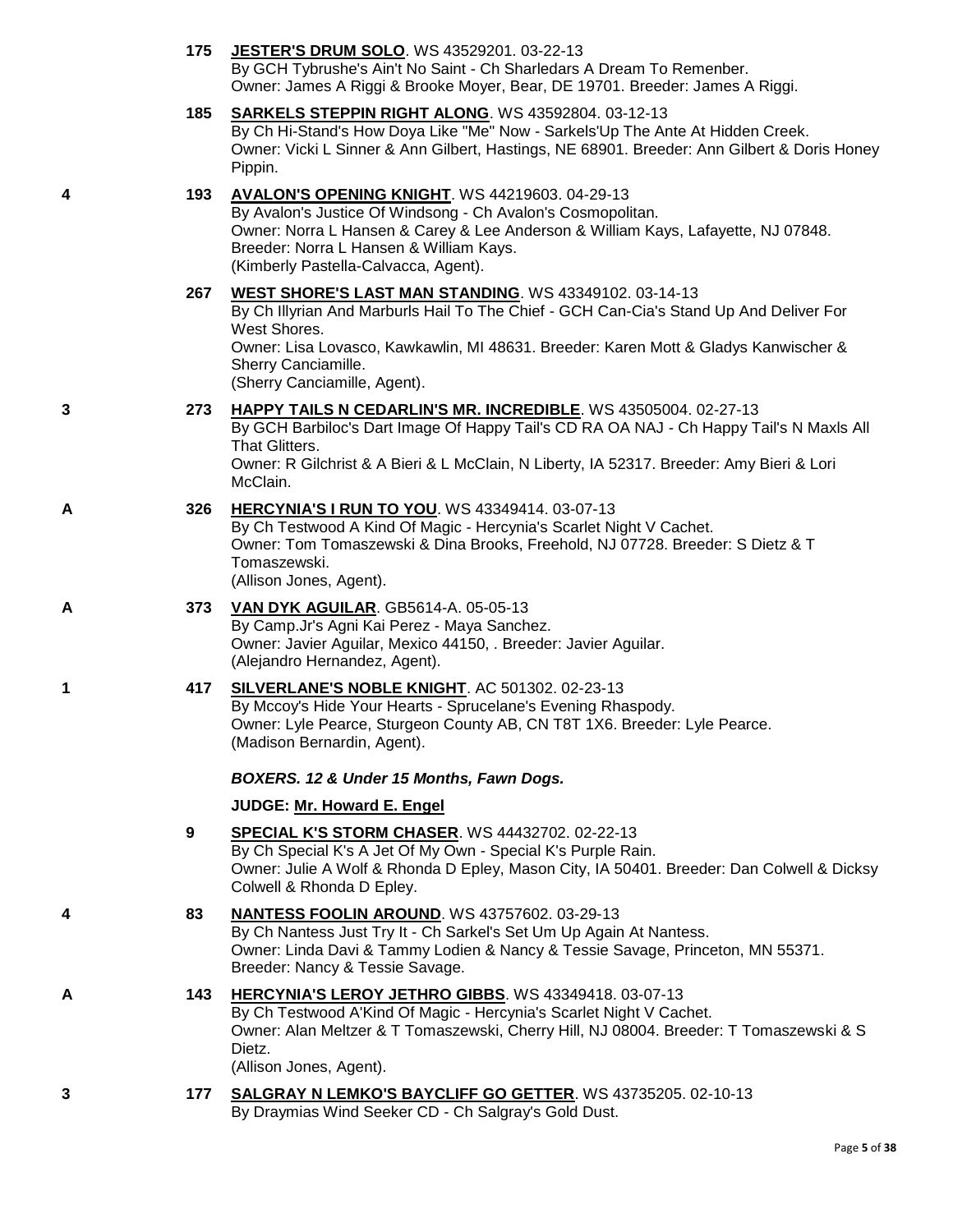175 **JESTER'S DRUM SOLO**. WS 43529201. 03-22-13
By GCH Tybrushe's Ain't No Saint - Ch Sharledars A Dream To Remenber.
Owner: James A Riggi & Brooke Moyer, Bear, DE 19701. Breeder: James A Riggi.

185 **SARKELS STEPPIN RIGHT ALONG**. WS 43592804. 03-12-13
By Ch Hi-Stand's How Doya Like "Me" Now - Sarkels'Up The Ante At Hidden Creek.
Owner: Vicki L Sinner & Ann Gilbert, Hastings, NE 68901. Breeder: Ann Gilbert & Doris Honey Pippin.

4 193 **AVALON'S OPENING KNIGHT**. WS 44219603. 04-29-13
By Avalon's Justice Of Windsong - Ch Avalon's Cosmopolitan.
Owner: Norra L Hansen & Carey & Lee Anderson & William Kays, Lafayette, NJ 07848.
Breeder: Norra L Hansen & William Kays.
(Kimberly Pastella-Calvacca, Agent).

267 **WEST SHORE'S LAST MAN STANDING**. WS 43349102. 03-14-13
By Ch Illyrian And Marburls Hail To The Chief - GCH Can-Cia's Stand Up And Deliver For West Shores.
Owner: Lisa Lovasco, Kawkawlin, MI 48631. Breeder: Karen Mott & Gladys Kanwischer & Sherry Canciamille.
(Sherry Canciamille, Agent).

3 273 **HAPPY TAILS N CEDARLIN'S MR. INCREDIBLE**. WS 43505004. 02-27-13
By GCH Barbiloc's Dart Image Of Happy Tail's CD RA OA NAJ - Ch Happy Tail's N Maxls All That Glitters.
Owner: R Gilchrist & A Bieri & L McClain, N Liberty, IA 52317. Breeder: Amy Bieri & Lori McClain.

A 326 **HERCYNIA'S I RUN TO YOU**. WS 43349414. 03-07-13
By Ch Testwood A Kind Of Magic - Hercynia's Scarlet Night V Cachet.
Owner: Tom Tomaszewski & Dina Brooks, Freehold, NJ 07728. Breeder: S Dietz & T Tomaszewski.
(Allison Jones, Agent).

A 373 **VAN DYK AGUILAR**. GB5614-A. 05-05-13
By Camp.Jr's Agni Kai Perez - Maya Sanchez.
Owner: Javier Aguilar, Mexico 44150, . Breeder: Javier Aguilar.
(Alejandro Hernandez, Agent).

1 417 **SILVERLANE'S NOBLE KNIGHT**. AC 501302. 02-23-13
By Mccoy's Hide Your Hearts - Sprucelane's Evening Rhaspody.
Owner: Lyle Pearce, Sturgeon County AB, CN T8T 1X6. Breeder: Lyle Pearce.
(Madison Bernardin, Agent).

***BOXERS. 12 & Under 15 Months, Fawn Dogs.***

**JUDGE: Mr. Howard E. Engel**

9 **SPECIAL K'S STORM CHASER**. WS 44432702. 02-22-13
By Ch Special K's A Jet Of My Own - Special K's Purple Rain.
Owner: Julie A Wolf & Rhonda D Epley, Mason City, IA 50401. Breeder: Dan Colwell & Dicksy Colwell & Rhonda D Epley.

4 83 **NANTESS FOOLIN AROUND**. WS 43757602. 03-29-13
By Ch Nantess Just Try It - Ch Sarkel's Set Um Up Again At Nantess.
Owner: Linda Davi & Tammy Lodien & Nancy & Tessie Savage, Princeton, MN 55371.
Breeder: Nancy & Tessie Savage.

A 143 **HERCYNIA'S LEROY JETHRO GIBBS**. WS 43349418. 03-07-13
By Ch Testwood A'Kind Of Magic - Hercynia's Scarlet Night V Cachet.
Owner: Alan Meltzer & T Tomaszewski, Cherry Hill, NJ 08004. Breeder: T Tomaszewski & S Dietz.
(Allison Jones, Agent).

3 177 **SALGRAY N LEMKO'S BAYCLIFF GO GETTER**. WS 43735205. 02-10-13
By Draymias Wind Seeker CD - Ch Salgray's Gold Dust.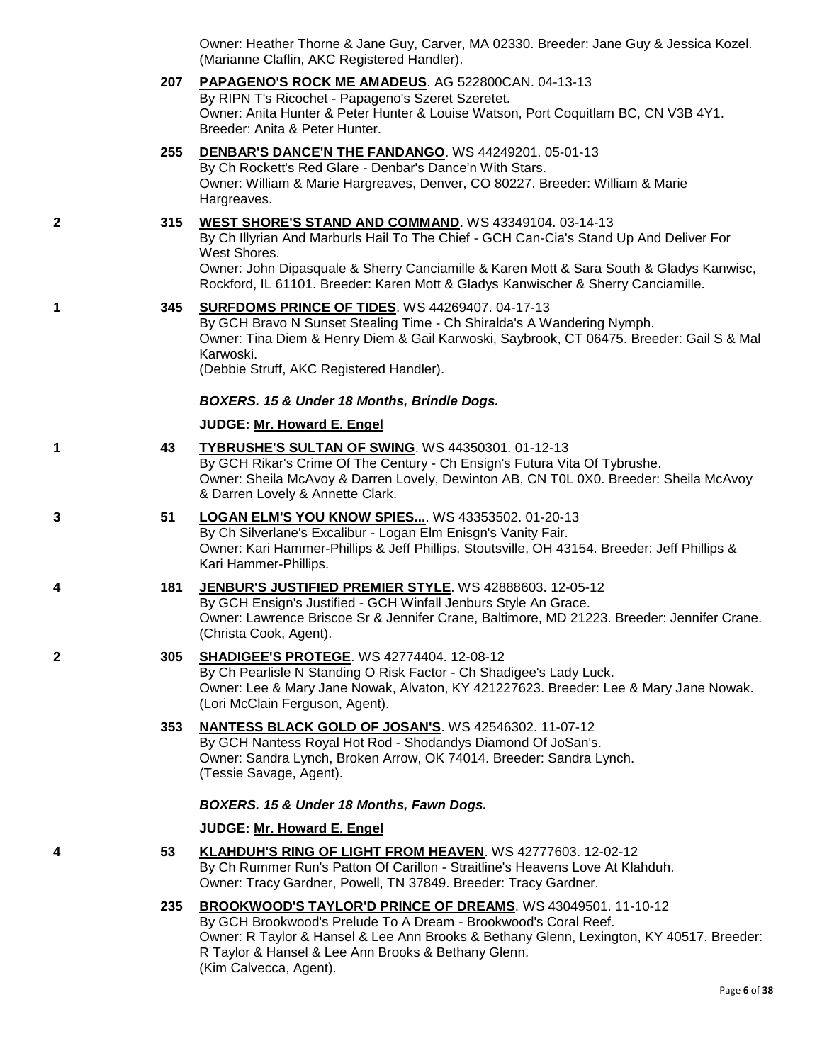Owner: Heather Thorne & Jane Guy, Carver, MA 02330. Breeder: Jane Guy & Jessica Kozel. (Marianne Claflin, AKC Registered Handler).

| Placement | Number | Entry |
|---|---|---|
| | 207 | **PAPAGENO'S ROCK ME AMADEUS**. AG 522800CAN. 04-13-13<br>By RIPN T's Ricochet - Papageno's Szeret Szeretet.<br>Owner: Anita Hunter & Peter Hunter & Louise Watson, Port Coquitlam BC, CN V3B 4Y1. Breeder: Anita & Peter Hunter. |
| | 255 | **DENBAR'S DANCE'N THE FANDANGO**. WS 44249201. 05-01-13<br>By Ch Rockett's Red Glare - Denbar's Dance'n With Stars.<br>Owner: William & Marie Hargreaves, Denver, CO 80227. Breeder: William & Marie Hargreaves. |
| 2 | 315 | **WEST SHORE'S STAND AND COMMAND**. WS 43349104. 03-14-13<br>By Ch Illyrian And Marburls Hail To The Chief - GCH Can-Cia's Stand Up And Deliver For West Shores.<br>Owner: John Dipasquale & Sherry Canciamille & Karen Mott & Sara South & Gladys Kanwisc, Rockford, IL 61101. Breeder: Karen Mott & Gladys Kanwischer & Sherry Canciamille. |
| 1 | 345 | **SURFDOMS PRINCE OF TIDES**. WS 44269407. 04-17-13<br>By GCH Bravo N Sunset Stealing Time - Ch Shiralda's A Wandering Nymph.<br>Owner: Tina Diem & Henry Diem & Gail Karwoski, Saybrook, CT 06475. Breeder: Gail S & Mal Karwoski.<br>(Debbie Struff, AKC Registered Handler). |

### *BOXERS. 15 & Under 18 Months, Brindle Dogs.*

**JUDGE: Mr. Howard E. Engel**

| Placement | Number | Entry |
|---|---|---|
| 1 | 43 | **TYBRUSHE'S SULTAN OF SWING**. WS 44350301. 01-12-13<br>By GCH Rikar's Crime Of The Century - Ch Ensign's Futura Vita Of Tybrushe.<br>Owner: Sheila McAvoy & Darren Lovely, Dewinton AB, CN T0L 0X0. Breeder: Sheila McAvoy & Darren Lovely & Annette Clark. |
| 3 | 51 | **LOGAN ELM'S YOU KNOW SPIES...**. WS 43353502. 01-20-13<br>By Ch Silverlane's Excalibur - Logan Elm Enisgn's Vanity Fair.<br>Owner: Kari Hammer-Phillips & Jeff Phillips, Stoutsville, OH 43154. Breeder: Jeff Phillips & Kari Hammer-Phillips. |
| 4 | 181 | **JENBUR'S JUSTIFIED PREMIER STYLE**. WS 42888603. 12-05-12<br>By GCH Ensign's Justified - GCH Winfall Jenburs Style An Grace.<br>Owner: Lawrence Briscoe Sr & Jennifer Crane, Baltimore, MD 21223. Breeder: Jennifer Crane. (Christa Cook, Agent). |
| 2 | 305 | **SHADIGEE'S PROTEGE**. WS 42774404. 12-08-12<br>By Ch Pearlisle N Standing O Risk Factor - Ch Shadigee's Lady Luck.<br>Owner: Lee & Mary Jane Nowak, Alvaton, KY 421227623. Breeder: Lee & Mary Jane Nowak. (Lori McClain Ferguson, Agent). |
| | 353 | **NANTESS BLACK GOLD OF JOSAN'S**. WS 42546302. 11-07-12<br>By GCH Nantess Royal Hot Rod - Shodandys Diamond Of JoSan's.<br>Owner: Sandra Lynch, Broken Arrow, OK 74014. Breeder: Sandra Lynch.<br>(Tessie Savage, Agent). |

### *BOXERS. 15 & Under 18 Months, Fawn Dogs.*

**JUDGE: Mr. Howard E. Engel**

| Placement | Number | Entry |
|---|---|---|
| 4 | 53 | **KLAHDUH'S RING OF LIGHT FROM HEAVEN**. WS 42777603. 12-02-12<br>By Ch Rummer Run's Patton Of Carillon - Straitline's Heavens Love At Klahduh.<br>Owner: Tracy Gardner, Powell, TN 37849. Breeder: Tracy Gardner. |
| | 235 | **BROOKWOOD'S TAYLOR'D PRINCE OF DREAMS**. WS 43049501. 11-10-12<br>By GCH Brookwood's Prelude To A Dream - Brookwood's Coral Reef.<br>Owner: R Taylor & Hansel & Lee Ann Brooks & Bethany Glenn, Lexington, KY 40517. Breeder: R Taylor & Hansel & Lee Ann Brooks & Bethany Glenn.<br>(Kim Calvecca, Agent). |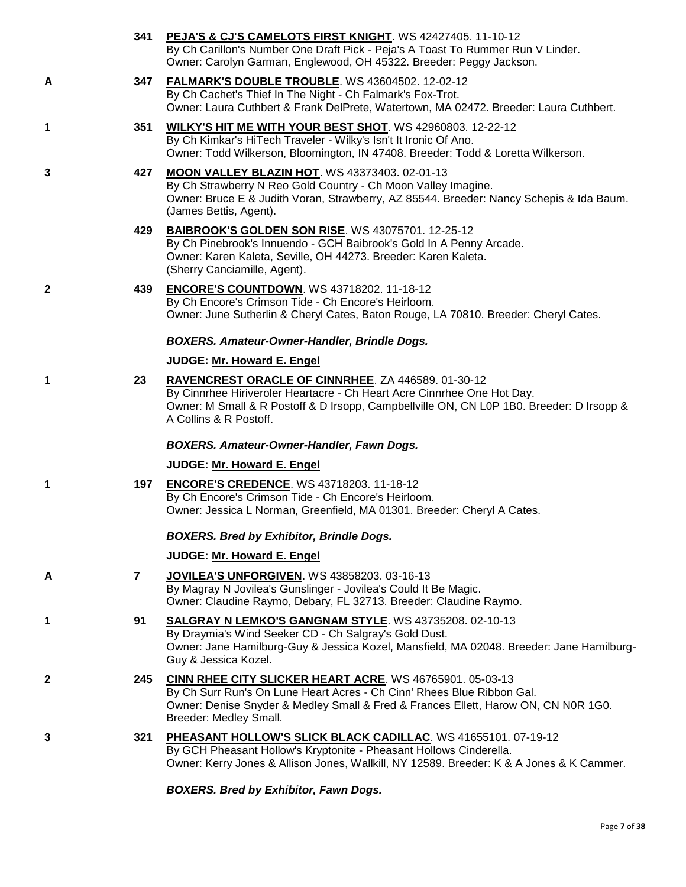341 **PEJA'S & CJ'S CAMELOTS FIRST KNIGHT**. WS 42427405. 11-10-12
By Ch Carillon's Number One Draft Pick - Peja's A Toast To Rummer Run V Linder.
Owner: Carolyn Garman, Englewood, OH 45322. Breeder: Peggy Jackson.

A 347 **FALMARK'S DOUBLE TROUBLE**. WS 43604502. 12-02-12
By Ch Cachet's Thief In The Night - Ch Falmark's Fox-Trot.
Owner: Laura Cuthbert & Frank DelPrete, Watertown, MA 02472. Breeder: Laura Cuthbert.

1 351 **WILKY'S HIT ME WITH YOUR BEST SHOT**. WS 42960803. 12-22-12
By Ch Kimkar's HiTech Traveler - Wilky's Isn't It Ironic Of Ano.
Owner: Todd Wilkerson, Bloomington, IN 47408. Breeder: Todd & Loretta Wilkerson.

3 427 **MOON VALLEY BLAZIN HOT**. WS 43373403. 02-01-13
By Ch Strawberry N Reo Gold Country - Ch Moon Valley Imagine.
Owner: Bruce E & Judith Voran, Strawberry, AZ 85544. Breeder: Nancy Schepis & Ida Baum.
(James Bettis, Agent).

429 **BAIBROOK'S GOLDEN SON RISE**. WS 43075701. 12-25-12
By Ch Pinebrook's Innuendo - GCH Baibrook's Gold In A Penny Arcade.
Owner: Karen Kaleta, Seville, OH 44273. Breeder: Karen Kaleta.
(Sherry Canciamille, Agent).

2 439 **ENCORE'S COUNTDOWN**. WS 43718202. 11-18-12
By Ch Encore's Crimson Tide - Ch Encore's Heirloom.
Owner: June Sutherlin & Cheryl Cates, Baton Rouge, LA 70810. Breeder: Cheryl Cates.

***BOXERS. Amateur-Owner-Handler, Brindle Dogs.***

**JUDGE: Mr. Howard E. Engel**

1 23 **RAVENCREST ORACLE OF CINNRHEE**. ZA 446589. 01-30-12
By Cinnrhee Hiriveroler Heartacre - Ch Heart Acre Cinnrhee One Hot Day.
Owner: M Small & R Postoff & D Irsopp, Campbellville ON, CN L0P 1B0. Breeder: D Irsopp & A Collins & R Postoff.

***BOXERS. Amateur-Owner-Handler, Fawn Dogs.***

**JUDGE: Mr. Howard E. Engel**

1 197 **ENCORE'S CREDENCE**. WS 43718203. 11-18-12
By Ch Encore's Crimson Tide - Ch Encore's Heirloom.
Owner: Jessica L Norman, Greenfield, MA 01301. Breeder: Cheryl A Cates.

***BOXERS. Bred by Exhibitor, Brindle Dogs.***

**JUDGE: Mr. Howard E. Engel**

A 7 **JOVILEA'S UNFORGIVEN**. WS 43858203. 03-16-13
By Magray N Jovilea's Gunslinger - Jovilea's Could It Be Magic.
Owner: Claudine Raymo, Debary, FL 32713. Breeder: Claudine Raymo.

1 91 **SALGRAY N LEMKO'S GANGNAM STYLE**. WS 43735208. 02-10-13
By Draymia's Wind Seeker CD - Ch Salgray's Gold Dust.
Owner: Jane Hamilburg-Guy & Jessica Kozel, Mansfield, MA 02048. Breeder: Jane Hamilburg-Guy & Jessica Kozel.

2 245 **CINN RHEE CITY SLICKER HEART ACRE**. WS 46765901. 05-03-13
By Ch Surr Run's On Lune Heart Acres - Ch Cinn' Rhees Blue Ribbon Gal.
Owner: Denise Snyder & Medley Small & Fred & Frances Ellett, Harow ON, CN N0R 1G0.
Breeder: Medley Small.

3 321 **PHEASANT HOLLOW'S SLICK BLACK CADILLAC**. WS 41655101. 07-19-12
By GCH Pheasant Hollow's Kryptonite - Pheasant Hollows Cinderella.
Owner: Kerry Jones & Allison Jones, Wallkill, NY 12589. Breeder: K & A Jones & K Cammer.

***BOXERS. Bred by Exhibitor, Fawn Dogs.***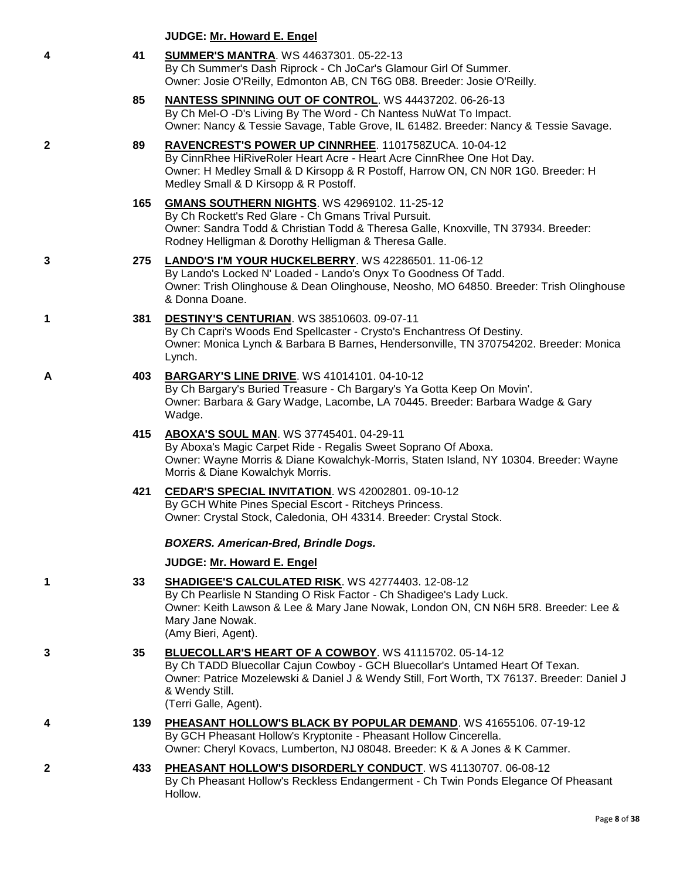**JUDGE: Mr. Howard E. Engel**

**4** | **41** | **SUMMER'S MANTRA**. WS 44637301. 05-22-13
By Ch Summer's Dash Riprock - Ch JoCar's Glamour Girl Of Summer.
Owner: Josie O'Reilly, Edmonton AB, CN T6G 0B8. Breeder: Josie O'Reilly.

**85** | **NANTESS SPINNING OUT OF CONTROL**. WS 44437202. 06-26-13
By Ch Mel-O -D's Living By The Word - Ch Nantess NuWat To Impact.
Owner: Nancy & Tessie Savage, Table Grove, IL 61482. Breeder: Nancy & Tessie Savage.

**2** | **89** | **RAVENCREST'S POWER UP CINNRHEE**. 1101758ZUCA. 10-04-12
By CinnRhee HiRiveRoler Heart Acre - Heart Acre CinnRhee One Hot Day.
Owner: H Medley Small & D Kirsopp & R Postoff, Harrow ON, CN N0R 1G0. Breeder: H Medley Small & D Kirsopp & R Postoff.

**165** | **GMANS SOUTHERN NIGHTS**. WS 42969102. 11-25-12
By Ch Rockett's Red Glare - Ch Gmans Trival Pursuit.
Owner: Sandra Todd & Christian Todd & Theresa Galle, Knoxville, TN 37934. Breeder: Rodney Helligman & Dorothy Helligman & Theresa Galle.

**3** | **275** | **LANDO'S I'M YOUR HUCKELBERRY**. WS 42286501. 11-06-12
By Lando's Locked N' Loaded - Lando's Onyx To Goodness Of Tadd.
Owner: Trish Olinghouse & Dean Olinghouse, Neosho, MO 64850. Breeder: Trish Olinghouse & Donna Doane.

**1** | **381** | **DESTINY'S CENTURIAN**. WS 38510603. 09-07-11
By Ch Capri's Woods End Spellcaster - Crysto's Enchantress Of Destiny.
Owner: Monica Lynch & Barbara B Barnes, Hendersonville, TN 370754202. Breeder: Monica Lynch.

**A** | **403** | **BARGARY'S LINE DRIVE**. WS 41014101. 04-10-12
By Ch Bargary's Buried Treasure - Ch Bargary's Ya Gotta Keep On Movin'.
Owner: Barbara & Gary Wadge, Lacombe, LA 70445. Breeder: Barbara Wadge & Gary Wadge.

**415** | **ABOXA'S SOUL MAN**. WS 37745401. 04-29-11
By Aboxa's Magic Carpet Ride - Regalis Sweet Soprano Of Aboxa.
Owner: Wayne Morris & Diane Kowalchyk-Morris, Staten Island, NY 10304. Breeder: Wayne Morris & Diane Kowalchyk Morris.

**421** | **CEDAR'S SPECIAL INVITATION**. WS 42002801. 09-10-12
By GCH White Pines Special Escort - Ritcheys Princess.
Owner: Crystal Stock, Caledonia, OH 43314. Breeder: Crystal Stock.

***BOXERS. American-Bred, Brindle Dogs.***

**JUDGE: Mr. Howard E. Engel**

**1** | **33** | **SHADIGEE'S CALCULATED RISK**. WS 42774403. 12-08-12
By Ch Pearlisle N Standing O Risk Factor - Ch Shadigee's Lady Luck.
Owner: Keith Lawson & Lee & Mary Jane Nowak, London ON, CN N6H 5R8. Breeder: Lee & Mary Jane Nowak.
(Amy Bieri, Agent).

**3** | **35** | **BLUECOLLAR'S HEART OF A COWBOY**. WS 41115702. 05-14-12
By Ch TADD Bluecollar Cajun Cowboy - GCH Bluecollar's Untamed Heart Of Texan.
Owner: Patrice Mozelewski & Daniel J & Wendy Still, Fort Worth, TX 76137. Breeder: Daniel J & Wendy Still.
(Terri Galle, Agent).

**4** | **139** | **PHEASANT HOLLOW'S BLACK BY POPULAR DEMAND**. WS 41655106. 07-19-12
By GCH Pheasant Hollow's Kryptonite - Pheasant Hollow Cincerella.
Owner: Cheryl Kovacs, Lumberton, NJ 08048. Breeder: K & A Jones & K Cammer.

**2** | **433** | **PHEASANT HOLLOW'S DISORDERLY CONDUCT**. WS 41130707. 06-08-12
By Ch Pheasant Hollow's Reckless Endangerment - Ch Twin Ponds Elegance Of Pheasant Hollow.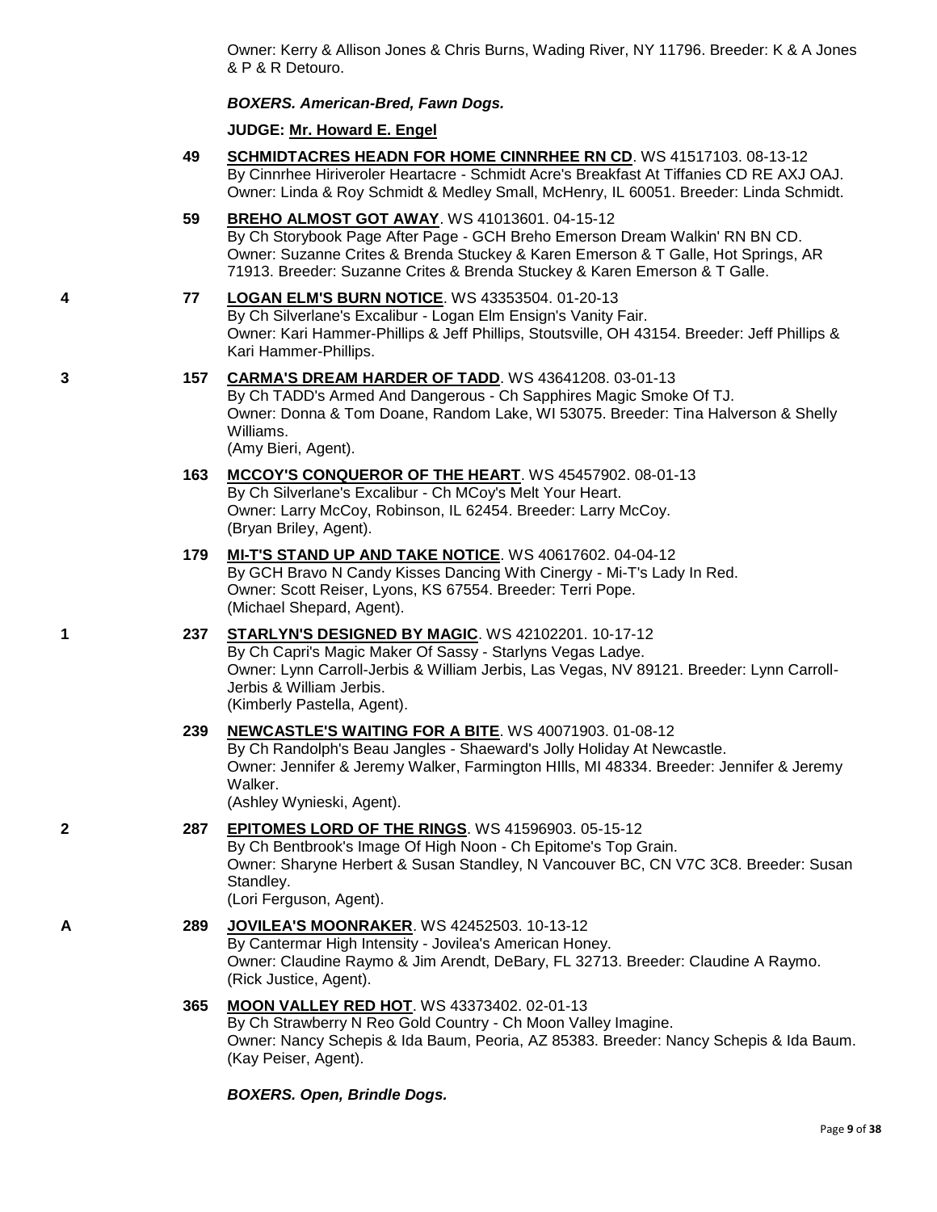Owner: Kerry & Allison Jones & Chris Burns, Wading River, NY 11796. Breeder: K & A Jones & P & R Detouro.

***BOXERS. American-Bred, Fawn Dogs.***

**JUDGE: Mr. Howard E. Engel**

**49** **SCHMIDTACRES HEADN FOR HOME CINNRHEE RN CD**. WS 41517103. 08-13-12
By Cinnrhee Hiriveroler Heartacre - Schmidt Acre's Breakfast At Tiffanies CD RE AXJ OAJ.
Owner: Linda & Roy Schmidt & Medley Small, McHenry, IL 60051. Breeder: Linda Schmidt.

**59** **BREHO ALMOST GOT AWAY**. WS 41013601. 04-15-12
By Ch Storybook Page After Page - GCH Breho Emerson Dream Walkin' RN BN CD.
Owner: Suzanne Crites & Brenda Stuckey & Karen Emerson & T Galle, Hot Springs, AR 71913. Breeder: Suzanne Crites & Brenda Stuckey & Karen Emerson & T Galle.

**4** **77** **LOGAN ELM'S BURN NOTICE**. WS 43353504. 01-20-13
By Ch Silverlane's Excalibur - Logan Elm Ensign's Vanity Fair.
Owner: Kari Hammer-Phillips & Jeff Phillips, Stoutsville, OH 43154. Breeder: Jeff Phillips & Kari Hammer-Phillips.

**3** **157** **CARMA'S DREAM HARDER OF TADD**. WS 43641208. 03-01-13
By Ch TADD's Armed And Dangerous - Ch Sapphires Magic Smoke Of TJ.
Owner: Donna & Tom Doane, Random Lake, WI 53075. Breeder: Tina Halverson & Shelly Williams.
(Amy Bieri, Agent).

**163** **MCCOY'S CONQUEROR OF THE HEART**. WS 45457902. 08-01-13
By Ch Silverlane's Excalibur - Ch MCoy's Melt Your Heart.
Owner: Larry McCoy, Robinson, IL 62454. Breeder: Larry McCoy.
(Bryan Briley, Agent).

**179** **MI-T'S STAND UP AND TAKE NOTICE**. WS 40617602. 04-04-12
By GCH Bravo N Candy Kisses Dancing With Cinergy - Mi-T's Lady In Red.
Owner: Scott Reiser, Lyons, KS 67554. Breeder: Terri Pope.
(Michael Shepard, Agent).

**1** **237** **STARLYN'S DESIGNED BY MAGIC**. WS 42102201. 10-17-12
By Ch Capri's Magic Maker Of Sassy - Starlyns Vegas Ladye.
Owner: Lynn Carroll-Jerbis & William Jerbis, Las Vegas, NV 89121. Breeder: Lynn Carroll-Jerbis & William Jerbis.
(Kimberly Pastella, Agent).

**239** **NEWCASTLE'S WAITING FOR A BITE**. WS 40071903. 01-08-12
By Ch Randolph's Beau Jangles - Shaeward's Jolly Holiday At Newcastle.
Owner: Jennifer & Jeremy Walker, Farmington HIlls, MI 48334. Breeder: Jennifer & Jeremy Walker.
(Ashley Wynieski, Agent).

**2** **287** **EPITOMES LORD OF THE RINGS**. WS 41596903. 05-15-12
By Ch Bentbrook's Image Of High Noon - Ch Epitome's Top Grain.
Owner: Sharyne Herbert & Susan Standley, N Vancouver BC, CN V7C 3C8. Breeder: Susan Standley.
(Lori Ferguson, Agent).

**A** **289** **JOVILEA'S MOONRAKER**. WS 42452503. 10-13-12
By Cantermar High Intensity - Jovilea's American Honey.
Owner: Claudine Raymo & Jim Arendt, DeBary, FL 32713. Breeder: Claudine A Raymo.
(Rick Justice, Agent).

**365** **MOON VALLEY RED HOT**. WS 43373402. 02-01-13
By Ch Strawberry N Reo Gold Country - Ch Moon Valley Imagine.
Owner: Nancy Schepis & Ida Baum, Peoria, AZ 85383. Breeder: Nancy Schepis & Ida Baum.
(Kay Peiser, Agent).

***BOXERS. Open, Brindle Dogs.***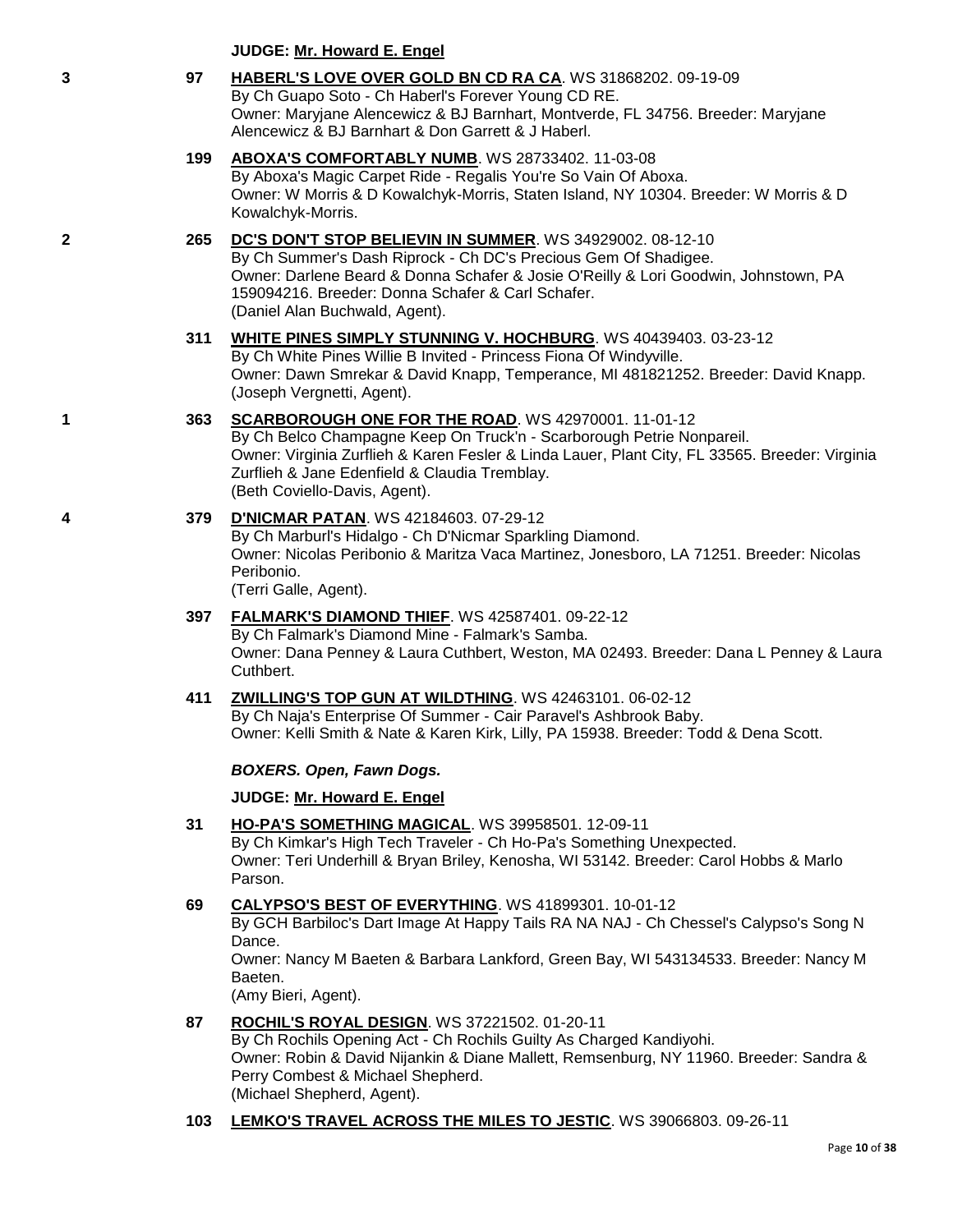**JUDGE: Mr. Howard E. Engel**

**3** **97** **HABERL'S LOVE OVER GOLD BN CD RA CA**. WS 31868202. 09-19-09
By Ch Guapo Soto - Ch Haberl's Forever Young CD RE.
Owner: Maryjane Alencewicz & BJ Barnhart, Montverde, FL 34756. Breeder: Maryjane Alencewicz & BJ Barnhart & Don Garrett & J Haberl.

**199** **ABOXA'S COMFORTABLY NUMB**. WS 28733402. 11-03-08
By Aboxa's Magic Carpet Ride - Regalis You're So Vain Of Aboxa.
Owner: W Morris & D Kowalchyk-Morris, Staten Island, NY 10304. Breeder: W Morris & D Kowalchyk-Morris.

**2** **265** **DC'S DON'T STOP BELIEVIN IN SUMMER**. WS 34929002. 08-12-10
By Ch Summer's Dash Riprock - Ch DC's Precious Gem Of Shadigee.
Owner: Darlene Beard & Donna Schafer & Josie O'Reilly & Lori Goodwin, Johnstown, PA 159094216. Breeder: Donna Schafer & Carl Schafer.
(Daniel Alan Buchwald, Agent).

**311** **WHITE PINES SIMPLY STUNNING V. HOCHBURG**. WS 40439403. 03-23-12
By Ch White Pines Willie B Invited - Princess Fiona Of Windyville.
Owner: Dawn Smrekar & David Knapp, Temperance, MI 481821252. Breeder: David Knapp.
(Joseph Vergnetti, Agent).

**1** **363** **SCARBOROUGH ONE FOR THE ROAD**. WS 42970001. 11-01-12
By Ch Belco Champagne Keep On Truck'n - Scarborough Petrie Nonpareil.
Owner: Virginia Zurflieh & Karen Fesler & Linda Lauer, Plant City, FL 33565. Breeder: Virginia Zurflieh & Jane Edenfield & Claudia Tremblay.
(Beth Coviello-Davis, Agent).

**4** **379** **D'NICMAR PATAN**. WS 42184603. 07-29-12
By Ch Marburl's Hidalgo - Ch D'Nicmar Sparkling Diamond.
Owner: Nicolas Peribonio & Maritza Vaca Martinez, Jonesboro, LA 71251. Breeder: Nicolas Peribonio.
(Terri Galle, Agent).

**397** **FALMARK'S DIAMOND THIEF**. WS 42587401. 09-22-12
By Ch Falmark's Diamond Mine - Falmark's Samba.
Owner: Dana Penney & Laura Cuthbert, Weston, MA 02493. Breeder: Dana L Penney & Laura Cuthbert.

**411** **ZWILLING'S TOP GUN AT WILDTHING**. WS 42463101. 06-02-12
By Ch Naja's Enterprise Of Summer - Cair Paravel's Ashbrook Baby.
Owner: Kelli Smith & Nate & Karen Kirk, Lilly, PA 15938. Breeder: Todd & Dena Scott.

***BOXERS. Open, Fawn Dogs.***

**JUDGE: Mr. Howard E. Engel**

**31** **HO-PA'S SOMETHING MAGICAL**. WS 39958501. 12-09-11
By Ch Kimkar's High Tech Traveler - Ch Ho-Pa's Something Unexpected.
Owner: Teri Underhill & Bryan Briley, Kenosha, WI 53142. Breeder: Carol Hobbs & Marlo Parson.

**69** **CALYPSO'S BEST OF EVERYTHING**. WS 41899301. 10-01-12
By GCH Barbiloc's Dart Image At Happy Tails RA NA NAJ - Ch Chessel's Calypso's Song N Dance.
Owner: Nancy M Baeten & Barbara Lankford, Green Bay, WI 543134533. Breeder: Nancy M Baeten.
(Amy Bieri, Agent).

**87** **ROCHIL'S ROYAL DESIGN**. WS 37221502. 01-20-11
By Ch Rochils Opening Act - Ch Rochils Guilty As Charged Kandiyohi.
Owner: Robin & David Nijankin & Diane Mallett, Remsenburg, NY 11960. Breeder: Sandra & Perry Combest & Michael Shepherd.
(Michael Shepherd, Agent).

**103** **LEMKO'S TRAVEL ACROSS THE MILES TO JESTIC**. WS 39066803. 09-26-11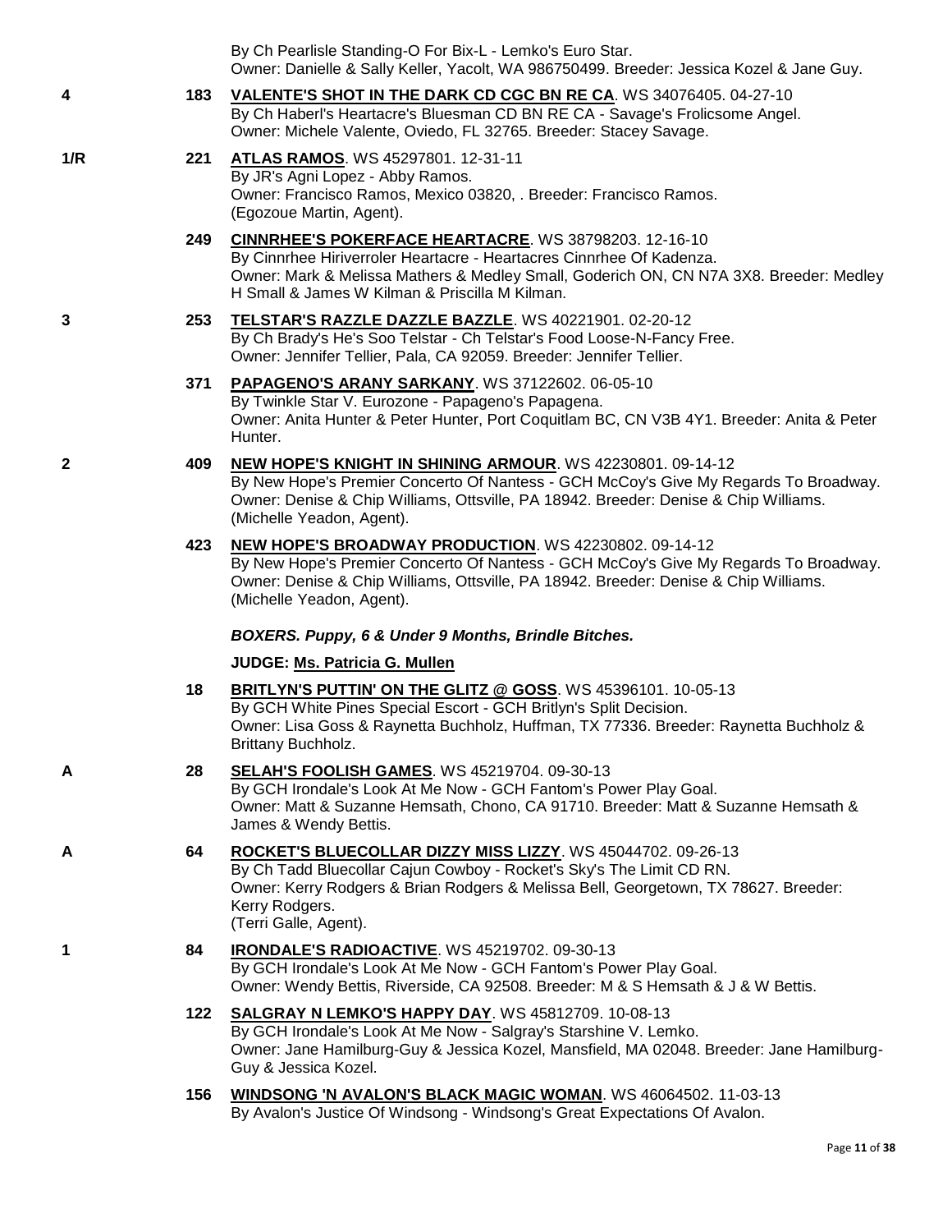By Ch Pearlisle Standing-O For Bix-L - Lemko's Euro Star.
Owner: Danielle & Sally Keller, Yacolt, WA 986750499. Breeder: Jessica Kozel & Jane Guy.

**4** **183** **VALENTE'S SHOT IN THE DARK CD CGC BN RE CA**. WS 34076405. 04-27-10
By Ch Haberl's Heartacre's Bluesman CD BN RE CA - Savage's Frolicsome Angel.
Owner: Michele Valente, Oviedo, FL 32765. Breeder: Stacey Savage.

**1/R** **221** **ATLAS RAMOS**. WS 45297801. 12-31-11
By JR's Agni Lopez - Abby Ramos.
Owner: Francisco Ramos, Mexico 03820, . Breeder: Francisco Ramos.
(Egozoue Martin, Agent).

**249** **CINNRHEE'S POKERFACE HEARTACRE**. WS 38798203. 12-16-10
By Cinnrhee Hiriverroler Heartacre - Heartacres Cinnrhee Of Kadenza.
Owner: Mark & Melissa Mathers & Medley Small, Goderich ON, CN N7A 3X8. Breeder: Medley H Small & James W Kilman & Priscilla M Kilman.

**3** **253** **TELSTAR'S RAZZLE DAZZLE BAZZLE**. WS 40221901. 02-20-12
By Ch Brady's He's Soo Telstar - Ch Telstar's Food Loose-N-Fancy Free.
Owner: Jennifer Tellier, Pala, CA 92059. Breeder: Jennifer Tellier.

**371** **PAPAGENO'S ARANY SARKANY**. WS 37122602. 06-05-10
By Twinkle Star V. Eurozone - Papageno's Papagena.
Owner: Anita Hunter & Peter Hunter, Port Coquitlam BC, CN V3B 4Y1. Breeder: Anita & Peter Hunter.

**2** **409** **NEW HOPE'S KNIGHT IN SHINING ARMOUR**. WS 42230801. 09-14-12
By New Hope's Premier Concerto Of Nantess - GCH McCoy's Give My Regards To Broadway.
Owner: Denise & Chip Williams, Ottsville, PA 18942. Breeder: Denise & Chip Williams.
(Michelle Yeadon, Agent).

**423** **NEW HOPE'S BROADWAY PRODUCTION**. WS 42230802. 09-14-12
By New Hope's Premier Concerto Of Nantess - GCH McCoy's Give My Regards To Broadway.
Owner: Denise & Chip Williams, Ottsville, PA 18942. Breeder: Denise & Chip Williams.
(Michelle Yeadon, Agent).

***BOXERS. Puppy, 6 & Under 9 Months, Brindle Bitches.***

**JUDGE: Ms. Patricia G. Mullen**

**18** **BRITLYN'S PUTTIN' ON THE GLITZ @ GOSS**. WS 45396101. 10-05-13
By GCH White Pines Special Escort - GCH Britlyn's Split Decision.
Owner: Lisa Goss & Raynetta Buchholz, Huffman, TX 77336. Breeder: Raynetta Buchholz & Brittany Buchholz.

**A** **28** **SELAH'S FOOLISH GAMES**. WS 45219704. 09-30-13
By GCH Irondale's Look At Me Now - GCH Fantom's Power Play Goal.
Owner: Matt & Suzanne Hemsath, Chono, CA 91710. Breeder: Matt & Suzanne Hemsath & James & Wendy Bettis.

**A** **64** **ROCKET'S BLUECOLLAR DIZZY MISS LIZZY**. WS 45044702. 09-26-13
By Ch Tadd Bluecollar Cajun Cowboy - Rocket's Sky's The Limit CD RN.
Owner: Kerry Rodgers & Brian Rodgers & Melissa Bell, Georgetown, TX 78627. Breeder: Kerry Rodgers.
(Terri Galle, Agent).

**1** **84** **IRONDALE'S RADIOACTIVE**. WS 45219702. 09-30-13
By GCH Irondale's Look At Me Now - GCH Fantom's Power Play Goal.
Owner: Wendy Bettis, Riverside, CA 92508. Breeder: M & S Hemsath & J & W Bettis.

**122** **SALGRAY N LEMKO'S HAPPY DAY**. WS 45812709. 10-08-13
By GCH Irondale's Look At Me Now - Salgray's Starshine V. Lemko.
Owner: Jane Hamilburg-Guy & Jessica Kozel, Mansfield, MA 02048. Breeder: Jane Hamilburg-Guy & Jessica Kozel.

**156** **WINDSONG 'N AVALON'S BLACK MAGIC WOMAN**. WS 46064502. 11-03-13
By Avalon's Justice Of Windsong - Windsong's Great Expectations Of Avalon.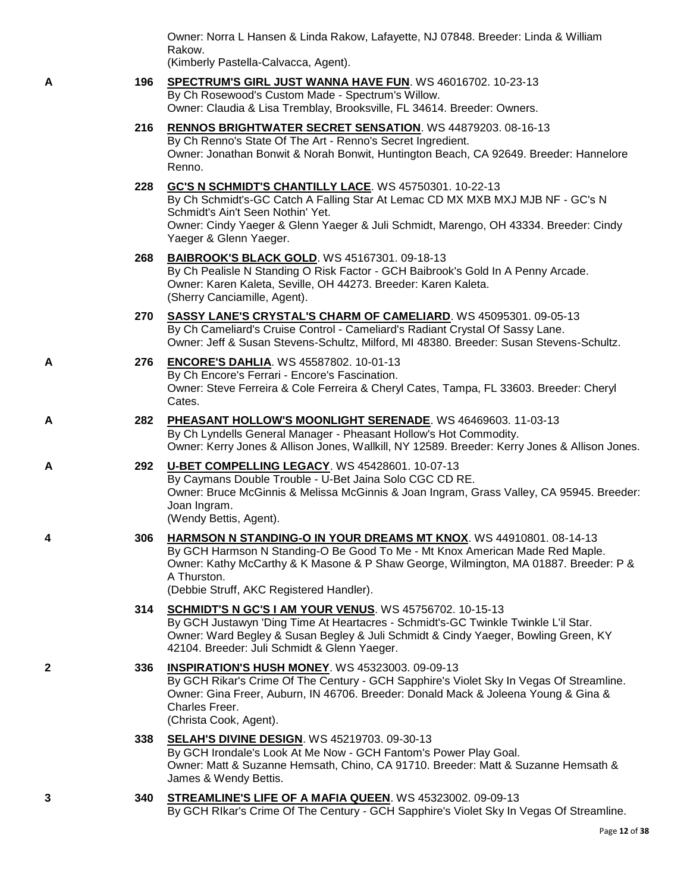Owner: Norra L Hansen & Linda Rakow, Lafayette, NJ 07848. Breeder: Linda & William Rakow.
(Kimberly Pastella-Calvacca, Agent).

A 196 **SPECTRUM'S GIRL JUST WANNA HAVE FUN**. WS 46016702. 10-23-13
By Ch Rosewood's Custom Made - Spectrum's Willow.
Owner: Claudia & Lisa Tremblay, Brooksville, FL 34614. Breeder: Owners.

216 **RENNOS BRIGHTWATER SECRET SENSATION**. WS 44879203. 08-16-13
By Ch Renno's State Of The Art - Renno's Secret Ingredient.
Owner: Jonathan Bonwit & Norah Bonwit, Huntington Beach, CA 92649. Breeder: Hannelore Renno.

228 **GC'S N SCHMIDT'S CHANTILLY LACE**. WS 45750301. 10-22-13
By Ch Schmidt's-GC Catch A Falling Star At Lemac CD MX MXB MXJ MJB NF - GC's N Schmidt's Ain't Seen Nothin' Yet.
Owner: Cindy Yaeger & Glenn Yaeger & Juli Schmidt, Marengo, OH 43334. Breeder: Cindy Yaeger & Glenn Yaeger.

268 **BAIBROOK'S BLACK GOLD**. WS 45167301. 09-18-13
By Ch Pealisle N Standing O Risk Factor - GCH Baibrook's Gold In A Penny Arcade.
Owner: Karen Kaleta, Seville, OH 44273. Breeder: Karen Kaleta.
(Sherry Canciamille, Agent).

270 **SASSY LANE'S CRYSTAL'S CHARM OF CAMELIARD**. WS 45095301. 09-05-13
By Ch Cameliard's Cruise Control - Cameliard's Radiant Crystal Of Sassy Lane.
Owner: Jeff & Susan Stevens-Schultz, Milford, MI 48380. Breeder: Susan Stevens-Schultz.

A 276 **ENCORE'S DAHLIA**. WS 45587802. 10-01-13
By Ch Encore's Ferrari - Encore's Fascination.
Owner: Steve Ferreira & Cole Ferreira & Cheryl Cates, Tampa, FL 33603. Breeder: Cheryl Cates.

A 282 **PHEASANT HOLLOW'S MOONLIGHT SERENADE**. WS 46469603. 11-03-13
By Ch Lyndells General Manager - Pheasant Hollow's Hot Commodity.
Owner: Kerry Jones & Allison Jones, Wallkill, NY 12589. Breeder: Kerry Jones & Allison Jones.

A 292 **U-BET COMPELLING LEGACY**. WS 45428601. 10-07-13
By Caymans Double Trouble - U-Bet Jaina Solo CGC CD RE.
Owner: Bruce McGinnis & Melissa McGinnis & Joan Ingram, Grass Valley, CA 95945. Breeder: Joan Ingram.
(Wendy Bettis, Agent).

4 306 **HARMSON N STANDING-O IN YOUR DREAMS MT KNOX**. WS 44910801. 08-14-13
By GCH Harmson N Standing-O Be Good To Me - Mt Knox American Made Red Maple.
Owner: Kathy McCarthy & K Masone & P Shaw George, Wilmington, MA 01887. Breeder: P & A Thurston.
(Debbie Struff, AKC Registered Handler).

314 **SCHMIDT'S N GC'S I AM YOUR VENUS**. WS 45756702. 10-15-13
By GCH Justawyn 'Ding Time At Heartacres - Schmidt's-GC Twinkle Twinkle L'il Star.
Owner: Ward Begley & Susan Begley & Juli Schmidt & Cindy Yaeger, Bowling Green, KY 42104. Breeder: Juli Schmidt & Glenn Yaeger.

2 336 **INSPIRATION'S HUSH MONEY**. WS 45323003. 09-09-13
By GCH Rikar's Crime Of The Century - GCH Sapphire's Violet Sky In Vegas Of Streamline.
Owner: Gina Freer, Auburn, IN 46706. Breeder: Donald Mack & Joleena Young & Gina & Charles Freer.
(Christa Cook, Agent).

338 **SELAH'S DIVINE DESIGN**. WS 45219703. 09-30-13
By GCH Irondale's Look At Me Now - GCH Fantom's Power Play Goal.
Owner: Matt & Suzanne Hemsath, Chino, CA 91710. Breeder: Matt & Suzanne Hemsath & James & Wendy Bettis.

3 340 **STREAMLINE'S LIFE OF A MAFIA QUEEN**. WS 45323002. 09-09-13
By GCH RIkar's Crime Of The Century - GCH Sapphire's Violet Sky In Vegas Of Streamline.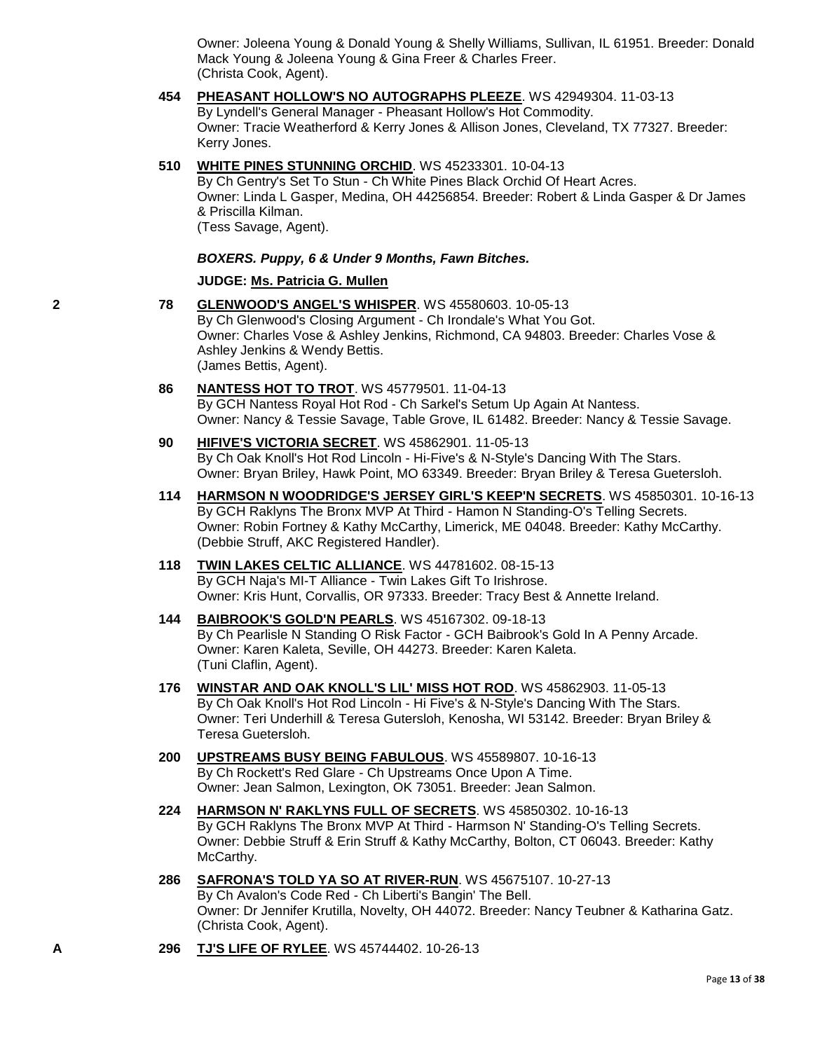Owner: Joleena Young & Donald Young & Shelly Williams, Sullivan, IL 61951. Breeder: Donald Mack Young & Joleena Young & Gina Freer & Charles Freer.
(Christa Cook, Agent).

**454** **PHEASANT HOLLOW'S NO AUTOGRAPHS PLEEZE**. WS 42949304. 11-03-13
By Lyndell's General Manager - Pheasant Hollow's Hot Commodity.
Owner: Tracie Weatherford & Kerry Jones & Allison Jones, Cleveland, TX 77327. Breeder: Kerry Jones.

**510** **WHITE PINES STUNNING ORCHID**. WS 45233301. 10-04-13
By Ch Gentry's Set To Stun - Ch White Pines Black Orchid Of Heart Acres.
Owner: Linda L Gasper, Medina, OH 44256854. Breeder: Robert & Linda Gasper & Dr James & Priscilla Kilman.
(Tess Savage, Agent).

***BOXERS. Puppy, 6 & Under 9 Months, Fawn Bitches.***

**JUDGE: Ms. Patricia G. Mullen**

**2** **78** **GLENWOOD'S ANGEL'S WHISPER**. WS 45580603. 10-05-13
By Ch Glenwood's Closing Argument - Ch Irondale's What You Got.
Owner: Charles Vose & Ashley Jenkins, Richmond, CA 94803. Breeder: Charles Vose & Ashley Jenkins & Wendy Bettis.
(James Bettis, Agent).

**86** **NANTESS HOT TO TROT**. WS 45779501. 11-04-13
By GCH Nantess Royal Hot Rod - Ch Sarkel's Setum Up Again At Nantess.
Owner: Nancy & Tessie Savage, Table Grove, IL 61482. Breeder: Nancy & Tessie Savage.

**90** **HIFIVE'S VICTORIA SECRET**. WS 45862901. 11-05-13
By Ch Oak Knoll's Hot Rod Lincoln - Hi-Five's & N-Style's Dancing With The Stars.
Owner: Bryan Briley, Hawk Point, MO 63349. Breeder: Bryan Briley & Teresa Guetersloh.

**114** **HARMSON N WOODRIDGE'S JERSEY GIRL'S KEEP'N SECRETS**. WS 45850301. 10-16-13
By GCH Raklyns The Bronx MVP At Third - Hamon N Standing-O's Telling Secrets.
Owner: Robin Fortney & Kathy McCarthy, Limerick, ME 04048. Breeder: Kathy McCarthy.
(Debbie Struff, AKC Registered Handler).

**118** **TWIN LAKES CELTIC ALLIANCE**. WS 44781602. 08-15-13
By GCH Naja's MI-T Alliance - Twin Lakes Gift To Irishrose.
Owner: Kris Hunt, Corvallis, OR 97333. Breeder: Tracy Best & Annette Ireland.

**144** **BAIBROOK'S GOLD'N PEARLS**. WS 45167302. 09-18-13
By Ch Pearlisle N Standing O Risk Factor - GCH Baibrook's Gold In A Penny Arcade.
Owner: Karen Kaleta, Seville, OH 44273. Breeder: Karen Kaleta.
(Tuni Claflin, Agent).

**176** **WINSTAR AND OAK KNOLL'S LIL' MISS HOT ROD**. WS 45862903. 11-05-13
By Ch Oak Knoll's Hot Rod Lincoln - Hi Five's & N-Style's Dancing With The Stars.
Owner: Teri Underhill & Teresa Gutersloh, Kenosha, WI 53142. Breeder: Bryan Briley & Teresa Guetersloh.

**200** **UPSTREAMS BUSY BEING FABULOUS**. WS 45589807. 10-16-13
By Ch Rockett's Red Glare - Ch Upstreams Once Upon A Time.
Owner: Jean Salmon, Lexington, OK 73051. Breeder: Jean Salmon.

**224** **HARMSON N' RAKLYNS FULL OF SECRETS**. WS 45850302. 10-16-13
By GCH Raklyns The Bronx MVP At Third - Harmson N' Standing-O's Telling Secrets.
Owner: Debbie Struff & Erin Struff & Kathy McCarthy, Bolton, CT 06043. Breeder: Kathy McCarthy.

**286** **SAFRONA'S TOLD YA SO AT RIVER-RUN**. WS 45675107. 10-27-13
By Ch Avalon's Code Red - Ch Liberti's Bangin' The Bell.
Owner: Dr Jennifer Krutilla, Novelty, OH 44072. Breeder: Nancy Teubner & Katharina Gatz.
(Christa Cook, Agent).

**A** **296** **TJ'S LIFE OF RYLEE**. WS 45744402. 10-26-13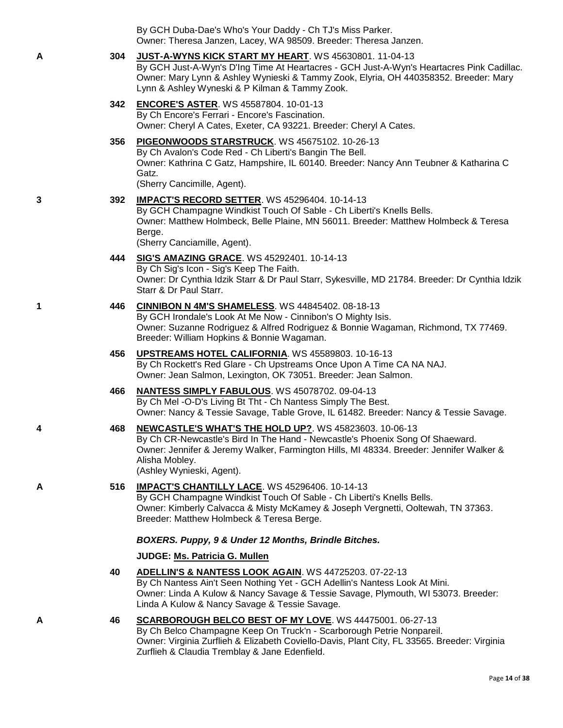By GCH Duba-Dae's Who's Your Daddy - Ch TJ's Miss Parker.
Owner: Theresa Janzen, Lacey, WA 98509. Breeder: Theresa Janzen.

A 304 **JUST-A-WYNS KICK START MY HEART**. WS 45630801. 11-04-13
By GCH Just-A-Wyn's D'Ing Time At Heartacres - GCH Just-A-Wyn's Heartacres Pink Cadillac.
Owner: Mary Lynn & Ashley Wynieski & Tammy Zook, Elyria, OH 440358352. Breeder: Mary Lynn & Ashley Wyneski & P Kilman & Tammy Zook.

342 **ENCORE'S ASTER**. WS 45587804. 10-01-13
By Ch Encore's Ferrari - Encore's Fascination.
Owner: Cheryl A Cates, Exeter, CA 93221. Breeder: Cheryl A Cates.

356 **PIGEONWOODS STARSTRUCK**. WS 45675102. 10-26-13
By Ch Avalon's Code Red - Ch Liberti's Bangin The Bell.
Owner: Kathrina C Gatz, Hampshire, IL 60140. Breeder: Nancy Ann Teubner & Katharina C Gatz.
(Sherry Cancimille, Agent).

3 392 **IMPACT'S RECORD SETTER**. WS 45296404. 10-14-13
By GCH Champagne Windkist Touch Of Sable - Ch Liberti's Knells Bells.
Owner: Matthew Holmbeck, Belle Plaine, MN 56011. Breeder: Matthew Holmbeck & Teresa Berge.
(Sherry Canciamille, Agent).

444 **SIG'S AMAZING GRACE**. WS 45292401. 10-14-13
By Ch Sig's Icon - Sig's Keep The Faith.
Owner: Dr Cynthia Idzik Starr & Dr Paul Starr, Sykesville, MD 21784. Breeder: Dr Cynthia Idzik Starr & Dr Paul Starr.

1 446 **CINNIBON N 4M'S SHAMELESS**. WS 44845402. 08-18-13
By GCH Irondale's Look At Me Now - Cinnibon's O Mighty Isis.
Owner: Suzanne Rodriguez & Alfred Rodriguez & Bonnie Wagaman, Richmond, TX 77469. Breeder: William Hopkins & Bonnie Wagaman.

456 **UPSTREAMS HOTEL CALIFORNIA**. WS 45589803. 10-16-13
By Ch Rockett's Red Glare - Ch Upstreams Once Upon A Time CA NA NAJ.
Owner: Jean Salmon, Lexington, OK 73051. Breeder: Jean Salmon.

466 **NANTESS SIMPLY FABULOUS**. WS 45078702. 09-04-13
By Ch Mel -O-D's Living Bt Tht - Ch Nantess Simply The Best.
Owner: Nancy & Tessie Savage, Table Grove, IL 61482. Breeder: Nancy & Tessie Savage.

4 468 **NEWCASTLE'S WHAT'S THE HOLD UP?**. WS 45823603. 10-06-13
By Ch CR-Newcastle's Bird In The Hand - Newcastle's Phoenix Song Of Shaeward.
Owner: Jennifer & Jeremy Walker, Farmington Hills, MI 48334. Breeder: Jennifer Walker & Alisha Mobley.
(Ashley Wynieski, Agent).

A 516 **IMPACT'S CHANTILLY LACE**. WS 45296406. 10-14-13
By GCH Champagne Windkist Touch Of Sable - Ch Liberti's Knells Bells.
Owner: Kimberly Calvacca & Misty McKamey & Joseph Vergnetti, Ooltewah, TN 37363. Breeder: Matthew Holmbeck & Teresa Berge.

***BOXERS. Puppy, 9 & Under 12 Months, Brindle Bitches.***

**JUDGE: Ms. Patricia G. Mullen**

40 **ADELLIN'S & NANTESS LOOK AGAIN**. WS 44725203. 07-22-13
By Ch Nantess Ain't Seen Nothing Yet - GCH Adellin's Nantess Look At Mini.
Owner: Linda A Kulow & Nancy Savage & Tessie Savage, Plymouth, WI 53073. Breeder: Linda A Kulow & Nancy Savage & Tessie Savage.

A 46 **SCARBOROUGH BELCO BEST OF MY LOVE**. WS 44475001. 06-27-13
By Ch Belco Champagne Keep On Truck'n - Scarborough Petrie Nonpareil.
Owner: Virginia Zurflieh & Elizabeth Coviello-Davis, Plant City, FL 33565. Breeder: Virginia Zurflieh & Claudia Tremblay & Jane Edenfield.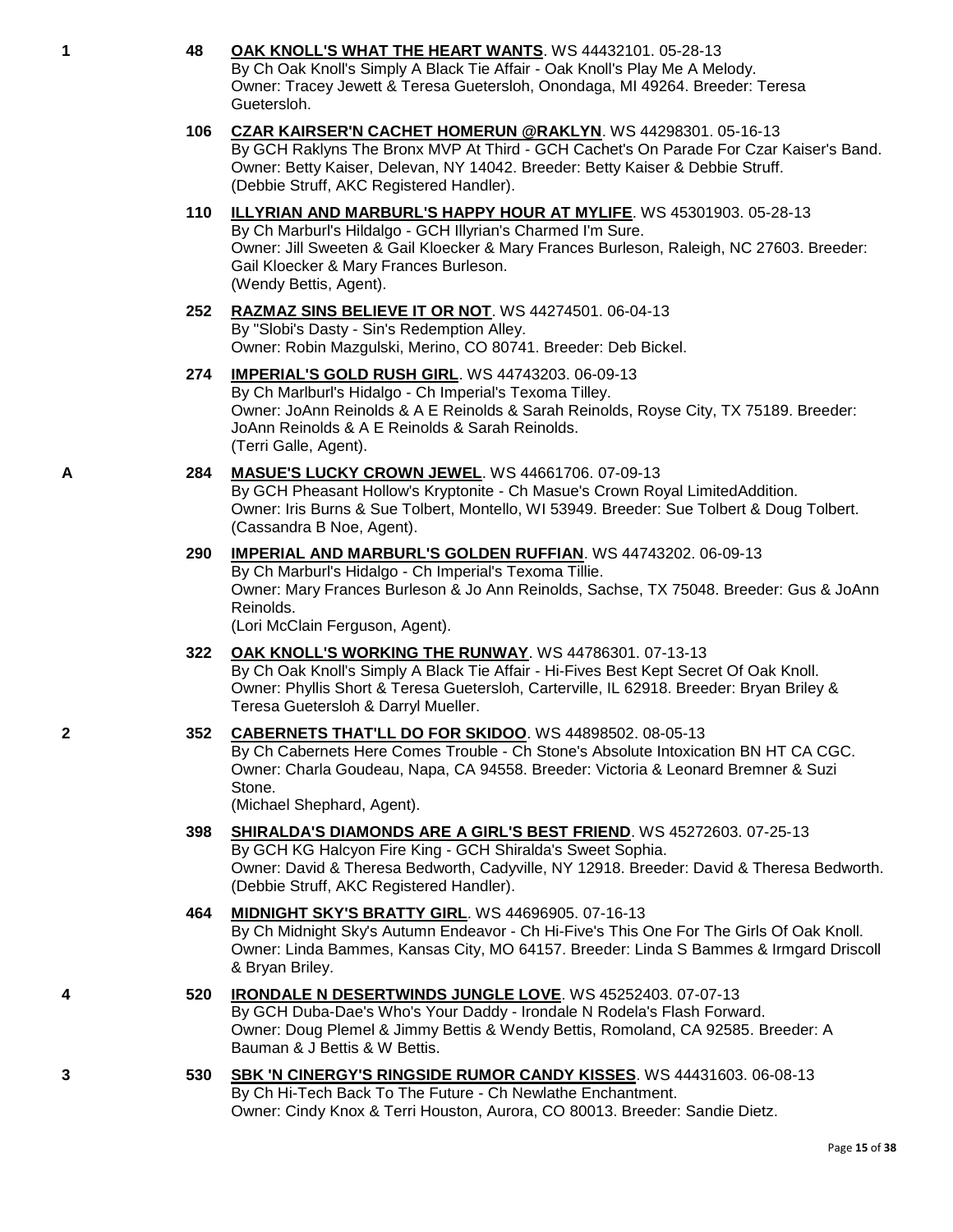**1** **48** **OAK KNOLL'S WHAT THE HEART WANTS**. WS 44432101. 05-28-13
By Ch Oak Knoll's Simply A Black Tie Affair - Oak Knoll's Play Me A Melody.
Owner: Tracey Jewett & Teresa Guetersloh, Onondaga, MI 49264. Breeder: Teresa Guetersloh.

**106** **CZAR KAIRSER'N CACHET HOMERUN @RAKLYN**. WS 44298301. 05-16-13
By GCH Raklyns The Bronx MVP At Third - GCH Cachet's On Parade For Czar Kaiser's Band.
Owner: Betty Kaiser, Delevan, NY 14042. Breeder: Betty Kaiser & Debbie Struff.
(Debbie Struff, AKC Registered Handler).

**110** **ILLYRIAN AND MARBURL'S HAPPY HOUR AT MYLIFE**. WS 45301903. 05-28-13
By Ch Marburl's Hildalgo - GCH Illyrian's Charmed I'm Sure.
Owner: Jill Sweeten & Gail Kloecker & Mary Frances Burleson, Raleigh, NC 27603. Breeder: Gail Kloecker & Mary Frances Burleson.
(Wendy Bettis, Agent).

**252** **RAZMAZ SINS BELIEVE IT OR NOT**. WS 44274501. 06-04-13
By "Slobi's Dasty - Sin's Redemption Alley.
Owner: Robin Mazgulski, Merino, CO 80741. Breeder: Deb Bickel.

**274** **IMPERIAL'S GOLD RUSH GIRL**. WS 44743203. 06-09-13
By Ch Marlburl's Hidalgo - Ch Imperial's Texoma Tilley.
Owner: JoAnn Reinolds & A E Reinolds & Sarah Reinolds, Royse City, TX 75189. Breeder: JoAnn Reinolds & A E Reinolds & Sarah Reinolds.
(Terri Galle, Agent).

**A** **284** **MASUE'S LUCKY CROWN JEWEL**. WS 44661706. 07-09-13
By GCH Pheasant Hollow's Kryptonite - Ch Masue's Crown Royal LimitedAddition.
Owner: Iris Burns & Sue Tolbert, Montello, WI 53949. Breeder: Sue Tolbert & Doug Tolbert.
(Cassandra B Noe, Agent).

**290** **IMPERIAL AND MARBURL'S GOLDEN RUFFIAN**. WS 44743202. 06-09-13
By Ch Marburl's Hidalgo - Ch Imperial's Texoma Tillie.
Owner: Mary Frances Burleson & Jo Ann Reinolds, Sachse, TX 75048. Breeder: Gus & JoAnn Reinolds.
(Lori McClain Ferguson, Agent).

**322** **OAK KNOLL'S WORKING THE RUNWAY**. WS 44786301. 07-13-13
By Ch Oak Knoll's Simply A Black Tie Affair - Hi-Fives Best Kept Secret Of Oak Knoll.
Owner: Phyllis Short & Teresa Guetersloh, Carterville, IL 62918. Breeder: Bryan Briley & Teresa Guetersloh & Darryl Mueller.

**2** **352** **CABERNETS THAT'LL DO FOR SKIDOO**. WS 44898502. 08-05-13
By Ch Cabernets Here Comes Trouble - Ch Stone's Absolute Intoxication BN HT CA CGC.
Owner: Charla Goudeau, Napa, CA 94558. Breeder: Victoria & Leonard Bremner & Suzi Stone.
(Michael Shephard, Agent).

**398** **SHIRALDA'S DIAMONDS ARE A GIRL'S BEST FRIEND**. WS 45272603. 07-25-13
By GCH KG Halcyon Fire King - GCH Shiralda's Sweet Sophia.
Owner: David & Theresa Bedworth, Cadyville, NY 12918. Breeder: David & Theresa Bedworth.
(Debbie Struff, AKC Registered Handler).

**464** **MIDNIGHT SKY'S BRATTY GIRL**. WS 44696905. 07-16-13
By Ch Midnight Sky's Autumn Endeavor - Ch Hi-Five's This One For The Girls Of Oak Knoll.
Owner: Linda Bammes, Kansas City, MO 64157. Breeder: Linda S Bammes & Irmgard Driscoll & Bryan Briley.

**4** **520** **IRONDALE N DESERTWINDS JUNGLE LOVE**. WS 45252403. 07-07-13
By GCH Duba-Dae's Who's Your Daddy - Irondale N Rodela's Flash Forward.
Owner: Doug Plemel & Jimmy Bettis & Wendy Bettis, Romoland, CA 92585. Breeder: A Bauman & J Bettis & W Bettis.

**3** **530** **SBK 'N CINERGY'S RINGSIDE RUMOR CANDY KISSES**. WS 44431603. 06-08-13
By Ch Hi-Tech Back To The Future - Ch Newlathe Enchantment.
Owner: Cindy Knox & Terri Houston, Aurora, CO 80013. Breeder: Sandie Dietz.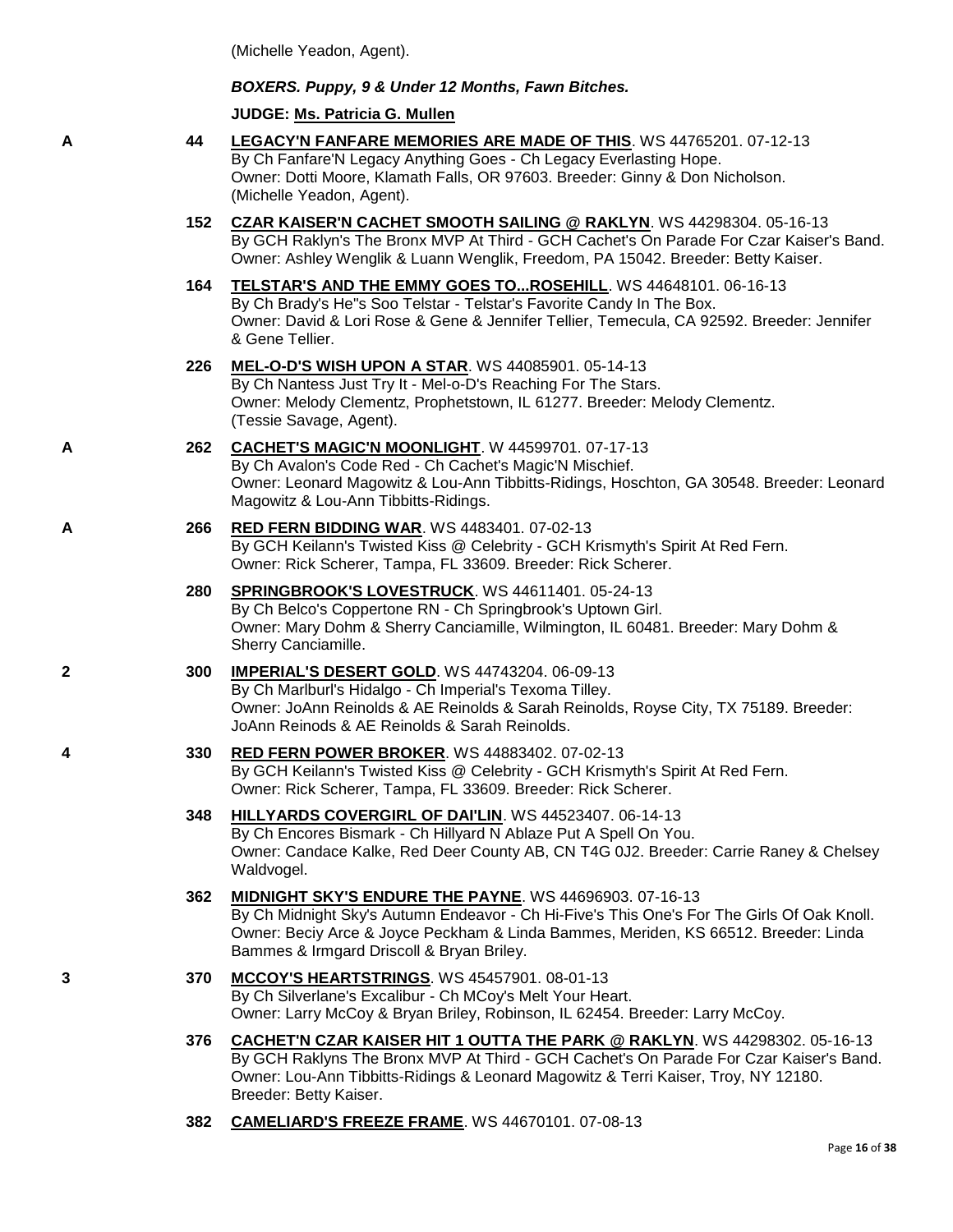(Michelle Yeadon, Agent).

***BOXERS. Puppy, 9 & Under 12 Months, Fawn Bitches.***

**JUDGE: Ms. Patricia G. Mullen**

A 44 **LEGACY'N FANFARE MEMORIES ARE MADE OF THIS**. WS 44765201. 07-12-13
By Ch Fanfare'N Legacy Anything Goes - Ch Legacy Everlasting Hope.
Owner: Dotti Moore, Klamath Falls, OR 97603. Breeder: Ginny & Don Nicholson.
(Michelle Yeadon, Agent).

152 **CZAR KAISER'N CACHET SMOOTH SAILING @ RAKLYN**. WS 44298304. 05-16-13
By GCH Raklyn's The Bronx MVP At Third - GCH Cachet's On Parade For Czar Kaiser's Band.
Owner: Ashley Wenglik & Luann Wenglik, Freedom, PA 15042. Breeder: Betty Kaiser.

164 **TELSTAR'S AND THE EMMY GOES TO...ROSEHILL**. WS 44648101. 06-16-13
By Ch Brady's He"s Soo Telstar - Telstar's Favorite Candy In The Box.
Owner: David & Lori Rose & Gene & Jennifer Tellier, Temecula, CA 92592. Breeder: Jennifer & Gene Tellier.

226 **MEL-O-D'S WISH UPON A STAR**. WS 44085901. 05-14-13
By Ch Nantess Just Try It - Mel-o-D's Reaching For The Stars.
Owner: Melody Clementz, Prophetstown, IL 61277. Breeder: Melody Clementz.
(Tessie Savage, Agent).

A 262 **CACHET'S MAGIC'N MOONLIGHT**. W 44599701. 07-17-13
By Ch Avalon's Code Red - Ch Cachet's Magic'N Mischief.
Owner: Leonard Magowitz & Lou-Ann Tibbitts-Ridings, Hoschton, GA 30548. Breeder: Leonard Magowitz & Lou-Ann Tibbitts-Ridings.

A 266 **RED FERN BIDDING WAR**. WS 4483401. 07-02-13
By GCH Keilann's Twisted Kiss @ Celebrity - GCH Krismyth's Spirit At Red Fern.
Owner: Rick Scherer, Tampa, FL 33609. Breeder: Rick Scherer.

280 **SPRINGBROOK'S LOVESTRUCK**. WS 44611401. 05-24-13
By Ch Belco's Coppertone RN - Ch Springbrook's Uptown Girl.
Owner: Mary Dohm & Sherry Canciamille, Wilmington, IL 60481. Breeder: Mary Dohm & Sherry Canciamille.

2 300 **IMPERIAL'S DESERT GOLD**. WS 44743204. 06-09-13
By Ch Marlburl's Hidalgo - Ch Imperial's Texoma Tilley.
Owner: JoAnn Reinolds & AE Reinolds & Sarah Reinolds, Royse City, TX 75189. Breeder: JoAnn Reinods & AE Reinolds & Sarah Reinolds.

4 330 **RED FERN POWER BROKER**. WS 44883402. 07-02-13
By GCH Keilann's Twisted Kiss @ Celebrity - GCH Krismyth's Spirit At Red Fern.
Owner: Rick Scherer, Tampa, FL 33609. Breeder: Rick Scherer.

348 **HILLYARDS COVERGIRL OF DAI'LIN**. WS 44523407. 06-14-13
By Ch Encores Bismark - Ch Hillyard N Ablaze Put A Spell On You.
Owner: Candace Kalke, Red Deer County AB, CN T4G 0J2. Breeder: Carrie Raney & Chelsey Waldvogel.

362 **MIDNIGHT SKY'S ENDURE THE PAYNE**. WS 44696903. 07-16-13
By Ch Midnight Sky's Autumn Endeavor - Ch Hi-Five's This One's For The Girls Of Oak Knoll.
Owner: Beciy Arce & Joyce Peckham & Linda Bammes, Meriden, KS 66512. Breeder: Linda Bammes & Irmgard Driscoll & Bryan Briley.

3 370 **MCCOY'S HEARTSTRINGS**. WS 45457901. 08-01-13
By Ch Silverlane's Excalibur - Ch MCoy's Melt Your Heart.
Owner: Larry McCoy & Bryan Briley, Robinson, IL 62454. Breeder: Larry McCoy.

376 **CACHET'N CZAR KAISER HIT 1 OUTTA THE PARK @ RAKLYN**. WS 44298302. 05-16-13
By GCH Raklyns The Bronx MVP At Third - GCH Cachet's On Parade For Czar Kaiser's Band.
Owner: Lou-Ann Tibbitts-Ridings & Leonard Magowitz & Terri Kaiser, Troy, NY 12180. Breeder: Betty Kaiser.

382 **CAMELIARD'S FREEZE FRAME**. WS 44670101. 07-08-13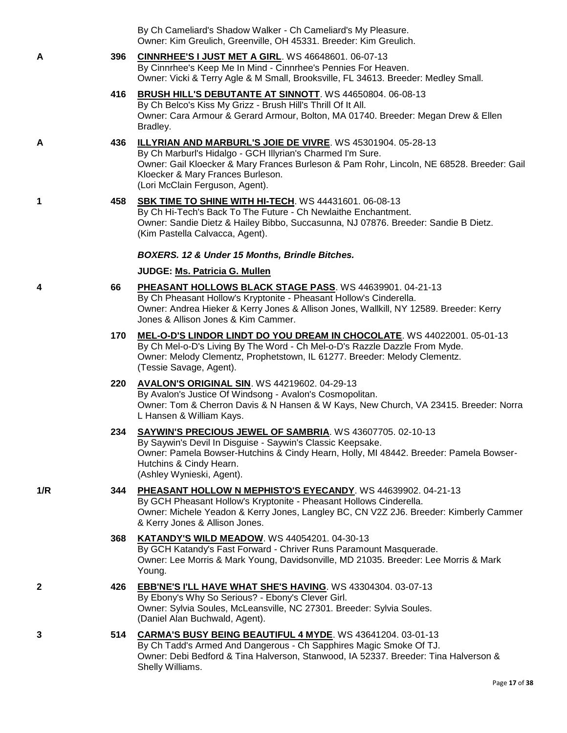By Ch Cameliard's Shadow Walker - Ch Cameliard's My Pleasure.
Owner: Kim Greulich, Greenville, OH 45331. Breeder: Kim Greulich.

A 396 **CINNRHEE'S I JUST MET A GIRL**. WS 46648601. 06-07-13
By Cinnrhee's Keep Me In Mind - Cinnrhee's Pennies For Heaven.
Owner: Vicki & Terry Agle & M Small, Brooksville, FL 34613. Breeder: Medley Small.

416 **BRUSH HILL'S DEBUTANTE AT SINNOTT**. WS 44650804. 06-08-13
By Ch Belco's Kiss My Grizz - Brush Hill's Thrill Of It All.
Owner: Cara Armour & Gerard Armour, Bolton, MA 01740. Breeder: Megan Drew & Ellen Bradley.

A 436 **ILLYRIAN AND MARBURL'S JOIE DE VIVRE**. WS 45301904. 05-28-13
By Ch Marburl's Hidalgo - GCH Illyrian's Charmed I'm Sure.
Owner: Gail Kloecker & Mary Frances Burleson & Pam Rohr, Lincoln, NE 68528. Breeder: Gail Kloecker & Mary Frances Burleson.
(Lori McClain Ferguson, Agent).

1 458 **SBK TIME TO SHINE WITH HI-TECH**. WS 44431601. 06-08-13
By Ch Hi-Tech's Back To The Future - Ch Newlaithe Enchantment.
Owner: Sandie Dietz & Hailey Bibbo, Succasunna, NJ 07876. Breeder: Sandie B Dietz.
(Kim Pastella Calvacca, Agent).

### *BOXERS. 12 & Under 15 Months, Brindle Bitches.*

**JUDGE: Ms. Patricia G. Mullen**

4 66 **PHEASANT HOLLOWS BLACK STAGE PASS**. WS 44639901. 04-21-13
By Ch Pheasant Hollow's Kryptonite - Pheasant Hollow's Cinderella.
Owner: Andrea Hieker & Kerry Jones & Allison Jones, Wallkill, NY 12589. Breeder: Kerry Jones & Allison Jones & Kim Cammer.

170 **MEL-O-D'S LINDOR LINDT DO YOU DREAM IN CHOCOLATE**. WS 44022001. 05-01-13
By Ch Mel-o-D's Living By The Word - Ch Mel-o-D's Razzle Dazzle From Myde.
Owner: Melody Clementz, Prophetstown, IL 61277. Breeder: Melody Clementz.
(Tessie Savage, Agent).

220 **AVALON'S ORIGINAL SIN**. WS 44219602. 04-29-13
By Avalon's Justice Of Windsong - Avalon's Cosmopolitan.
Owner: Tom & Cherron Davis & N Hansen & W Kays, New Church, VA 23415. Breeder: Norra L Hansen & William Kays.

234 **SAYWIN'S PRECIOUS JEWEL OF SAMBRIA**. WS 43607705. 02-10-13
By Saywin's Devil In Disguise - Saywin's Classic Keepsake.
Owner: Pamela Bowser-Hutchins & Cindy Hearn, Holly, MI 48442. Breeder: Pamela Bowser-Hutchins & Cindy Hearn.
(Ashley Wynieski, Agent).

1/R 344 **PHEASANT HOLLOW N MEPHISTO'S EYECANDY**. WS 44639902. 04-21-13
By GCH Pheasant Hollow's Kryptonite - Pheasant Hollows Cinderella.
Owner: Michele Yeadon & Kerry Jones, Langley BC, CN V2Z 2J6. Breeder: Kimberly Cammer & Kerry Jones & Allison Jones.

368 **KATANDY'S WILD MEADOW**. WS 44054201. 04-30-13
By GCH Katandy's Fast Forward - Chriver Runs Paramount Masquerade.
Owner: Lee Morris & Mark Young, Davidsonville, MD 21035. Breeder: Lee Morris & Mark Young.

2 426 **EBB'NE'S I'LL HAVE WHAT SHE'S HAVING**. WS 43304304. 03-07-13
By Ebony's Why So Serious? - Ebony's Clever Girl.
Owner: Sylvia Soules, McLeansville, NC 27301. Breeder: Sylvia Soules.
(Daniel Alan Buchwald, Agent).

3 514 **CARMA'S BUSY BEING BEAUTIFUL 4 MYDE**. WS 43641204. 03-01-13
By Ch Tadd's Armed And Dangerous - Ch Sapphires Magic Smoke Of TJ.
Owner: Debi Bedford & Tina Halverson, Stanwood, IA 52337. Breeder: Tina Halverson & Shelly Williams.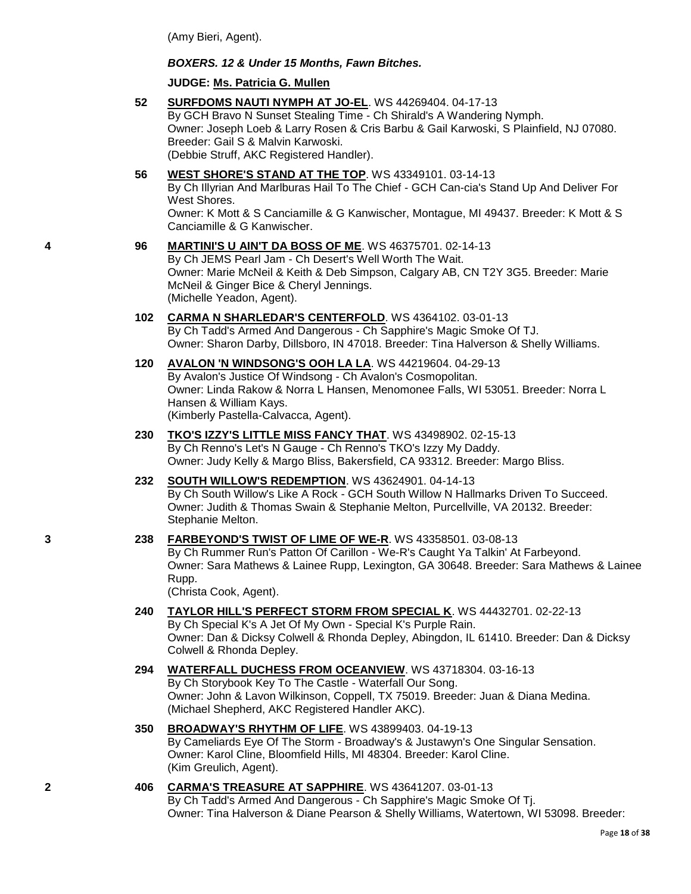(Amy Bieri, Agent).

***BOXERS. 12 & Under 15 Months, Fawn Bitches.***

**JUDGE: Ms. Patricia G. Mullen**

**52** **SURFDOMS NAUTI NYMPH AT JO-EL**. WS 44269404. 04-17-13
By GCH Bravo N Sunset Stealing Time - Ch Shirald's A Wandering Nymph.
Owner: Joseph Loeb & Larry Rosen & Cris Barbu & Gail Karwoski, S Plainfield, NJ 07080. Breeder: Gail S & Malvin Karwoski.
(Debbie Struff, AKC Registered Handler).

**56** **WEST SHORE'S STAND AT THE TOP**. WS 43349101. 03-14-13
By Ch Illyrian And Marlburas Hail To The Chief - GCH Can-cia's Stand Up And Deliver For West Shores.
Owner: K Mott & S Canciamille & G Kanwischer, Montague, MI 49437. Breeder: K Mott & S Canciamille & G Kanwischer.

4 **96** **MARTINI'S U AIN'T DA BOSS OF ME**. WS 46375701. 02-14-13
By Ch JEMS Pearl Jam - Ch Desert's Well Worth The Wait.
Owner: Marie McNeil & Keith & Deb Simpson, Calgary AB, CN T2Y 3G5. Breeder: Marie McNeil & Ginger Bice & Cheryl Jennings.
(Michelle Yeadon, Agent).

**102** **CARMA N SHARLEDAR'S CENTERFOLD**. WS 4364102. 03-01-13
By Ch Tadd's Armed And Dangerous - Ch Sapphire's Magic Smoke Of TJ.
Owner: Sharon Darby, Dillsboro, IN 47018. Breeder: Tina Halverson & Shelly Williams.

**120** **AVALON 'N WINDSONG'S OOH LA LA**. WS 44219604. 04-29-13
By Avalon's Justice Of Windsong - Ch Avalon's Cosmopolitan.
Owner: Linda Rakow & Norra L Hansen, Menomonee Falls, WI 53051. Breeder: Norra L Hansen & William Kays.
(Kimberly Pastella-Calvacca, Agent).

**230** **TKO'S IZZY'S LITTLE MISS FANCY THAT**. WS 43498902. 02-15-13
By Ch Renno's Let's N Gauge - Ch Renno's TKO's Izzy My Daddy.
Owner: Judy Kelly & Margo Bliss, Bakersfield, CA 93312. Breeder: Margo Bliss.

**232** **SOUTH WILLOW'S REDEMPTION**. WS 43624901. 04-14-13
By Ch South Willow's Like A Rock - GCH South Willow N Hallmarks Driven To Succeed.
Owner: Judith & Thomas Swain & Stephanie Melton, Purcellville, VA 20132. Breeder: Stephanie Melton.

3 **238** **FARBEYOND'S TWIST OF LIME OF WE-R**. WS 43358501. 03-08-13
By Ch Rummer Run's Patton Of Carillon - We-R's Caught Ya Talkin' At Farbeyond.
Owner: Sara Mathews & Lainee Rupp, Lexington, GA 30648. Breeder: Sara Mathews & Lainee Rupp.
(Christa Cook, Agent).

**240** **TAYLOR HILL'S PERFECT STORM FROM SPECIAL K**. WS 44432701. 02-22-13
By Ch Special K's A Jet Of My Own - Special K's Purple Rain.
Owner: Dan & Dicksy Colwell & Rhonda Depley, Abingdon, IL 61410. Breeder: Dan & Dicksy Colwell & Rhonda Depley.

**294** **WATERFALL DUCHESS FROM OCEANVIEW**. WS 43718304. 03-16-13
By Ch Storybook Key To The Castle - Waterfall Our Song.
Owner: John & Lavon Wilkinson, Coppell, TX 75019. Breeder: Juan & Diana Medina.
(Michael Shepherd, AKC Registered Handler AKC).

**350** **BROADWAY'S RHYTHM OF LIFE**. WS 43899403. 04-19-13
By Cameliards Eye Of The Storm - Broadway's & Justawyn's One Singular Sensation.
Owner: Karol Cline, Bloomfield Hills, MI 48304. Breeder: Karol Cline.
(Kim Greulich, Agent).

2 **406** **CARMA'S TREASURE AT SAPPHIRE**. WS 43641207. 03-01-13
By Ch Tadd's Armed And Dangerous - Ch Sapphire's Magic Smoke Of Tj.
Owner: Tina Halverson & Diane Pearson & Shelly Williams, Watertown, WI 53098. Breeder: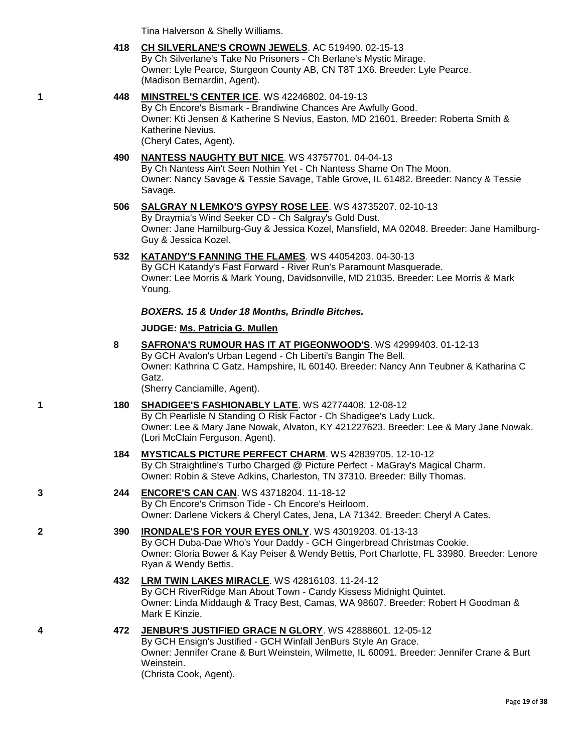Tina Halverson & Shelly Williams.

418 **CH SILVERLANE'S CROWN JEWELS**. AC 519490. 02-15-13
By Ch Silverlane's Take No Prisoners - Ch Berlane's Mystic Mirage.
Owner: Lyle Pearce, Sturgeon County AB, CN T8T 1X6. Breeder: Lyle Pearce.
(Madison Bernardin, Agent).

1 448 **MINSTREL'S CENTER ICE**. WS 42246802. 04-19-13
By Ch Encore's Bismark - Brandiwine Chances Are Awfully Good.
Owner: Kti Jensen & Katherine S Nevius, Easton, MD 21601. Breeder: Roberta Smith & Katherine Nevius.
(Cheryl Cates, Agent).

490 **NANTESS NAUGHTY BUT NICE**. WS 43757701. 04-04-13
By Ch Nantess Ain't Seen Nothin Yet - Ch Nantess Shame On The Moon.
Owner: Nancy Savage & Tessie Savage, Table Grove, IL 61482. Breeder: Nancy & Tessie Savage.

506 **SALGRAY N LEMKO'S GYPSY ROSE LEE**. WS 43735207. 02-10-13
By Draymia's Wind Seeker CD - Ch Salgray's Gold Dust.
Owner: Jane Hamilburg-Guy & Jessica Kozel, Mansfield, MA 02048. Breeder: Jane Hamilburg-Guy & Jessica Kozel.

532 **KATANDY'S FANNING THE FLAMES**. WS 44054203. 04-30-13
By GCH Katandy's Fast Forward - River Run's Paramount Masquerade.
Owner: Lee Morris & Mark Young, Davidsonville, MD 21035. Breeder: Lee Morris & Mark Young.

***BOXERS. 15 & Under 18 Months, Brindle Bitches.***

**JUDGE: Ms. Patricia G. Mullen**

8 **SAFRONA'S RUMOUR HAS IT AT PIGEONWOOD'S**. WS 42999403. 01-12-13
By GCH Avalon's Urban Legend - Ch Liberti's Bangin The Bell.
Owner: Kathrina C Gatz, Hampshire, IL 60140. Breeder: Nancy Ann Teubner & Katharina C Gatz.
(Sherry Canciamille, Agent).

1 180 **SHADIGEE'S FASHIONABLY LATE**. WS 42774408. 12-08-12
By Ch Pearlisle N Standing O Risk Factor - Ch Shadigee's Lady Luck.
Owner: Lee & Mary Jane Nowak, Alvaton, KY 421227623. Breeder: Lee & Mary Jane Nowak.
(Lori McClain Ferguson, Agent).

184 **MYSTICALS PICTURE PERFECT CHARM**. WS 42839705. 12-10-12
By Ch Straightline's Turbo Charged @ Picture Perfect - MaGray's Magical Charm.
Owner: Robin & Steve Adkins, Charleston, TN 37310. Breeder: Billy Thomas.

3 244 **ENCORE'S CAN CAN**. WS 43718204. 11-18-12
By Ch Encore's Crimson Tide - Ch Encore's Heirloom.
Owner: Darlene Vickers & Cheryl Cates, Jena, LA 71342. Breeder: Cheryl A Cates.

2 390 **IRONDALE'S FOR YOUR EYES ONLY**. WS 43019203. 01-13-13
By GCH Duba-Dae Who's Your Daddy - GCH Gingerbread Christmas Cookie.
Owner: Gloria Bower & Kay Peiser & Wendy Bettis, Port Charlotte, FL 33980. Breeder: Lenore Ryan & Wendy Bettis.

432 **LRM TWIN LAKES MIRACLE**. WS 42816103. 11-24-12
By GCH RiverRidge Man About Town - Candy Kissess Midnight Quintet.
Owner: Linda Middaugh & Tracy Best, Camas, WA 98607. Breeder: Robert H Goodman & Mark E Kinzie.

4 472 **JENBUR'S JUSTIFIED GRACE N GLORY**. WS 42888601. 12-05-12
By GCH Ensign's Justified - GCH Winfall JenBurs Style An Grace.
Owner: Jennifer Crane & Burt Weinstein, Wilmette, IL 60091. Breeder: Jennifer Crane & Burt Weinstein.
(Christa Cook, Agent).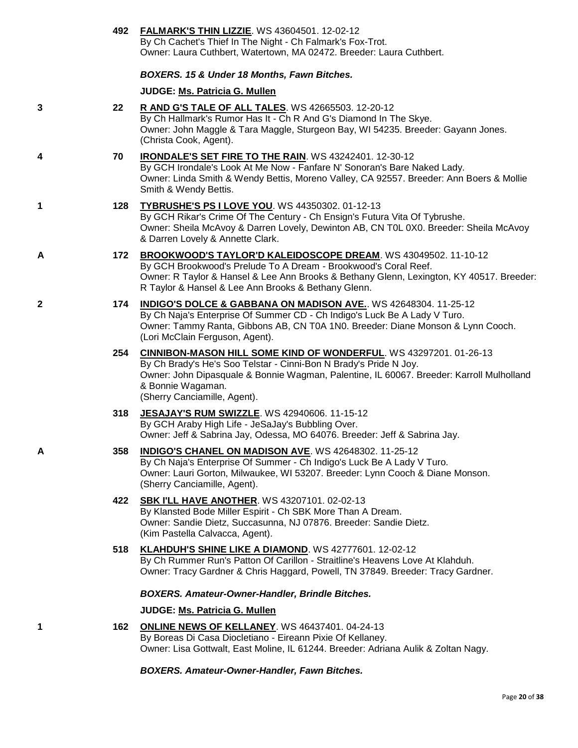**492** **FALMARK'S THIN LIZZIE**. WS 43604501. 12-02-12
By Ch Cachet's Thief In The Night - Ch Falmark's Fox-Trot.
Owner: Laura Cuthbert, Watertown, MA 02472. Breeder: Laura Cuthbert.

***BOXERS. 15 & Under 18 Months, Fawn Bitches.***

**JUDGE: Ms. Patricia G. Mullen**

3 **22** **R AND G'S TALE OF ALL TALES**. WS 42665503. 12-20-12
By Ch Hallmark's Rumor Has It - Ch R And G's Diamond In The Skye.
Owner: John Maggle & Tara Maggle, Sturgeon Bay, WI 54235. Breeder: Gayann Jones.
(Christa Cook, Agent).

4 **70** **IRONDALE'S SET FIRE TO THE RAIN**. WS 43242401. 12-30-12
By GCH Irondale's Look At Me Now - Fanfare N' Sonoran's Bare Naked Lady.
Owner: Linda Smith & Wendy Bettis, Moreno Valley, CA 92557. Breeder: Ann Boers & Mollie Smith & Wendy Bettis.

1 **128** **TYBRUSHE'S PS I LOVE YOU**. WS 44350302. 01-12-13
By GCH Rikar's Crime Of The Century - Ch Ensign's Futura Vita Of Tybrushe.
Owner: Sheila McAvoy & Darren Lovely, Dewinton AB, CN T0L 0X0. Breeder: Sheila McAvoy & Darren Lovely & Annette Clark.

A **172** **BROOKWOOD'S TAYLOR'D KALEIDOSCOPE DREAM**. WS 43049502. 11-10-12
By GCH Brookwood's Prelude To A Dream - Brookwood's Coral Reef.
Owner: R Taylor & Hansel & Lee Ann Brooks & Bethany Glenn, Lexington, KY 40517. Breeder: R Taylor & Hansel & Lee Ann Brooks & Bethany Glenn.

2 **174** **INDIGO'S DOLCE & GABBANA ON MADISON AVE.**. WS 42648304. 11-25-12
By Ch Naja's Enterprise Of Summer CD - Ch Indigo's Luck Be A Lady V Turo.
Owner: Tammy Ranta, Gibbons AB, CN T0A 1N0. Breeder: Diane Monson & Lynn Cooch.
(Lori McClain Ferguson, Agent).

**254** **CINNIBON-MASON HILL SOME KIND OF WONDERFUL**. WS 43297201. 01-26-13
By Ch Brady's He's Soo Telstar - Cinni-Bon N Brady's Pride N Joy.
Owner: John Dipasquale & Bonnie Wagman, Palentine, IL 60067. Breeder: Karroll Mulholland & Bonnie Wagaman.
(Sherry Canciamille, Agent).

**318** **JESAJAY'S RUM SWIZZLE**. WS 42940606. 11-15-12
By GCH Araby High Life - JeSaJay's Bubbling Over.
Owner: Jeff & Sabrina Jay, Odessa, MO 64076. Breeder: Jeff & Sabrina Jay.

A **358** **INDIGO'S CHANEL ON MADISON AVE**. WS 42648302. 11-25-12
By Ch Naja's Enterprise Of Summer - Ch Indigo's Luck Be A Lady V Turo.
Owner: Lauri Gorton, Milwaukee, WI 53207. Breeder: Lynn Cooch & Diane Monson.
(Sherry Canciamille, Agent).

**422** **SBK I'LL HAVE ANOTHER**. WS 43207101. 02-02-13
By Klansted Bode Miller Espirit - Ch SBK More Than A Dream.
Owner: Sandie Dietz, Succasunna, NJ 07876. Breeder: Sandie Dietz.
(Kim Pastella Calvacca, Agent).

**518** **KLAHDUH'S SHINE LIKE A DIAMOND**. WS 42777601. 12-02-12
By Ch Rummer Run's Patton Of Carillon - Straitline's Heavens Love At Klahduh.
Owner: Tracy Gardner & Chris Haggard, Powell, TN 37849. Breeder: Tracy Gardner.

***BOXERS. Amateur-Owner-Handler, Brindle Bitches.***

**JUDGE: Ms. Patricia G. Mullen**

1 **162** **ONLINE NEWS OF KELLANEY**. WS 46437401. 04-24-13
By Boreas Di Casa Diocletiano - Eireann Pixie Of Kellaney.
Owner: Lisa Gottwalt, East Moline, IL 61244. Breeder: Adriana Aulik & Zoltan Nagy.

***BOXERS. Amateur-Owner-Handler, Fawn Bitches.***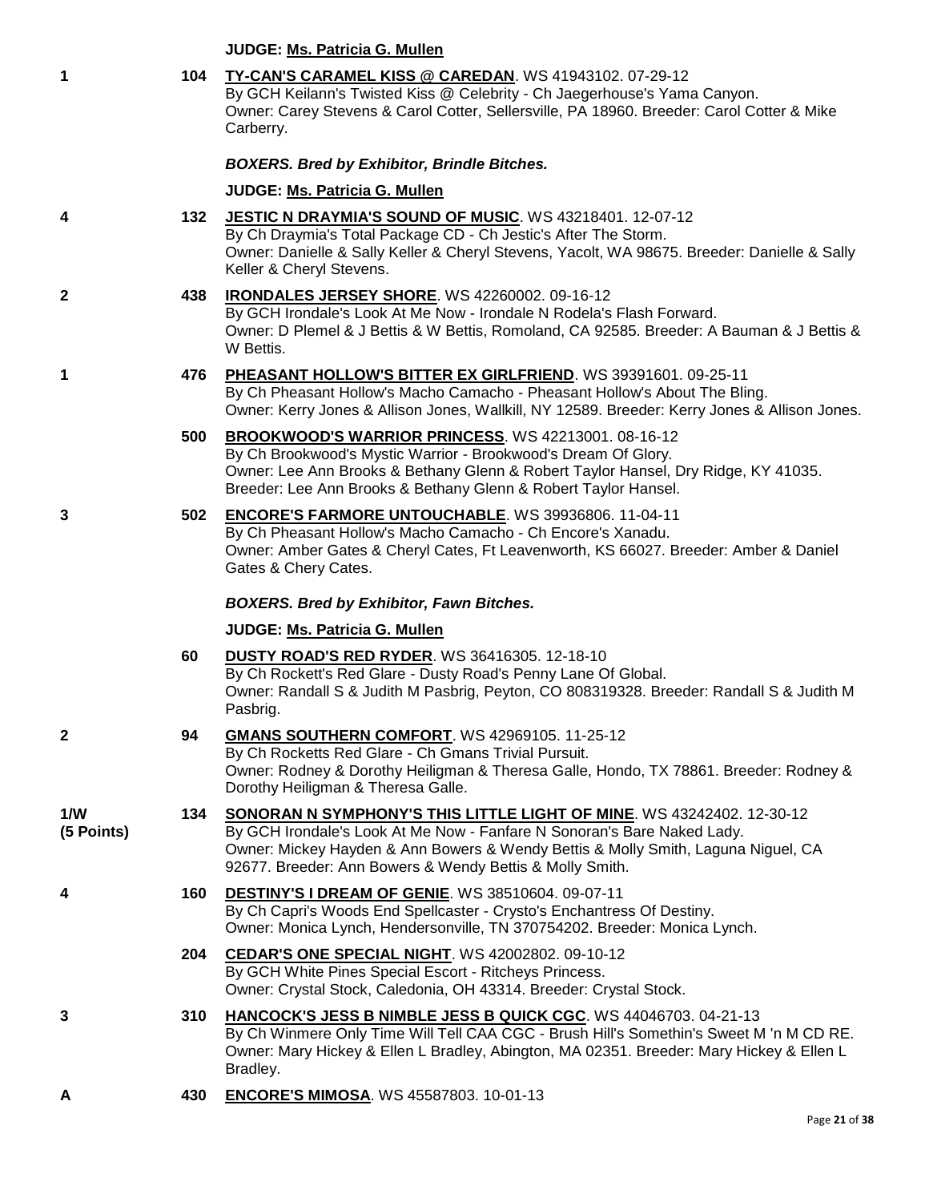**JUDGE: Ms. Patricia G. Mullen**

**1** **104** **TY-CAN'S CARAMEL KISS @ CAREDAN**. WS 41943102. 07-29-12
By GCH Keilann's Twisted Kiss @ Celebrity - Ch Jaegerhouse's Yama Canyon.
Owner: Carey Stevens & Carol Cotter, Sellersville, PA 18960. Breeder: Carol Cotter & Mike Carberry.

***BOXERS. Bred by Exhibitor, Brindle Bitches.***

**JUDGE: Ms. Patricia G. Mullen**

**4** **132** **JESTIC N DRAYMIA'S SOUND OF MUSIC**. WS 43218401. 12-07-12
By Ch Draymia's Total Package CD - Ch Jestic's After The Storm.
Owner: Danielle & Sally Keller & Cheryl Stevens, Yacolt, WA 98675. Breeder: Danielle & Sally Keller & Cheryl Stevens.

**2** **438** **IRONDALES JERSEY SHORE**. WS 42260002. 09-16-12
By GCH Irondale's Look At Me Now - Irondale N Rodela's Flash Forward.
Owner: D Plemel & J Bettis & W Bettis, Romoland, CA 92585. Breeder: A Bauman & J Bettis & W Bettis.

**1** **476** **PHEASANT HOLLOW'S BITTER EX GIRLFRIEND**. WS 39391601. 09-25-11
By Ch Pheasant Hollow's Macho Camacho - Pheasant Hollow's About The Bling.
Owner: Kerry Jones & Allison Jones, Wallkill, NY 12589. Breeder: Kerry Jones & Allison Jones.

**500** **BROOKWOOD'S WARRIOR PRINCESS**. WS 42213001. 08-16-12
By Ch Brookwood's Mystic Warrior - Brookwood's Dream Of Glory.
Owner: Lee Ann Brooks & Bethany Glenn & Robert Taylor Hansel, Dry Ridge, KY 41035. Breeder: Lee Ann Brooks & Bethany Glenn & Robert Taylor Hansel.

**3** **502** **ENCORE'S FARMORE UNTOUCHABLE**. WS 39936806. 11-04-11
By Ch Pheasant Hollow's Macho Camacho - Ch Encore's Xanadu.
Owner: Amber Gates & Cheryl Cates, Ft Leavenworth, KS 66027. Breeder: Amber & Daniel Gates & Chery Cates.

***BOXERS. Bred by Exhibitor, Fawn Bitches.***

**JUDGE: Ms. Patricia G. Mullen**

**60** **DUSTY ROAD'S RED RYDER**. WS 36416305. 12-18-10
By Ch Rockett's Red Glare - Dusty Road's Penny Lane Of Global.
Owner: Randall S & Judith M Pasbrig, Peyton, CO 808319328. Breeder: Randall S & Judith M Pasbrig.

**2** **94** **GMANS SOUTHERN COMFORT**. WS 42969105. 11-25-12
By Ch Rocketts Red Glare - Ch Gmans Trivial Pursuit.
Owner: Rodney & Dorothy Heiligman & Theresa Galle, Hondo, TX 78861. Breeder: Rodney & Dorothy Heiligman & Theresa Galle.

**1/W (5 Points)** **134** **SONORAN N SYMPHONY'S THIS LITTLE LIGHT OF MINE**. WS 43242402. 12-30-12
By GCH Irondale's Look At Me Now - Fanfare N Sonoran's Bare Naked Lady.
Owner: Mickey Hayden & Ann Bowers & Wendy Bettis & Molly Smith, Laguna Niguel, CA 92677. Breeder: Ann Bowers & Wendy Bettis & Molly Smith.

**4** **160** **DESTINY'S I DREAM OF GENIE**. WS 38510604. 09-07-11
By Ch Capri's Woods End Spellcaster - Crysto's Enchantress Of Destiny.
Owner: Monica Lynch, Hendersonville, TN 370754202. Breeder: Monica Lynch.

**204** **CEDAR'S ONE SPECIAL NIGHT**. WS 42002802. 09-10-12
By GCH White Pines Special Escort - Ritcheys Princess.
Owner: Crystal Stock, Caledonia, OH 43314. Breeder: Crystal Stock.

**3** **310** **HANCOCK'S JESS B NIMBLE JESS B QUICK CGC**. WS 44046703. 04-21-13
By Ch Winmere Only Time Will Tell CAA CGC - Brush Hill's Somethin's Sweet M 'n M CD RE.
Owner: Mary Hickey & Ellen L Bradley, Abington, MA 02351. Breeder: Mary Hickey & Ellen L Bradley.

**A** **430** **ENCORE'S MIMOSA**. WS 45587803. 10-01-13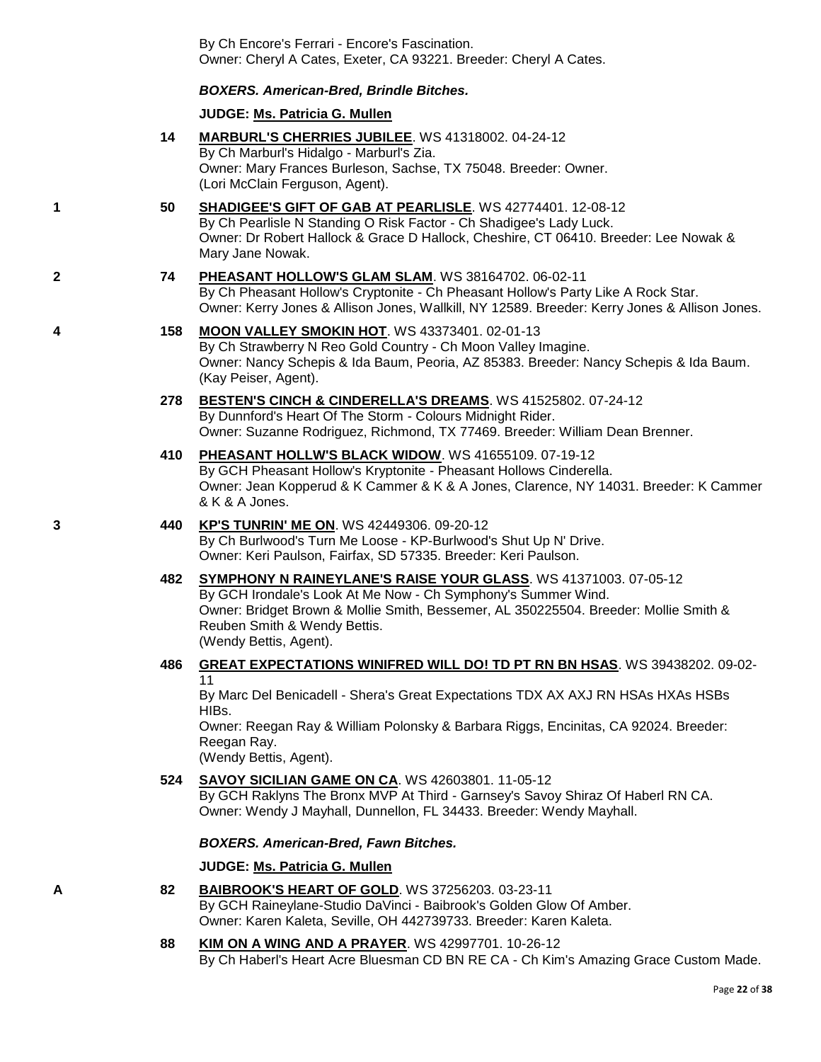By Ch Encore's Ferrari - Encore's Fascination.
Owner: Cheryl A Cates, Exeter, CA 93221. Breeder: Cheryl A Cates.

***BOXERS. American-Bred, Brindle Bitches.***

**JUDGE: Ms. Patricia G. Mullen**

**14** **MARBURL'S CHERRIES JUBILEE**. WS 41318002. 04-24-12
By Ch Marburl's Hidalgo - Marburl's Zia.
Owner: Mary Frances Burleson, Sachse, TX 75048. Breeder: Owner.
(Lori McClain Ferguson, Agent).

**1** **50** **SHADIGEE'S GIFT OF GAB AT PEARLISLE**. WS 42774401. 12-08-12
By Ch Pearlisle N Standing O Risk Factor - Ch Shadigee's Lady Luck.
Owner: Dr Robert Hallock & Grace D Hallock, Cheshire, CT 06410. Breeder: Lee Nowak & Mary Jane Nowak.

**2** **74** **PHEASANT HOLLOW'S GLAM SLAM**. WS 38164702. 06-02-11
By Ch Pheasant Hollow's Cryptonite - Ch Pheasant Hollow's Party Like A Rock Star.
Owner: Kerry Jones & Allison Jones, Wallkill, NY 12589. Breeder: Kerry Jones & Allison Jones.

**4** **158** **MOON VALLEY SMOKIN HOT**. WS 43373401. 02-01-13
By Ch Strawberry N Reo Gold Country - Ch Moon Valley Imagine.
Owner: Nancy Schepis & Ida Baum, Peoria, AZ 85383. Breeder: Nancy Schepis & Ida Baum.
(Kay Peiser, Agent).

**278** **BESTEN'S CINCH & CINDERELLA'S DREAMS**. WS 41525802. 07-24-12
By Dunnford's Heart Of The Storm - Colours Midnight Rider.
Owner: Suzanne Rodriguez, Richmond, TX 77469. Breeder: William Dean Brenner.

**410** **PHEASANT HOLLW'S BLACK WIDOW**. WS 41655109. 07-19-12
By GCH Pheasant Hollow's Kryptonite - Pheasant Hollows Cinderella.
Owner: Jean Kopperud & K Cammer & K & A Jones, Clarence, NY 14031. Breeder: K Cammer & K & A Jones.

**3** **440** **KP'S TUNRIN' ME ON**. WS 42449306. 09-20-12
By Ch Burlwood's Turn Me Loose - KP-Burlwood's Shut Up N' Drive.
Owner: Keri Paulson, Fairfax, SD 57335. Breeder: Keri Paulson.

**482** **SYMPHONY N RAINEYLANE'S RAISE YOUR GLASS**. WS 41371003. 07-05-12
By GCH Irondale's Look At Me Now - Ch Symphony's Summer Wind.
Owner: Bridget Brown & Mollie Smith, Bessemer, AL 350225504. Breeder: Mollie Smith & Reuben Smith & Wendy Bettis.
(Wendy Bettis, Agent).

**486** **GREAT EXPECTATIONS WINIFRED WILL DO! TD PT RN BN HSAS**. WS 39438202. 09-02-11
By Marc Del Benicadell - Shera's Great Expectations TDX AX AXJ RN HSAs HXAs HSBs HIBs.
Owner: Reegan Ray & William Polonsky & Barbara Riggs, Encinitas, CA 92024. Breeder: Reegan Ray.
(Wendy Bettis, Agent).

**524** **SAVOY SICILIAN GAME ON CA**. WS 42603801. 11-05-12
By GCH Raklyns The Bronx MVP At Third - Garnsey's Savoy Shiraz Of Haberl RN CA.
Owner: Wendy J Mayhall, Dunnellon, FL 34433. Breeder: Wendy Mayhall.

***BOXERS. American-Bred, Fawn Bitches.***

**JUDGE: Ms. Patricia G. Mullen**

**A** **82** **BAIBROOK'S HEART OF GOLD**. WS 37256203. 03-23-11
By GCH Raineylane-Studio DaVinci - Baibrook's Golden Glow Of Amber.
Owner: Karen Kaleta, Seville, OH 442739733. Breeder: Karen Kaleta.

**88** **KIM ON A WING AND A PRAYER**. WS 42997701. 10-26-12
By Ch Haberl's Heart Acre Bluesman CD BN RE CA - Ch Kim's Amazing Grace Custom Made.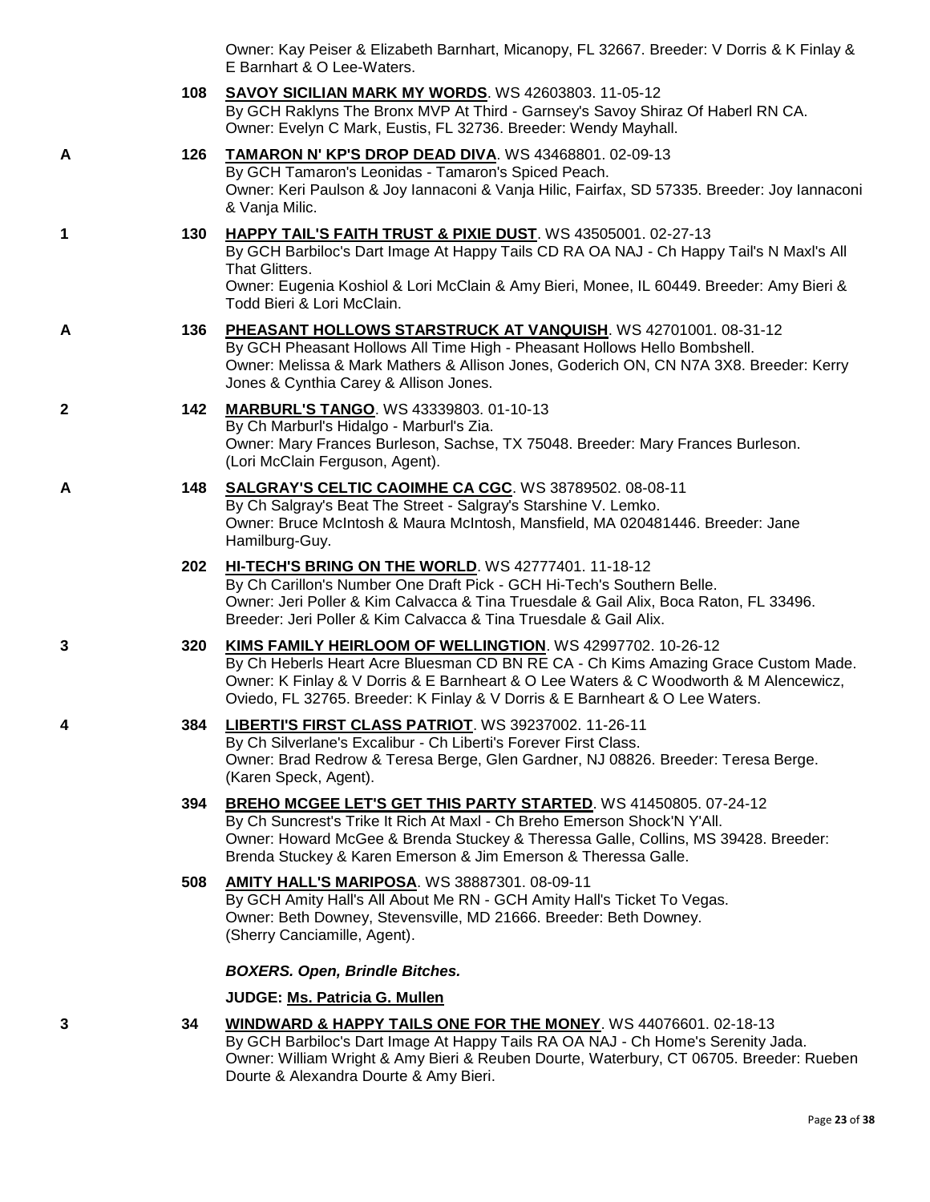Owner: Kay Peiser & Elizabeth Barnhart, Micanopy, FL 32667. Breeder: V Dorris & K Finlay & E Barnhart & O Lee-Waters.

108 **SAVOY SICILIAN MARK MY WORDS**. WS 42603803. 11-05-12
By GCH Raklyns The Bronx MVP At Third - Garnsey's Savoy Shiraz Of Haberl RN CA.
Owner: Evelyn C Mark, Eustis, FL 32736. Breeder: Wendy Mayhall.

A 126 **TAMARON N' KP'S DROP DEAD DIVA**. WS 43468801. 02-09-13
By GCH Tamaron's Leonidas - Tamaron's Spiced Peach.
Owner: Keri Paulson & Joy Iannaconi & Vanja Hilic, Fairfax, SD 57335. Breeder: Joy Iannaconi & Vanja Milic.

1 130 **HAPPY TAIL'S FAITH TRUST & PIXIE DUST**. WS 43505001. 02-27-13
By GCH Barbiloc's Dart Image At Happy Tails CD RA OA NAJ - Ch Happy Tail's N Maxl's All That Glitters.
Owner: Eugenia Koshiol & Lori McClain & Amy Bieri, Monee, IL 60449. Breeder: Amy Bieri & Todd Bieri & Lori McClain.

A 136 **PHEASANT HOLLOWS STARSTRUCK AT VANQUISH**. WS 42701001. 08-31-12
By GCH Pheasant Hollows All Time High - Pheasant Hollows Hello Bombshell.
Owner: Melissa & Mark Mathers & Allison Jones, Goderich ON, CN N7A 3X8. Breeder: Kerry Jones & Cynthia Carey & Allison Jones.

2 142 **MARBURL'S TANGO**. WS 43339803. 01-10-13
By Ch Marburl's Hidalgo - Marburl's Zia.
Owner: Mary Frances Burleson, Sachse, TX 75048. Breeder: Mary Frances Burleson.
(Lori McClain Ferguson, Agent).

A 148 **SALGRAY'S CELTIC CAOIMHE CA CGC**. WS 38789502. 08-08-11
By Ch Salgray's Beat The Street - Salgray's Starshine V. Lemko.
Owner: Bruce McIntosh & Maura McIntosh, Mansfield, MA 020481446. Breeder: Jane Hamilburg-Guy.

202 **HI-TECH'S BRING ON THE WORLD**. WS 42777401. 11-18-12
By Ch Carillon's Number One Draft Pick - GCH Hi-Tech's Southern Belle.
Owner: Jeri Poller & Kim Calvacca & Tina Truesdale & Gail Alix, Boca Raton, FL 33496. Breeder: Jeri Poller & Kim Calvacca & Tina Truesdale & Gail Alix.

3 320 **KIMS FAMILY HEIRLOOM OF WELLINGTION**. WS 42997702. 10-26-12
By Ch Heberls Heart Acre Bluesman CD BN RE CA - Ch Kims Amazing Grace Custom Made.
Owner: K Finlay & V Dorris & E Barnheart & O Lee Waters & C Woodworth & M Alencewicz, Oviedo, FL 32765. Breeder: K Finlay & V Dorris & E Barnheart & O Lee Waters.

4 384 **LIBERTI'S FIRST CLASS PATRIOT**. WS 39237002. 11-26-11
By Ch Silverlane's Excalibur - Ch Liberti's Forever First Class.
Owner: Brad Redrow & Teresa Berge, Glen Gardner, NJ 08826. Breeder: Teresa Berge.
(Karen Speck, Agent).

394 **BREHO MCGEE LET'S GET THIS PARTY STARTED**. WS 41450805. 07-24-12
By Ch Suncrest's Trike It Rich At Maxl - Ch Breho Emerson Shock'N Y'All.
Owner: Howard McGee & Brenda Stuckey & Theressa Galle, Collins, MS 39428. Breeder: Brenda Stuckey & Karen Emerson & Jim Emerson & Theressa Galle.

508 **AMITY HALL'S MARIPOSA**. WS 38887301. 08-09-11
By GCH Amity Hall's All About Me RN - GCH Amity Hall's Ticket To Vegas.
Owner: Beth Downey, Stevensville, MD 21666. Breeder: Beth Downey.
(Sherry Canciamille, Agent).

***BOXERS. Open, Brindle Bitches.***

**JUDGE: Ms. Patricia G. Mullen**

3 34 **WINDWARD & HAPPY TAILS ONE FOR THE MONEY**. WS 44076601. 02-18-13
By GCH Barbiloc's Dart Image At Happy Tails RA OA NAJ - Ch Home's Serenity Jada.
Owner: William Wright & Amy Bieri & Reuben Dourte, Waterbury, CT 06705. Breeder: Rueben Dourte & Alexandra Dourte & Amy Bieri.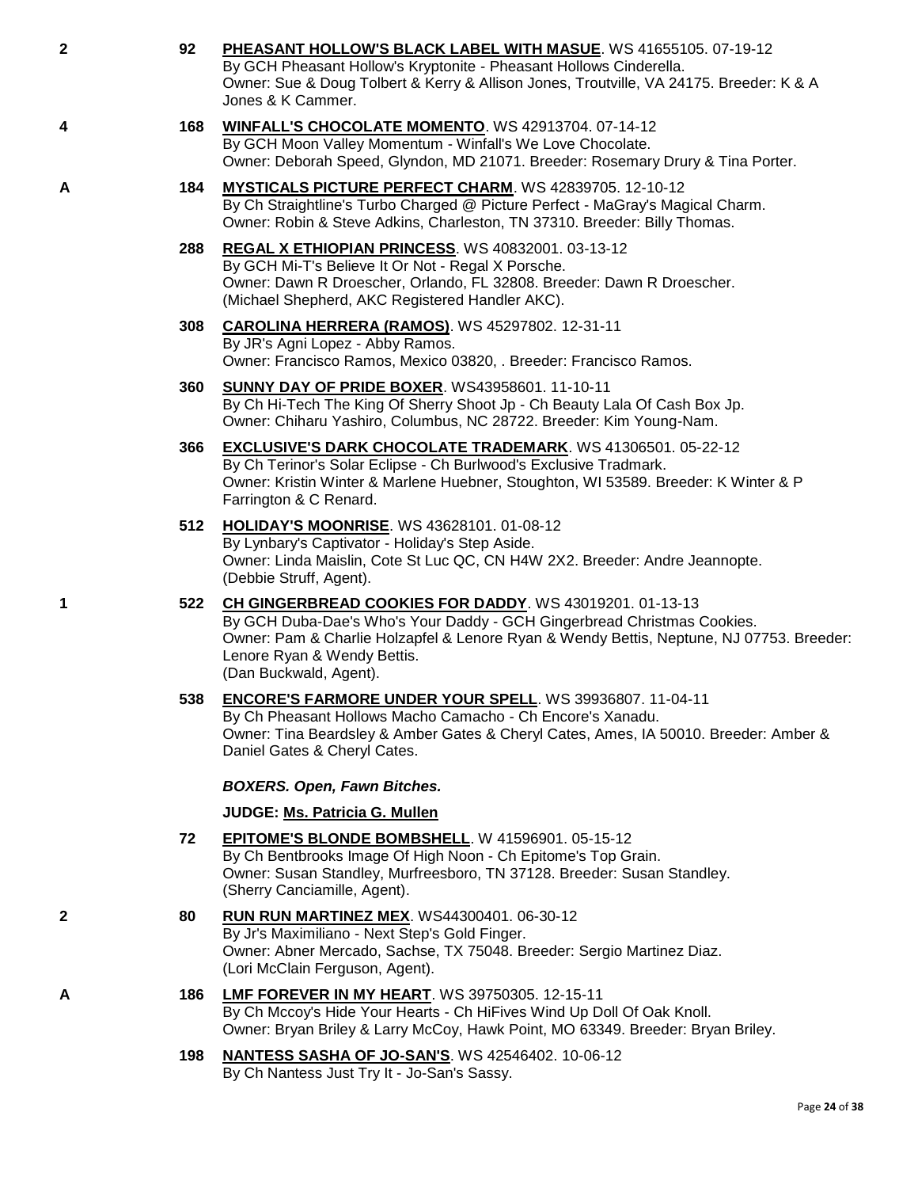**2** **92** **[PHEASANT HOLLOW'S BLACK LABEL WITH MASUE](#)**. WS 41655105. 07-19-12
By GCH Pheasant Hollow's Kryptonite - Pheasant Hollows Cinderella.
Owner: Sue & Doug Tolbert & Kerry & Allison Jones, Troutville, VA 24175. Breeder: K & A Jones & K Cammer.

**4** **168** **[WINFALL'S CHOCOLATE MOMENTO](#)**. WS 42913704. 07-14-12
By GCH Moon Valley Momentum - Winfall's We Love Chocolate.
Owner: Deborah Speed, Glyndon, MD 21071. Breeder: Rosemary Drury & Tina Porter.

**A** **184** **[MYSTICALS PICTURE PERFECT CHARM](#)**. WS 42839705. 12-10-12
By Ch Straightline's Turbo Charged @ Picture Perfect - MaGray's Magical Charm.
Owner: Robin & Steve Adkins, Charleston, TN 37310. Breeder: Billy Thomas.

**288** **[REGAL X ETHIOPIAN PRINCESS](#)**. WS 40832001. 03-13-12
By GCH Mi-T's Believe It Or Not - Regal X Porsche.
Owner: Dawn R Droescher, Orlando, FL 32808. Breeder: Dawn R Droescher.
(Michael Shepherd, AKC Registered Handler AKC).

**308** **[CAROLINA HERRERA (RAMOS)](#)**. WS 45297802. 12-31-11
By JR's Agni Lopez - Abby Ramos.
Owner: Francisco Ramos, Mexico 03820, . Breeder: Francisco Ramos.

**360** **[SUNNY DAY OF PRIDE BOXER](#)**. WS43958601. 11-10-11
By Ch Hi-Tech The King Of Sherry Shoot Jp - Ch Beauty Lala Of Cash Box Jp.
Owner: Chiharu Yashiro, Columbus, NC 28722. Breeder: Kim Young-Nam.

**366** **[EXCLUSIVE'S DARK CHOCOLATE TRADEMARK](#)**. WS 41306501. 05-22-12
By Ch Terinor's Solar Eclipse - Ch Burlwood's Exclusive Tradmark.
Owner: Kristin Winter & Marlene Huebner, Stoughton, WI 53589. Breeder: K Winter & P Farrington & C Renard.

**512** **[HOLIDAY'S MOONRISE](#)**. WS 43628101. 01-08-12
By Lynbary's Captivator - Holiday's Step Aside.
Owner: Linda Maislin, Cote St Luc QC, CN H4W 2X2. Breeder: Andre Jeannopte.
(Debbie Struff, Agent).

**1** **522** **[CH GINGERBREAD COOKIES FOR DADDY](#)**. WS 43019201. 01-13-13
By GCH Duba-Dae's Who's Your Daddy - GCH Gingerbread Christmas Cookies.
Owner: Pam & Charlie Holzapfel & Lenore Ryan & Wendy Bettis, Neptune, NJ 07753. Breeder: Lenore Ryan & Wendy Bettis.
(Dan Buckwald, Agent).

**538** **[ENCORE'S FARMORE UNDER YOUR SPELL](#)**. WS 39936807. 11-04-11
By Ch Pheasant Hollows Macho Camacho - Ch Encore's Xanadu.
Owner: Tina Beardsley & Amber Gates & Cheryl Cates, Ames, IA 50010. Breeder: Amber & Daniel Gates & Cheryl Cates.

***BOXERS. Open, Fawn Bitches.***

**JUDGE: [Ms. Patricia G. Mullen](#)**

**72** **[EPITOME'S BLONDE BOMBSHELL](#)**. W 41596901. 05-15-12
By Ch Bentbrooks Image Of High Noon - Ch Epitome's Top Grain.
Owner: Susan Standley, Murfreesboro, TN 37128. Breeder: Susan Standley.
(Sherry Canciamille, Agent).

**2** **80** **[RUN RUN MARTINEZ MEX](#)**. WS44300401. 06-30-12
By Jr's Maximiliano - Next Step's Gold Finger.
Owner: Abner Mercado, Sachse, TX 75048. Breeder: Sergio Martinez Diaz.
(Lori McClain Ferguson, Agent).

**A** **186** **[LMF FOREVER IN MY HEART](#)**. WS 39750305. 12-15-11
By Ch Mccoy's Hide Your Hearts - Ch HiFives Wind Up Doll Of Oak Knoll.
Owner: Bryan Briley & Larry McCoy, Hawk Point, MO 63349. Breeder: Bryan Briley.

**198** **[NANTESS SASHA OF JO-SAN'S](#)**. WS 42546402. 10-06-12
By Ch Nantess Just Try It - Jo-San's Sassy.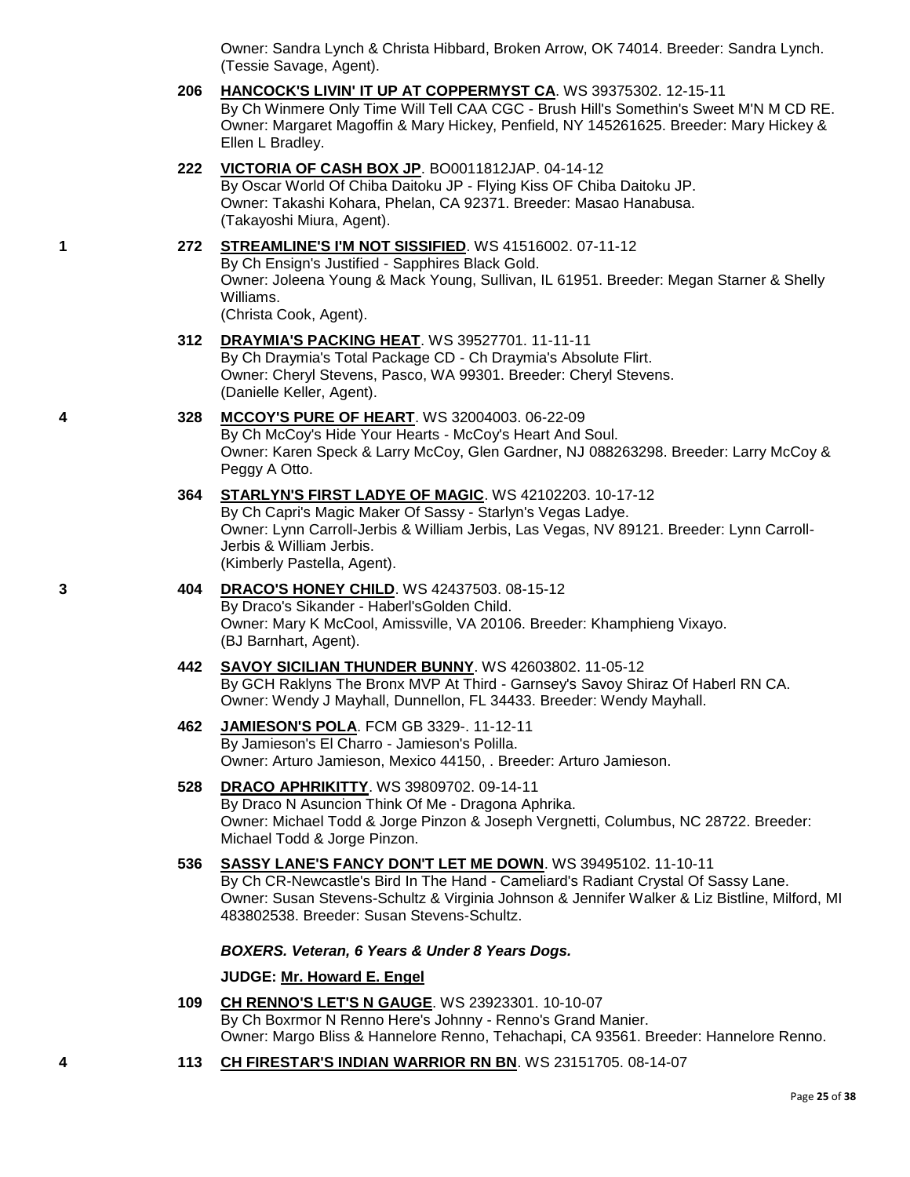Owner: Sandra Lynch & Christa Hibbard, Broken Arrow, OK 74014. Breeder: Sandra Lynch. (Tessie Savage, Agent).

**206** **HANCOCK'S LIVIN' IT UP AT COPPERMYST CA**. WS 39375302. 12-15-11
By Ch Winmere Only Time Will Tell CAA CGC - Brush Hill's Somethin's Sweet M'N M CD RE.
Owner: Margaret Magoffin & Mary Hickey, Penfield, NY 145261625. Breeder: Mary Hickey & Ellen L Bradley.

**222** **VICTORIA OF CASH BOX JP**. BO0011812JAP. 04-14-12
By Oscar World Of Chiba Daitoku JP - Flying Kiss OF Chiba Daitoku JP.
Owner: Takashi Kohara, Phelan, CA 92371. Breeder: Masao Hanabusa.
(Takayoshi Miura, Agent).

1 **272** **STREAMLINE'S I'M NOT SISSIFIED**. WS 41516002. 07-11-12
By Ch Ensign's Justified - Sapphires Black Gold.
Owner: Joleena Young & Mack Young, Sullivan, IL 61951. Breeder: Megan Starner & Shelly Williams.
(Christa Cook, Agent).

**312** **DRAYMIA'S PACKING HEAT**. WS 39527701. 11-11-11
By Ch Draymia's Total Package CD - Ch Draymia's Absolute Flirt.
Owner: Cheryl Stevens, Pasco, WA 99301. Breeder: Cheryl Stevens.
(Danielle Keller, Agent).

4 **328** **MCCOY'S PURE OF HEART**. WS 32004003. 06-22-09
By Ch McCoy's Hide Your Hearts - McCoy's Heart And Soul.
Owner: Karen Speck & Larry McCoy, Glen Gardner, NJ 088263298. Breeder: Larry McCoy & Peggy A Otto.

**364** **STARLYN'S FIRST LADYE OF MAGIC**. WS 42102203. 10-17-12
By Ch Capri's Magic Maker Of Sassy - Starlyn's Vegas Ladye.
Owner: Lynn Carroll-Jerbis & William Jerbis, Las Vegas, NV 89121. Breeder: Lynn Carroll-Jerbis & William Jerbis.
(Kimberly Pastella, Agent).

3 **404** **DRACO'S HONEY CHILD**. WS 42437503. 08-15-12
By Draco's Sikander - Haberl'sGolden Child.
Owner: Mary K McCool, Amissville, VA 20106. Breeder: Khamphieng Vixayo.
(BJ Barnhart, Agent).

**442** **SAVOY SICILIAN THUNDER BUNNY**. WS 42603802. 11-05-12
By GCH Raklyns The Bronx MVP At Third - Garnsey's Savoy Shiraz Of Haberl RN CA.
Owner: Wendy J Mayhall, Dunnellon, FL 34433. Breeder: Wendy Mayhall.

**462** **JAMIESON'S POLA**. FCM GB 3329-. 11-12-11
By Jamieson's El Charro - Jamieson's Polilla.
Owner: Arturo Jamieson, Mexico 44150, . Breeder: Arturo Jamieson.

**528** **DRACO APHRIKITTY**. WS 39809702. 09-14-11
By Draco N Asuncion Think Of Me - Dragona Aphrika.
Owner: Michael Todd & Jorge Pinzon & Joseph Vergnetti, Columbus, NC 28722. Breeder: Michael Todd & Jorge Pinzon.

**536** **SASSY LANE'S FANCY DON'T LET ME DOWN**. WS 39495102. 11-10-11
By Ch CR-Newcastle's Bird In The Hand - Cameliard's Radiant Crystal Of Sassy Lane.
Owner: Susan Stevens-Schultz & Virginia Johnson & Jennifer Walker & Liz Bistline, Milford, MI 483802538. Breeder: Susan Stevens-Schultz.

***BOXERS. Veteran, 6 Years & Under 8 Years Dogs.***

**JUDGE: Mr. Howard E. Engel**

**109** **CH RENNO'S LET'S N GAUGE**. WS 23923301. 10-10-07
By Ch Boxrmor N Renno Here's Johnny - Renno's Grand Manier.
Owner: Margo Bliss & Hannelore Renno, Tehachapi, CA 93561. Breeder: Hannelore Renno.

4 **113** **CH FIRESTAR'S INDIAN WARRIOR RN BN**. WS 23151705. 08-14-07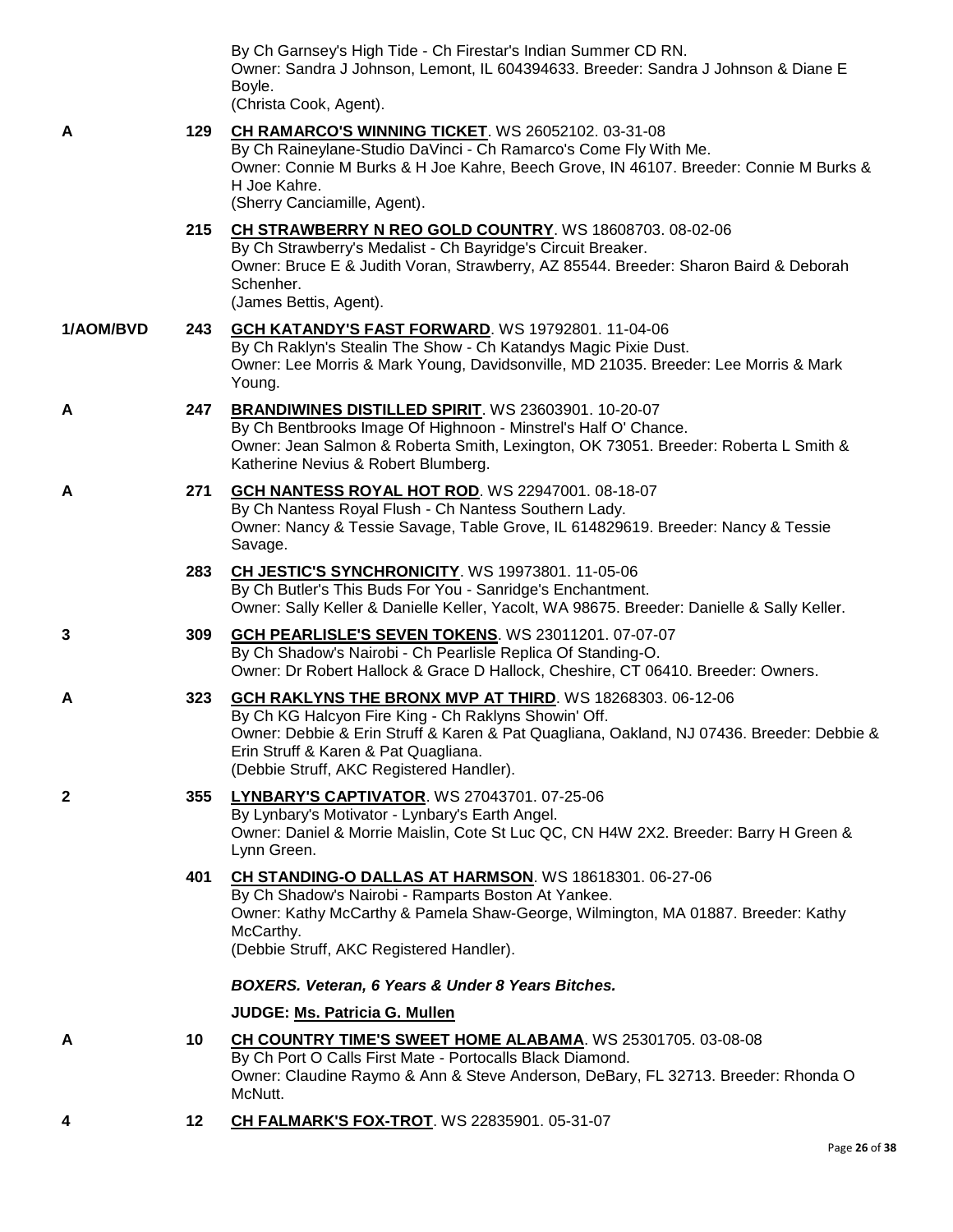By Ch Garnsey's High Tide - Ch Firestar's Indian Summer CD RN.
Owner: Sandra J Johnson, Lemont, IL 604394633. Breeder: Sandra J Johnson & Diane E Boyle.
(Christa Cook, Agent).

**A** **129** **CH RAMARCO'S WINNING TICKET**. WS 26052102. 03-31-08
By Ch Raineylane-Studio DaVinci - Ch Ramarco's Come Fly With Me.
Owner: Connie M Burks & H Joe Kahre, Beech Grove, IN 46107. Breeder: Connie M Burks & H Joe Kahre.
(Sherry Canciamille, Agent).

**215** **CH STRAWBERRY N REO GOLD COUNTRY**. WS 18608703. 08-02-06
By Ch Strawberry's Medalist - Ch Bayridge's Circuit Breaker.
Owner: Bruce E & Judith Voran, Strawberry, AZ 85544. Breeder: Sharon Baird & Deborah Schenher.
(James Bettis, Agent).

**1/AOM/BVD** **243** **GCH KATANDY'S FAST FORWARD**. WS 19792801. 11-04-06
By Ch Raklyn's Stealin The Show - Ch Katandys Magic Pixie Dust.
Owner: Lee Morris & Mark Young, Davidsonville, MD 21035. Breeder: Lee Morris & Mark Young.

**A** **247** **BRANDIWINES DISTILLED SPIRIT**. WS 23603901. 10-20-07
By Ch Bentbrooks Image Of Highnoon - Minstrel's Half O' Chance.
Owner: Jean Salmon & Roberta Smith, Lexington, OK 73051. Breeder: Roberta L Smith & Katherine Nevius & Robert Blumberg.

**A** **271** **GCH NANTESS ROYAL HOT ROD**. WS 22947001. 08-18-07
By Ch Nantess Royal Flush - Ch Nantess Southern Lady.
Owner: Nancy & Tessie Savage, Table Grove, IL 614829619. Breeder: Nancy & Tessie Savage.

**283** **CH JESTIC'S SYNCHRONICITY**. WS 19973801. 11-05-06
By Ch Butler's This Buds For You - Sanridge's Enchantment.
Owner: Sally Keller & Danielle Keller, Yacolt, WA 98675. Breeder: Danielle & Sally Keller.

**3** **309** **GCH PEARLISLE'S SEVEN TOKENS**. WS 23011201. 07-07-07
By Ch Shadow's Nairobi - Ch Pearlisle Replica Of Standing-O.
Owner: Dr Robert Hallock & Grace D Hallock, Cheshire, CT 06410. Breeder: Owners.

**A** **323** **GCH RAKLYNS THE BRONX MVP AT THIRD**. WS 18268303. 06-12-06
By Ch KG Halcyon Fire King - Ch Raklyns Showin' Off.
Owner: Debbie & Erin Struff & Karen & Pat Quagliana, Oakland, NJ 07436. Breeder: Debbie & Erin Struff & Karen & Pat Quagliana.
(Debbie Struff, AKC Registered Handler).

**2** **355** **LYNBARY'S CAPTIVATOR**. WS 27043701. 07-25-06
By Lynbary's Motivator - Lynbary's Earth Angel.
Owner: Daniel & Morrie Maislin, Cote St Luc QC, CN H4W 2X2. Breeder: Barry H Green & Lynn Green.

**401** **CH STANDING-O DALLAS AT HARMSON**. WS 18618301. 06-27-06
By Ch Shadow's Nairobi - Ramparts Boston At Yankee.
Owner: Kathy McCarthy & Pamela Shaw-George, Wilmington, MA 01887. Breeder: Kathy McCarthy.
(Debbie Struff, AKC Registered Handler).

***BOXERS. Veteran, 6 Years & Under 8 Years Bitches.***

**JUDGE: Ms. Patricia G. Mullen**

**A** **10** **CH COUNTRY TIME'S SWEET HOME ALABAMA**. WS 25301705. 03-08-08
By Ch Port O Calls First Mate - Portocalls Black Diamond.
Owner: Claudine Raymo & Ann & Steve Anderson, DeBary, FL 32713. Breeder: Rhonda O McNutt.

**4** **12** **CH FALMARK'S FOX-TROT**. WS 22835901. 05-31-07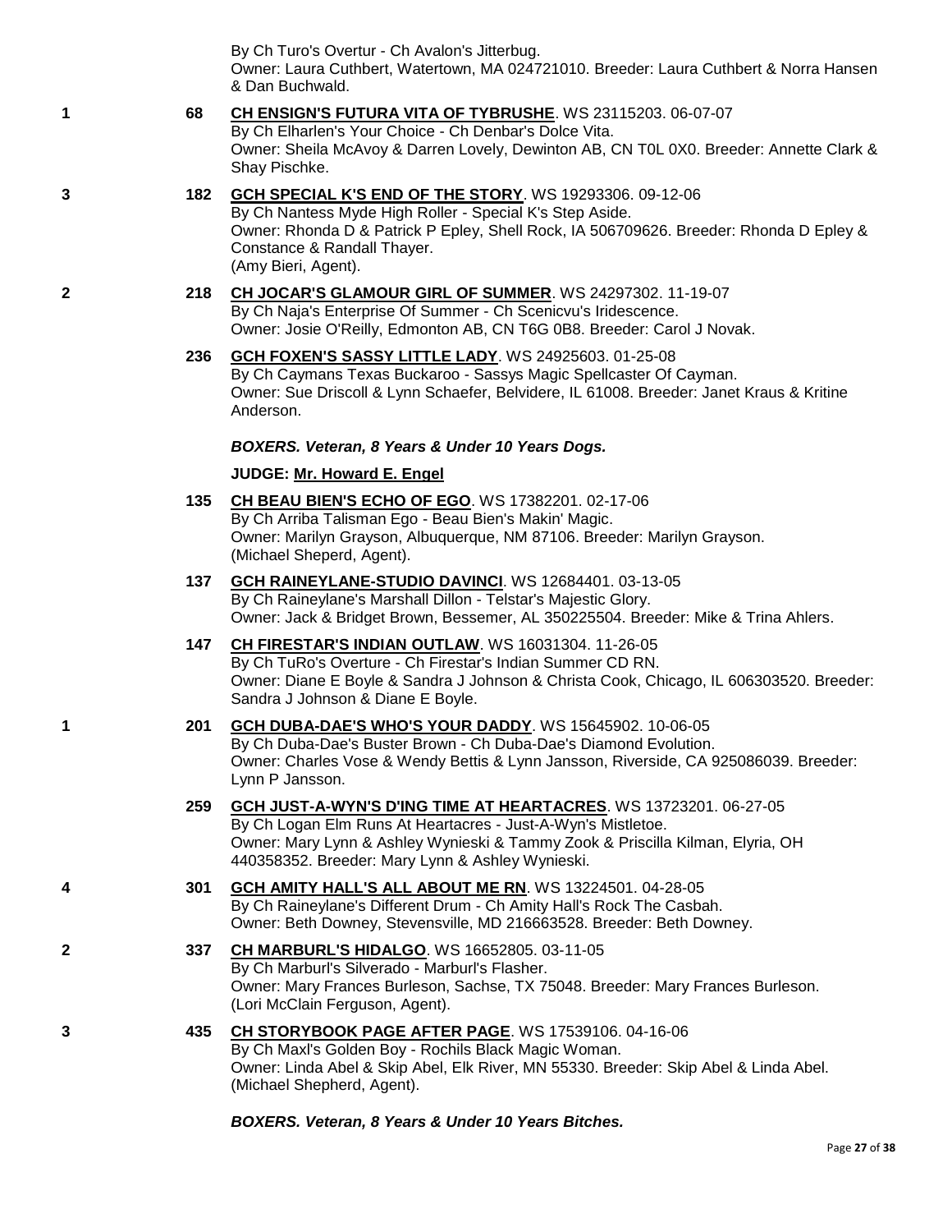By Ch Turo's Overtur - Ch Avalon's Jitterbug.
Owner: Laura Cuthbert, Watertown, MA 024721010. Breeder: Laura Cuthbert & Norra Hansen & Dan Buchwald.

1 **68** **CH ENSIGN'S FUTURA VITA OF TYBRUSHE**. WS 23115203. 06-07-07
By Ch Elharlen's Your Choice - Ch Denbar's Dolce Vita.
Owner: Sheila McAvoy & Darren Lovely, Dewinton AB, CN T0L 0X0. Breeder: Annette Clark & Shay Pischke.

3 **182** **GCH SPECIAL K'S END OF THE STORY**. WS 19293306. 09-12-06
By Ch Nantess Myde High Roller - Special K's Step Aside.
Owner: Rhonda D & Patrick P Epley, Shell Rock, IA 506709626. Breeder: Rhonda D Epley & Constance & Randall Thayer.
(Amy Bieri, Agent).

2 **218** **CH JOCAR'S GLAMOUR GIRL OF SUMMER**. WS 24297302. 11-19-07
By Ch Naja's Enterprise Of Summer - Ch Scenicvu's Iridescence.
Owner: Josie O'Reilly, Edmonton AB, CN T6G 0B8. Breeder: Carol J Novak.

**236** **GCH FOXEN'S SASSY LITTLE LADY**. WS 24925603. 01-25-08
By Ch Caymans Texas Buckaroo - Sassys Magic Spellcaster Of Cayman.
Owner: Sue Driscoll & Lynn Schaefer, Belvidere, IL 61008. Breeder: Janet Kraus & Kritine Anderson.

***BOXERS. Veteran, 8 Years & Under 10 Years Dogs.***

**JUDGE: Mr. Howard E. Engel**

**135** **CH BEAU BIEN'S ECHO OF EGO**. WS 17382201. 02-17-06
By Ch Arriba Talisman Ego - Beau Bien's Makin' Magic.
Owner: Marilyn Grayson, Albuquerque, NM 87106. Breeder: Marilyn Grayson.
(Michael Sheperd, Agent).

**137** **GCH RAINEYLANE-STUDIO DAVINCI**. WS 12684401. 03-13-05
By Ch Raineylane's Marshall Dillon - Telstar's Majestic Glory.
Owner: Jack & Bridget Brown, Bessemer, AL 350225504. Breeder: Mike & Trina Ahlers.

**147** **CH FIRESTAR'S INDIAN OUTLAW**. WS 16031304. 11-26-05
By Ch TuRo's Overture - Ch Firestar's Indian Summer CD RN.
Owner: Diane E Boyle & Sandra J Johnson & Christa Cook, Chicago, IL 606303520. Breeder: Sandra J Johnson & Diane E Boyle.

1 **201** **GCH DUBA-DAE'S WHO'S YOUR DADDY**. WS 15645902. 10-06-05
By Ch Duba-Dae's Buster Brown - Ch Duba-Dae's Diamond Evolution.
Owner: Charles Vose & Wendy Bettis & Lynn Jansson, Riverside, CA 925086039. Breeder: Lynn P Jansson.

**259** **GCH JUST-A-WYN'S D'ING TIME AT HEARTACRES**. WS 13723201. 06-27-05
By Ch Logan Elm Runs At Heartacres - Just-A-Wyn's Mistletoe.
Owner: Mary Lynn & Ashley Wynieski & Tammy Zook & Priscilla Kilman, Elyria, OH 440358352. Breeder: Mary Lynn & Ashley Wynieski.

4 **301** **GCH AMITY HALL'S ALL ABOUT ME RN**. WS 13224501. 04-28-05
By Ch Raineylane's Different Drum - Ch Amity Hall's Rock The Casbah.
Owner: Beth Downey, Stevensville, MD 216663528. Breeder: Beth Downey.

2 **337** **CH MARBURL'S HIDALGO**. WS 16652805. 03-11-05
By Ch Marburl's Silverado - Marburl's Flasher.
Owner: Mary Frances Burleson, Sachse, TX 75048. Breeder: Mary Frances Burleson.
(Lori McClain Ferguson, Agent).

3 **435** **CH STORYBOOK PAGE AFTER PAGE**. WS 17539106. 04-16-06
By Ch Maxl's Golden Boy - Rochils Black Magic Woman.
Owner: Linda Abel & Skip Abel, Elk River, MN 55330. Breeder: Skip Abel & Linda Abel.
(Michael Shepherd, Agent).

***BOXERS. Veteran, 8 Years & Under 10 Years Bitches.***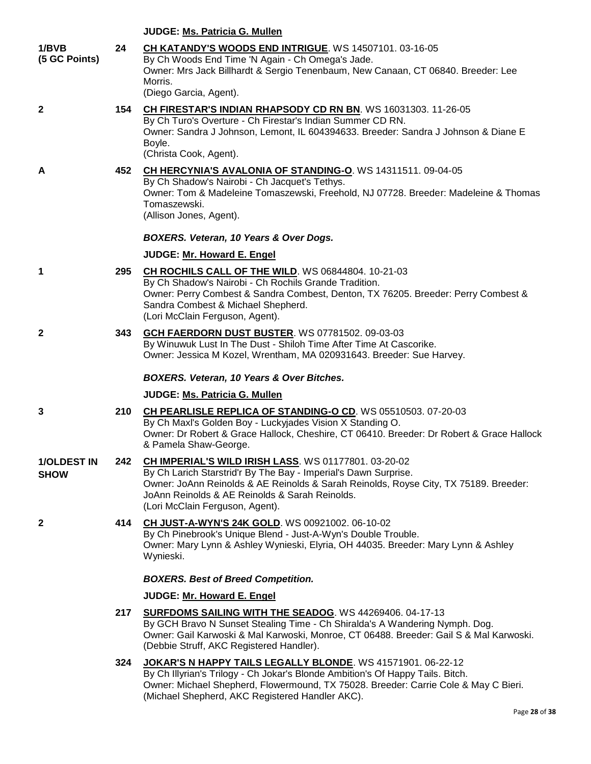**JUDGE: Ms. Patricia G. Mullen**

| | | |
|---|---|---|
| 1/BVB (5 GC Points) | 24 | **CH KATANDY'S WOODS END INTRIGUE**. WS 14507101. 03-16-05<br>By Ch Woods End Time 'N Again - Ch Omega's Jade.<br>Owner: Mrs Jack Billhardt & Sergio Tenenbaum, New Canaan, CT 06840. Breeder: Lee Morris.<br>(Diego Garcia, Agent). |
| 2 | 154 | **CH FIRESTAR'S INDIAN RHAPSODY CD RN BN**. WS 16031303. 11-26-05<br>By Ch Turo's Overture - Ch Firestar's Indian Summer CD RN.<br>Owner: Sandra J Johnson, Lemont, IL 604394633. Breeder: Sandra J Johnson & Diane E Boyle.<br>(Christa Cook, Agent). |
| A | 452 | **CH HERCYNIA'S AVALONIA OF STANDING-O**. WS 14311511. 09-04-05<br>By Ch Shadow's Nairobi - Ch Jacquet's Tethys.<br>Owner: Tom & Madeleine Tomaszewski, Freehold, NJ 07728. Breeder: Madeleine & Thomas Tomaszewski.<br>(Allison Jones, Agent). |

***BOXERS. Veteran, 10 Years & Over Dogs.***

**JUDGE: Mr. Howard E. Engel**

| | | |
|---|---|---|
| 1 | 295 | **CH ROCHILS CALL OF THE WILD**. WS 06844804. 10-21-03<br>By Ch Shadow's Nairobi - Ch Rochils Grande Tradition.<br>Owner: Perry Combest & Sandra Combest, Denton, TX 76205. Breeder: Perry Combest & Sandra Combest & Michael Shepherd.<br>(Lori McClain Ferguson, Agent). |
| 2 | 343 | **GCH FAERDORN DUST BUSTER**. WS 07781502. 09-03-03<br>By Winuwuk Lust In The Dust - Shiloh Time After Time At Cascorike.<br>Owner: Jessica M Kozel, Wrentham, MA 020931643. Breeder: Sue Harvey. |

***BOXERS. Veteran, 10 Years & Over Bitches.***

**JUDGE: Ms. Patricia G. Mullen**

| | | |
|---|---|---|
| 3 | 210 | **CH PEARLISLE REPLICA OF STANDING-O CD**. WS 05510503. 07-20-03<br>By Ch Maxl's Golden Boy - Luckyjades Vision X Standing O.<br>Owner: Dr Robert & Grace Hallock, Cheshire, CT 06410. Breeder: Dr Robert & Grace Hallock & Pamela Shaw-George. |
| 1/OLDEST IN SHOW | 242 | **CH IMPERIAL'S WILD IRISH LASS**. WS 01177801. 03-20-02<br>By Ch Larich Starstrid'r By The Bay - Imperial's Dawn Surprise.<br>Owner: JoAnn Reinolds & AE Reinolds & Sarah Reinolds, Royse City, TX 75189. Breeder: JoAnn Reinolds & AE Reinolds & Sarah Reinolds.<br>(Lori McClain Ferguson, Agent). |
| 2 | 414 | **CH JUST-A-WYN'S 24K GOLD**. WS 00921002. 06-10-02<br>By Ch Pinebrook's Unique Blend - Just-A-Wyn's Double Trouble.<br>Owner: Mary Lynn & Ashley Wynieski, Elyria, OH 44035. Breeder: Mary Lynn & Ashley Wynieski. |

***BOXERS. Best of Breed Competition.***

**JUDGE: Mr. Howard E. Engel**

| | | |
|---|---|---|
| | 217 | **SURFDOMS SAILING WITH THE SEADOG**. WS 44269406. 04-17-13<br>By GCH Bravo N Sunset Stealing Time - Ch Shiralda's A Wandering Nymph. Dog.<br>Owner: Gail Karwoski & Mal Karwoski, Monroe, CT 06488. Breeder: Gail S & Mal Karwoski.<br>(Debbie Struff, AKC Registered Handler). |
| | 324 | **JOKAR'S N HAPPY TAILS LEGALLY BLONDE**. WS 41571901. 06-22-12<br>By Ch Illyrian's Trilogy - Ch Jokar's Blonde Ambition's Of Happy Tails. Bitch.<br>Owner: Michael Shepherd, Flowermound, TX 75028. Breeder: Carrie Cole & May C Bieri.<br>(Michael Shepherd, AKC Registered Handler AKC). |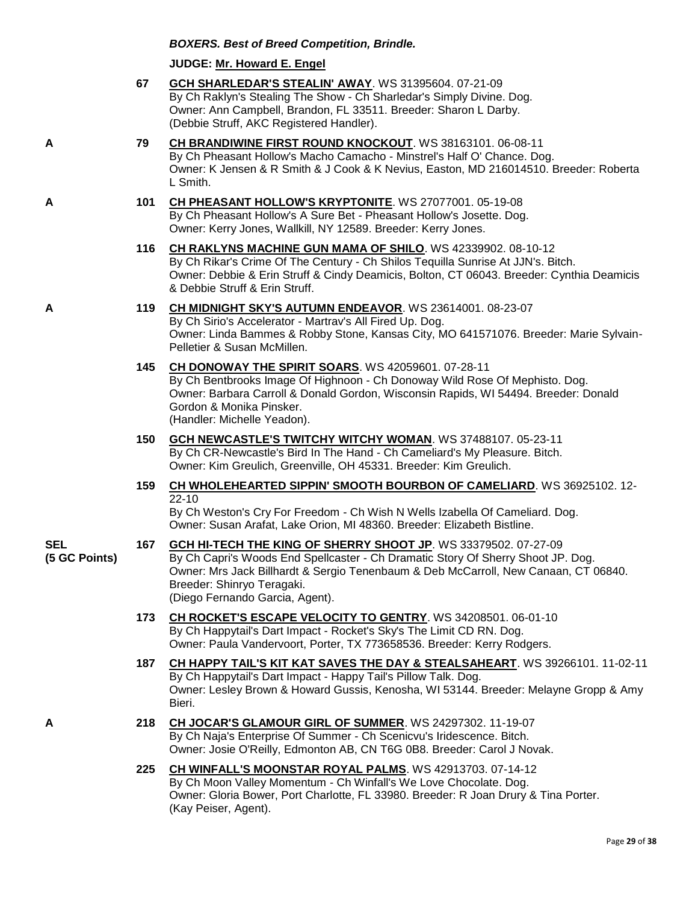***BOXERS. Best of Breed Competition, Brindle.***

**JUDGE: Mr. Howard E. Engel**

**67** **GCH SHARLEDAR'S STEALIN' AWAY**. WS 31395604. 07-21-09
By Ch Raklyn's Stealing The Show - Ch Sharledar's Simply Divine. Dog.
Owner: Ann Campbell, Brandon, FL 33511. Breeder: Sharon L Darby.
(Debbie Struff, AKC Registered Handler).

**A** **79** **CH BRANDIWINE FIRST ROUND KNOCKOUT**. WS 38163101. 06-08-11
By Ch Pheasant Hollow's Macho Camacho - Minstrel's Half O' Chance. Dog.
Owner: K Jensen & R Smith & J Cook & K Nevius, Easton, MD 216014510. Breeder: Roberta L Smith.

**A** **101** **CH PHEASANT HOLLOW'S KRYPTONITE**. WS 27077001. 05-19-08
By Ch Pheasant Hollow's A Sure Bet - Pheasant Hollow's Josette. Dog.
Owner: Kerry Jones, Wallkill, NY 12589. Breeder: Kerry Jones.

**116** **CH RAKLYNS MACHINE GUN MAMA OF SHILO**. WS 42339902. 08-10-12
By Ch Rikar's Crime Of The Century - Ch Shilos Tequilla Sunrise At JJN's. Bitch.
Owner: Debbie & Erin Struff & Cindy Deamicis, Bolton, CT 06043. Breeder: Cynthia Deamicis & Debbie Struff & Erin Struff.

**A** **119** **CH MIDNIGHT SKY'S AUTUMN ENDEAVOR**. WS 23614001. 08-23-07
By Ch Sirio's Accelerator - Martrav's All Fired Up. Dog.
Owner: Linda Bammes & Robby Stone, Kansas City, MO 641571076. Breeder: Marie Sylvain-Pelletier & Susan McMillen.

**145** **CH DONOWAY THE SPIRIT SOARS**. WS 42059601. 07-28-11
By Ch Bentbrooks Image Of Highnoon - Ch Donoway Wild Rose Of Mephisto. Dog.
Owner: Barbara Carroll & Donald Gordon, Wisconsin Rapids, WI 54494. Breeder: Donald Gordon & Monika Pinsker.
(Handler: Michelle Yeadon).

**150** **GCH NEWCASTLE'S TWITCHY WITCHY WOMAN**. WS 37488107. 05-23-11
By Ch CR-Newcastle's Bird In The Hand - Ch Cameliard's My Pleasure. Bitch.
Owner: Kim Greulich, Greenville, OH 45331. Breeder: Kim Greulich.

**159** **CH WHOLEHEARTED SIPPIN' SMOOTH BOURBON OF CAMELIARD**. WS 36925102. 12-22-10
By Ch Weston's Cry For Freedom - Ch Wish N Wells Izabella Of Cameliard. Dog.
Owner: Susan Arafat, Lake Orion, MI 48360. Breeder: Elizabeth Bistline.

**SEL (5 GC Points)** **167** **GCH HI-TECH THE KING OF SHERRY SHOOT JP**. WS 33379502. 07-27-09
By Ch Capri's Woods End Spellcaster - Ch Dramatic Story Of Sherry Shoot JP. Dog.
Owner: Mrs Jack Billhardt & Sergio Tenenbaum & Deb McCarroll, New Canaan, CT 06840. Breeder: Shinryo Teragaki.
(Diego Fernando Garcia, Agent).

**173** **CH ROCKET'S ESCAPE VELOCITY TO GENTRY**. WS 34208501. 06-01-10
By Ch Happytail's Dart Impact - Rocket's Sky's The Limit CD RN. Dog.
Owner: Paula Vandervoort, Porter, TX 773658536. Breeder: Kerry Rodgers.

**187** **CH HAPPY TAIL'S KIT KAT SAVES THE DAY & STEALSAHEART**. WS 39266101. 11-02-11
By Ch Happytail's Dart Impact - Happy Tail's Pillow Talk. Dog.
Owner: Lesley Brown & Howard Gussis, Kenosha, WI 53144. Breeder: Melayne Gropp & Amy Bieri.

**A** **218** **CH JOCAR'S GLAMOUR GIRL OF SUMMER**. WS 24297302. 11-19-07
By Ch Naja's Enterprise Of Summer - Ch Scenicvu's Iridescence. Bitch.
Owner: Josie O'Reilly, Edmonton AB, CN T6G 0B8. Breeder: Carol J Novak.

**225** **CH WINFALL'S MOONSTAR ROYAL PALMS**. WS 42913703. 07-14-12
By Ch Moon Valley Momentum - Ch Winfall's We Love Chocolate. Dog.
Owner: Gloria Bower, Port Charlotte, FL 33980. Breeder: R Joan Drury & Tina Porter.
(Kay Peiser, Agent).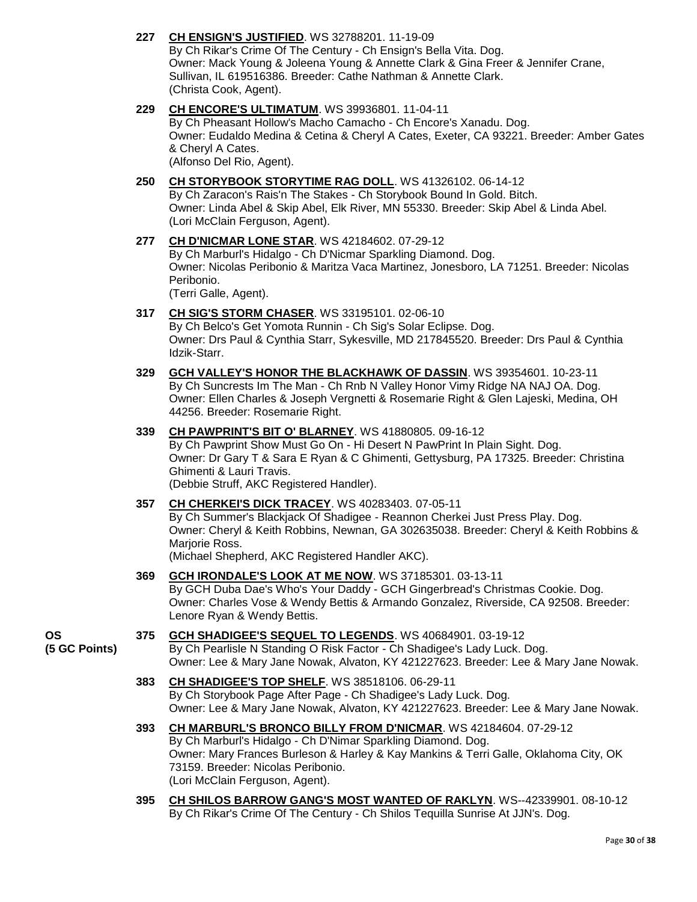**227** **CH ENSIGN'S JUSTIFIED**. WS 32788201. 11-19-09
By Ch Rikar's Crime Of The Century - Ch Ensign's Bella Vita. Dog.
Owner: Mack Young & Joleena Young & Annette Clark & Gina Freer & Jennifer Crane, Sullivan, IL 619516386. Breeder: Cathe Nathman & Annette Clark.
(Christa Cook, Agent).

**229** **CH ENCORE'S ULTIMATUM**. WS 39936801. 11-04-11
By Ch Pheasant Hollow's Macho Camacho - Ch Encore's Xanadu. Dog.
Owner: Eudaldo Medina & Cetina & Cheryl A Cates, Exeter, CA 93221. Breeder: Amber Gates & Cheryl A Cates.
(Alfonso Del Rio, Agent).

**250** **CH STORYBOOK STORYTIME RAG DOLL**. WS 41326102. 06-14-12
By Ch Zaracon's Rais'n The Stakes - Ch Storybook Bound In Gold. Bitch.
Owner: Linda Abel & Skip Abel, Elk River, MN 55330. Breeder: Skip Abel & Linda Abel.
(Lori McClain Ferguson, Agent).

**277** **CH D'NICMAR LONE STAR**. WS 42184602. 07-29-12
By Ch Marburl's Hidalgo - Ch D'Nicmar Sparkling Diamond. Dog.
Owner: Nicolas Peribonio & Maritza Vaca Martinez, Jonesboro, LA 71251. Breeder: Nicolas Peribonio.
(Terri Galle, Agent).

**317** **CH SIG'S STORM CHASER**. WS 33195101. 02-06-10
By Ch Belco's Get Yomota Runnin - Ch Sig's Solar Eclipse. Dog.
Owner: Drs Paul & Cynthia Starr, Sykesville, MD 217845520. Breeder: Drs Paul & Cynthia Idzik-Starr.

**329** **GCH VALLEY'S HONOR THE BLACKHAWK OF DASSIN**. WS 39354601. 10-23-11
By Ch Suncrests Im The Man - Ch Rnb N Valley Honor Vimy Ridge NA NAJ OA. Dog.
Owner: Ellen Charles & Joseph Vergnetti & Rosemarie Right & Glen Lajeski, Medina, OH 44256. Breeder: Rosemarie Right.

**339** **CH PAWPRINT'S BIT O' BLARNEY**. WS 41880805. 09-16-12
By Ch Pawprint Show Must Go On - Hi Desert N PawPrint In Plain Sight. Dog.
Owner: Dr Gary T & Sara E Ryan & C Ghimenti, Gettysburg, PA 17325. Breeder: Christina Ghimenti & Lauri Travis.
(Debbie Struff, AKC Registered Handler).

**357** **CH CHERKEI'S DICK TRACEY**. WS 40283403. 07-05-11
By Ch Summer's Blackjack Of Shadigee - Reannon Cherkei Just Press Play. Dog.
Owner: Cheryl & Keith Robbins, Newnan, GA 302635038. Breeder: Cheryl & Keith Robbins & Marjorie Ross.
(Michael Shepherd, AKC Registered Handler AKC).

**369** **GCH IRONDALE'S LOOK AT ME NOW**. WS 37185301. 03-13-11
By GCH Duba Dae's Who's Your Daddy - GCH Gingerbread's Christmas Cookie. Dog.
Owner: Charles Vose & Wendy Bettis & Armando Gonzalez, Riverside, CA 92508. Breeder: Lenore Ryan & Wendy Bettis.

**OS (5 GC Points)** **375** **GCH SHADIGEE'S SEQUEL TO LEGENDS**. WS 40684901. 03-19-12
By Ch Pearlisle N Standing O Risk Factor - Ch Shadigee's Lady Luck. Dog.
Owner: Lee & Mary Jane Nowak, Alvaton, KY 421227623. Breeder: Lee & Mary Jane Nowak.

**383** **CH SHADIGEE'S TOP SHELF**. WS 38518106. 06-29-11
By Ch Storybook Page After Page - Ch Shadigee's Lady Luck. Dog.
Owner: Lee & Mary Jane Nowak, Alvaton, KY 421227623. Breeder: Lee & Mary Jane Nowak.

**393** **CH MARBURL'S BRONCO BILLY FROM D'NICMAR**. WS 42184604. 07-29-12
By Ch Marburl's Hidalgo - Ch D'Nimar Sparkling Diamond. Dog.
Owner: Mary Frances Burleson & Harley & Kay Mankins & Terri Galle, Oklahoma City, OK 73159. Breeder: Nicolas Peribonio.
(Lori McClain Ferguson, Agent).

**395** **CH SHILOS BARROW GANG'S MOST WANTED OF RAKLYN**. WS--42339901. 08-10-12
By Ch Rikar's Crime Of The Century - Ch Shilos Tequilla Sunrise At JJN's. Dog.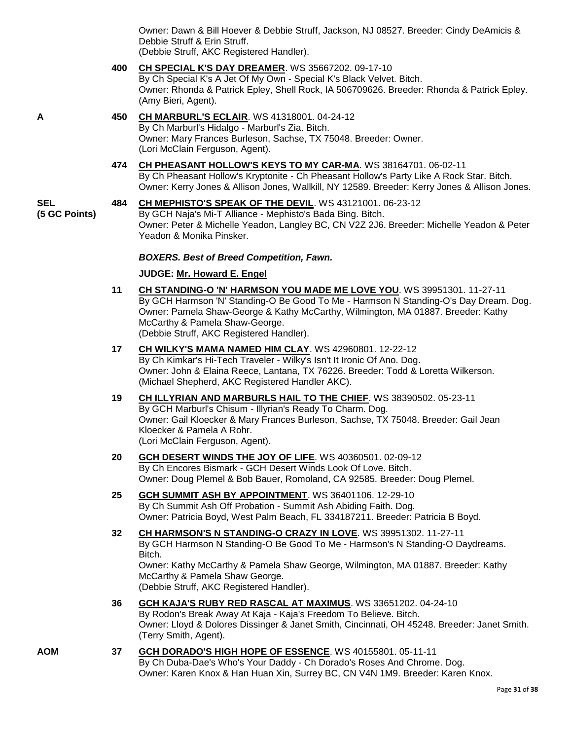Owner: Dawn & Bill Hoever & Debbie Struff, Jackson, NJ 08527. Breeder: Cindy DeAmicis & Debbie Struff & Erin Struff.
(Debbie Struff, AKC Registered Handler).

**400** **CH SPECIAL K'S DAY DREAMER**. WS 35667202. 09-17-10
By Ch Special K's A Jet Of My Own - Special K's Black Velvet. Bitch.
Owner: Rhonda & Patrick Epley, Shell Rock, IA 506709626. Breeder: Rhonda & Patrick Epley.
(Amy Bieri, Agent).

**A** **450** **CH MARBURL'S ECLAIR**. WS 41318001. 04-24-12
By Ch Marburl's Hidalgo - Marburl's Zia. Bitch.
Owner: Mary Frances Burleson, Sachse, TX 75048. Breeder: Owner.
(Lori McClain Ferguson, Agent).

**474** **CH PHEASANT HOLLOW'S KEYS TO MY CAR-MA**. WS 38164701. 06-02-11
By Ch Pheasant Hollow's Kryptonite - Ch Pheasant Hollow's Party Like A Rock Star. Bitch.
Owner: Kerry Jones & Allison Jones, Wallkill, NY 12589. Breeder: Kerry Jones & Allison Jones.

**SEL (5 GC Points)** **484** **CH MEPHISTO'S SPEAK OF THE DEVIL**. WS 43121001. 06-23-12
By GCH Naja's Mi-T Alliance - Mephisto's Bada Bing. Bitch.
Owner: Peter & Michelle Yeadon, Langley BC, CN V2Z 2J6. Breeder: Michelle Yeadon & Peter Yeadon & Monika Pinsker.

***BOXERS. Best of Breed Competition, Fawn.***

**JUDGE: Mr. Howard E. Engel**

**11** **CH STANDING-O 'N' HARMSON YOU MADE ME LOVE YOU**. WS 39951301. 11-27-11
By GCH Harmson 'N' Standing-O Be Good To Me - Harmson N Standing-O's Day Dream. Dog.
Owner: Pamela Shaw-George & Kathy McCarthy, Wilmington, MA 01887. Breeder: Kathy McCarthy & Pamela Shaw-George.
(Debbie Struff, AKC Registered Handler).

**17** **CH WILKY'S MAMA NAMED HIM CLAY**. WS 42960801. 12-22-12
By Ch Kimkar's Hi-Tech Traveler - Wilky's Isn't It Ironic Of Ano. Dog.
Owner: John & Elaina Reece, Lantana, TX 76226. Breeder: Todd & Loretta Wilkerson.
(Michael Shepherd, AKC Registered Handler AKC).

**19** **CH ILLYRIAN AND MARBURLS HAIL TO THE CHIEF**. WS 38390502. 05-23-11
By GCH Marburl's Chisum - Illyrian's Ready To Charm. Dog.
Owner: Gail Kloecker & Mary Frances Burleson, Sachse, TX 75048. Breeder: Gail Jean Kloecker & Pamela A Rohr.
(Lori McClain Ferguson, Agent).

**20** **GCH DESERT WINDS THE JOY OF LIFE**. WS 40360501. 02-09-12
By Ch Encores Bismark - GCH Desert Winds Look Of Love. Bitch.
Owner: Doug Plemel & Bob Bauer, Romoland, CA 92585. Breeder: Doug Plemel.

**25** **GCH SUMMIT ASH BY APPOINTMENT**. WS 36401106. 12-29-10
By Ch Summit Ash Off Probation - Summit Ash Abiding Faith. Dog.
Owner: Patricia Boyd, West Palm Beach, FL 334187211. Breeder: Patricia B Boyd.

**32** **CH HARMSON'S N STANDING-O CRAZY IN LOVE**. WS 39951302. 11-27-11
By GCH Harmson N Standing-O Be Good To Me - Harmson's N Standing-O Daydreams. Bitch.
Owner: Kathy McCarthy & Pamela Shaw George, Wilmington, MA 01887. Breeder: Kathy McCarthy & Pamela Shaw George.
(Debbie Struff, AKC Registered Handler).

**36** **GCH KAJA'S RUBY RED RASCAL AT MAXIMUS**. WS 33651202. 04-24-10
By Rodon's Break Away At Kaja - Kaja's Freedom To Believe. Bitch.
Owner: Lloyd & Dolores Dissinger & Janet Smith, Cincinnati, OH 45248. Breeder: Janet Smith.
(Terry Smith, Agent).

**AOM** **37** **GCH DORADO'S HIGH HOPE OF ESSENCE**. WS 40155801. 05-11-11
By Ch Duba-Dae's Who's Your Daddy - Ch Dorado's Roses And Chrome. Dog.
Owner: Karen Knox & Han Huan Xin, Surrey BC, CN V4N 1M9. Breeder: Karen Knox.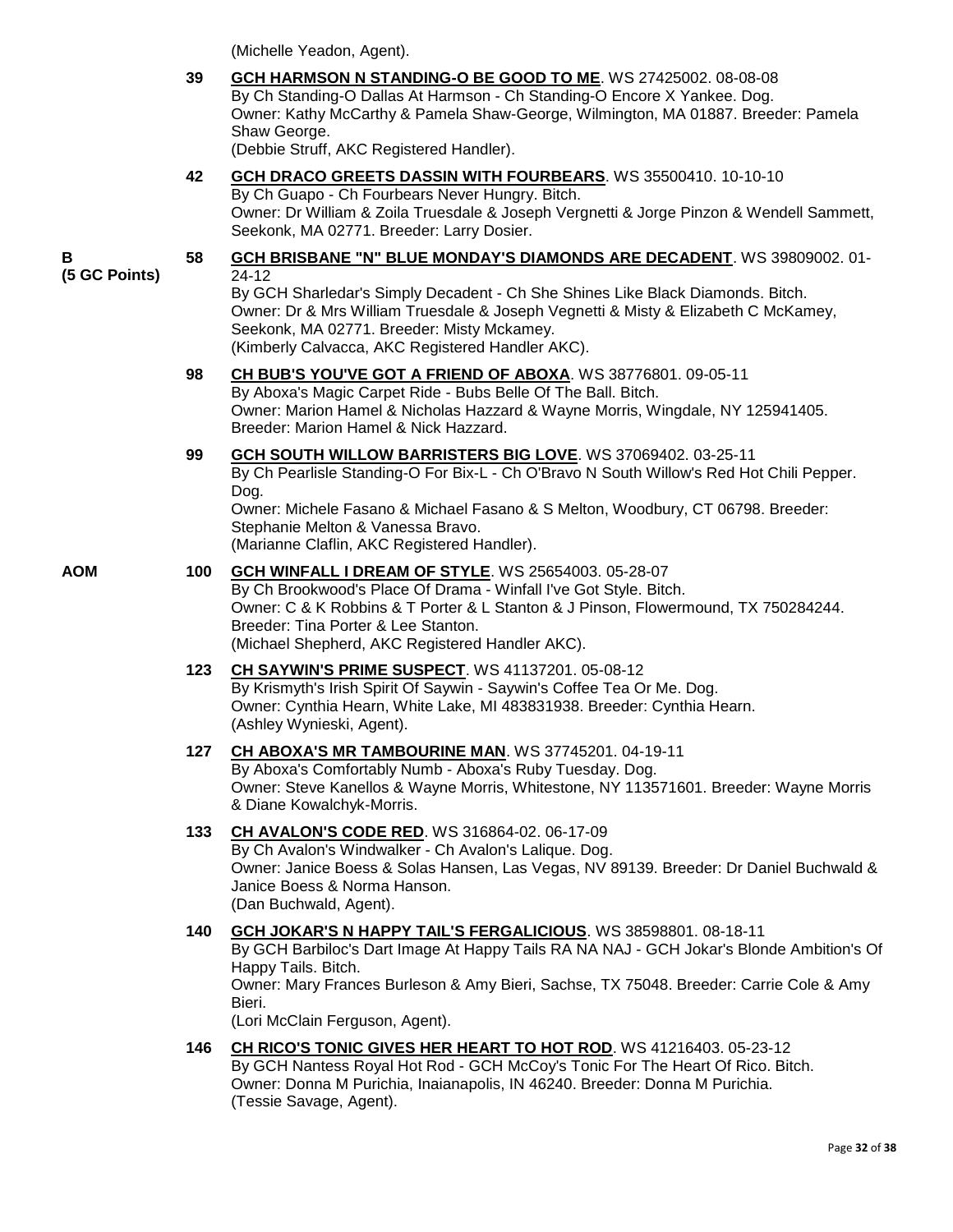(Michelle Yeadon, Agent).

**39** **GCH HARMSON N STANDING-O BE GOOD TO ME**. WS 27425002. 08-08-08
By Ch Standing-O Dallas At Harmson - Ch Standing-O Encore X Yankee. Dog.
Owner: Kathy McCarthy & Pamela Shaw-George, Wilmington, MA 01887. Breeder: Pamela Shaw George.
(Debbie Struff, AKC Registered Handler).

**42** **GCH DRACO GREETS DASSIN WITH FOURBEARS**. WS 35500410. 10-10-10
By Ch Guapo - Ch Fourbears Never Hungry. Bitch.
Owner: Dr William & Zoila Truesdale & Joseph Vergnetti & Jorge Pinzon & Wendell Sammett, Seekonk, MA 02771. Breeder: Larry Dosier.

**B (5 GC Points)** **58** **GCH BRISBANE "N" BLUE MONDAY'S DIAMONDS ARE DECADENT**. WS 39809002. 01-24-12
By GCH Sharledar's Simply Decadent - Ch She Shines Like Black Diamonds. Bitch.
Owner: Dr & Mrs William Truesdale & Joseph Vegnetti & Misty & Elizabeth C McKamey, Seekonk, MA 02771. Breeder: Misty Mckamey.
(Kimberly Calvacca, AKC Registered Handler AKC).

**98** **CH BUB'S YOU'VE GOT A FRIEND OF ABOXA**. WS 38776801. 09-05-11
By Aboxa's Magic Carpet Ride - Bubs Belle Of The Ball. Bitch.
Owner: Marion Hamel & Nicholas Hazzard & Wayne Morris, Wingdale, NY 125941405. Breeder: Marion Hamel & Nick Hazzard.

**99** **GCH SOUTH WILLOW BARRISTERS BIG LOVE**. WS 37069402. 03-25-11
By Ch Pearlisle Standing-O For Bix-L - Ch O'Bravo N South Willow's Red Hot Chili Pepper. Dog.
Owner: Michele Fasano & Michael Fasano & S Melton, Woodbury, CT 06798. Breeder: Stephanie Melton & Vanessa Bravo.
(Marianne Claflin, AKC Registered Handler).

**AOM** **100** **GCH WINFALL I DREAM OF STYLE**. WS 25654003. 05-28-07
By Ch Brookwood's Place Of Drama - Winfall I've Got Style. Bitch.
Owner: C & K Robbins & T Porter & L Stanton & J Pinson, Flowermound, TX 750284244. Breeder: Tina Porter & Lee Stanton.
(Michael Shepherd, AKC Registered Handler AKC).

**123** **CH SAYWIN'S PRIME SUSPECT**. WS 41137201. 05-08-12
By Krismyth's Irish Spirit Of Saywin - Saywin's Coffee Tea Or Me. Dog.
Owner: Cynthia Hearn, White Lake, MI 483831938. Breeder: Cynthia Hearn.
(Ashley Wynieski, Agent).

**127** **CH ABOXA'S MR TAMBOURINE MAN**. WS 37745201. 04-19-11
By Aboxa's Comfortably Numb - Aboxa's Ruby Tuesday. Dog.
Owner: Steve Kanellos & Wayne Morris, Whitestone, NY 113571601. Breeder: Wayne Morris & Diane Kowalchyk-Morris.

**133** **CH AVALON'S CODE RED**. WS 316864-02. 06-17-09
By Ch Avalon's Windwalker - Ch Avalon's Lalique. Dog.
Owner: Janice Boess & Solas Hansen, Las Vegas, NV 89139. Breeder: Dr Daniel Buchwald & Janice Boess & Norma Hanson.
(Dan Buchwald, Agent).

**140** **GCH JOKAR'S N HAPPY TAIL'S FERGALICIOUS**. WS 38598801. 08-18-11
By GCH Barbiloc's Dart Image At Happy Tails RA NA NAJ - GCH Jokar's Blonde Ambition's Of Happy Tails. Bitch.
Owner: Mary Frances Burleson & Amy Bieri, Sachse, TX 75048. Breeder: Carrie Cole & Amy Bieri.
(Lori McClain Ferguson, Agent).

**146** **CH RICO'S TONIC GIVES HER HEART TO HOT ROD**. WS 41216403. 05-23-12
By GCH Nantess Royal Hot Rod - GCH McCoy's Tonic For The Heart Of Rico. Bitch.
Owner: Donna M Purichia, Inaianapolis, IN 46240. Breeder: Donna M Purichia.
(Tessie Savage, Agent).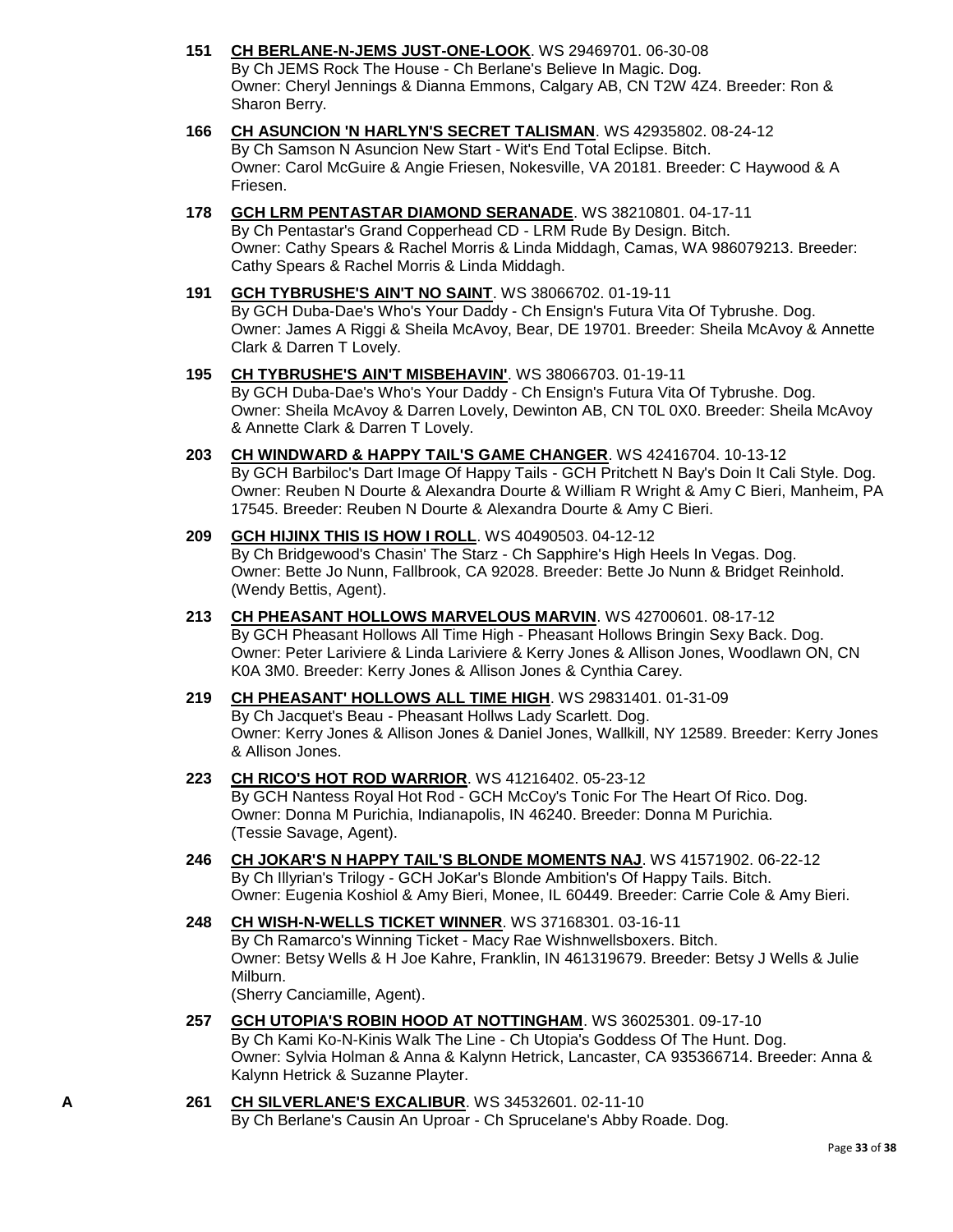**151** **CH BERLANE-N-JEMS JUST-ONE-LOOK**. WS 29469701. 06-30-08
By Ch JEMS Rock The House - Ch Berlane's Believe In Magic. Dog.
Owner: Cheryl Jennings & Dianna Emmons, Calgary AB, CN T2W 4Z4. Breeder: Ron & Sharon Berry.

**166** **CH ASUNCION 'N HARLYN'S SECRET TALISMAN**. WS 42935802. 08-24-12
By Ch Samson N Asuncion New Start - Wit's End Total Eclipse. Bitch.
Owner: Carol McGuire & Angie Friesen, Nokesville, VA 20181. Breeder: C Haywood & A Friesen.

**178** **GCH LRM PENTASTAR DIAMOND SERANADE**. WS 38210801. 04-17-11
By Ch Pentastar's Grand Copperhead CD - LRM Rude By Design. Bitch.
Owner: Cathy Spears & Rachel Morris & Linda Middagh, Camas, WA 986079213. Breeder: Cathy Spears & Rachel Morris & Linda Middagh.

**191** **GCH TYBRUSHE'S AIN'T NO SAINT**. WS 38066702. 01-19-11
By GCH Duba-Dae's Who's Your Daddy - Ch Ensign's Futura Vita Of Tybrushe. Dog.
Owner: James A Riggi & Sheila McAvoy, Bear, DE 19701. Breeder: Sheila McAvoy & Annette Clark & Darren T Lovely.

**195** **CH TYBRUSHE'S AIN'T MISBEHAVIN'**. WS 38066703. 01-19-11
By GCH Duba-Dae's Who's Your Daddy - Ch Ensign's Futura Vita Of Tybrushe. Dog.
Owner: Sheila McAvoy & Darren Lovely, Dewinton AB, CN T0L 0X0. Breeder: Sheila McAvoy & Annette Clark & Darren T Lovely.

**203** **CH WINDWARD & HAPPY TAIL'S GAME CHANGER**. WS 42416704. 10-13-12
By GCH Barbiloc's Dart Image Of Happy Tails - GCH Pritchett N Bay's Doin It Cali Style. Dog.
Owner: Reuben N Dourte & Alexandra Dourte & William R Wright & Amy C Bieri, Manheim, PA 17545. Breeder: Reuben N Dourte & Alexandra Dourte & Amy C Bieri.

**209** **GCH HIJINX THIS IS HOW I ROLL**. WS 40490503. 04-12-12
By Ch Bridgewood's Chasin' The Starz - Ch Sapphire's High Heels In Vegas. Dog.
Owner: Bette Jo Nunn, Fallbrook, CA 92028. Breeder: Bette Jo Nunn & Bridget Reinhold. (Wendy Bettis, Agent).

**213** **CH PHEASANT HOLLOWS MARVELOUS MARVIN**. WS 42700601. 08-17-12
By GCH Pheasant Hollows All Time High - Pheasant Hollows Bringin Sexy Back. Dog.
Owner: Peter Lariviere & Linda Lariviere & Kerry Jones & Allison Jones, Woodlawn ON, CN K0A 3M0. Breeder: Kerry Jones & Allison Jones & Cynthia Carey.

**219** **CH PHEASANT' HOLLOWS ALL TIME HIGH**. WS 29831401. 01-31-09
By Ch Jacquet's Beau - Pheasant Hollws Lady Scarlett. Dog.
Owner: Kerry Jones & Allison Jones & Daniel Jones, Wallkill, NY 12589. Breeder: Kerry Jones & Allison Jones.

**223** **CH RICO'S HOT ROD WARRIOR**. WS 41216402. 05-23-12
By GCH Nantess Royal Hot Rod - GCH McCoy's Tonic For The Heart Of Rico. Dog.
Owner: Donna M Purichia, Indianapolis, IN 46240. Breeder: Donna M Purichia.
(Tessie Savage, Agent).

**246** **CH JOKAR'S N HAPPY TAIL'S BLONDE MOMENTS NAJ**. WS 41571902. 06-22-12
By Ch Illyrian's Trilogy - GCH JoKar's Blonde Ambition's Of Happy Tails. Bitch.
Owner: Eugenia Koshiol & Amy Bieri, Monee, IL 60449. Breeder: Carrie Cole & Amy Bieri.

**248** **CH WISH-N-WELLS TICKET WINNER**. WS 37168301. 03-16-11
By Ch Ramarco's Winning Ticket - Macy Rae Wishnwellsboxers. Bitch.
Owner: Betsy Wells & H Joe Kahre, Franklin, IN 461319679. Breeder: Betsy J Wells & Julie Milburn.
(Sherry Canciamille, Agent).

**257** **GCH UTOPIA'S ROBIN HOOD AT NOTTINGHAM**. WS 36025301. 09-17-10
By Ch Kami Ko-N-Kinis Walk The Line - Ch Utopia's Goddess Of The Hunt. Dog.
Owner: Sylvia Holman & Anna & Kalynn Hetrick, Lancaster, CA 935366714. Breeder: Anna & Kalynn Hetrick & Suzanne Playter.

A **261** **CH SILVERLANE'S EXCALIBUR**. WS 34532601. 02-11-10
By Ch Berlane's Causin An Uproar - Ch Sprucelane's Abby Roade. Dog.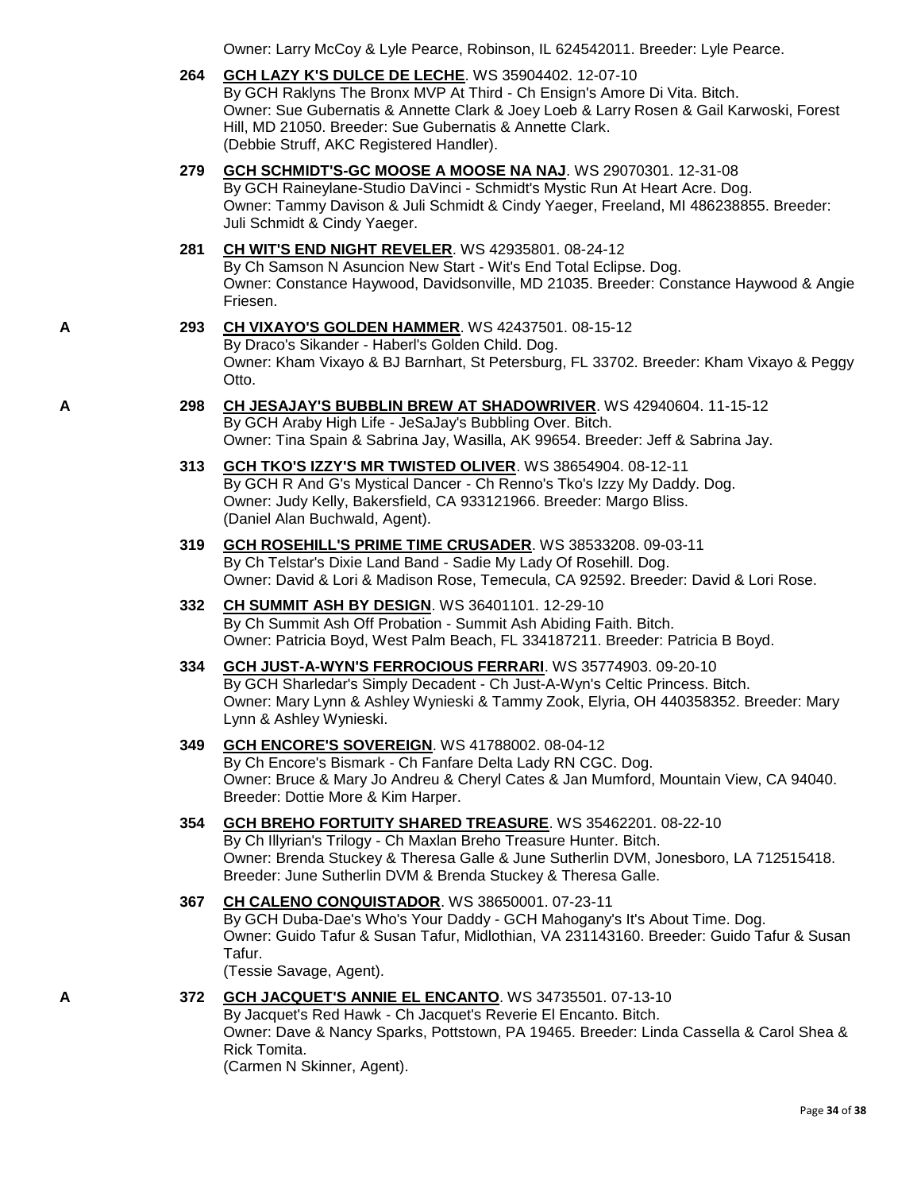Owner: Larry McCoy & Lyle Pearce, Robinson, IL 624542011. Breeder: Lyle Pearce.

**264** **GCH LAZY K'S DULCE DE LECHE**. WS 35904402. 12-07-10
By GCH Raklyns The Bronx MVP At Third - Ch Ensign's Amore Di Vita. Bitch.
Owner: Sue Gubernatis & Annette Clark & Joey Loeb & Larry Rosen & Gail Karwoski, Forest Hill, MD 21050. Breeder: Sue Gubernatis & Annette Clark.
(Debbie Struff, AKC Registered Handler).

**279** **GCH SCHMIDT'S-GC MOOSE A MOOSE NA NAJ**. WS 29070301. 12-31-08
By GCH Raineylane-Studio DaVinci - Schmidt's Mystic Run At Heart Acre. Dog.
Owner: Tammy Davison & Juli Schmidt & Cindy Yaeger, Freeland, MI 486238855. Breeder: Juli Schmidt & Cindy Yaeger.

**281** **CH WIT'S END NIGHT REVELER**. WS 42935801. 08-24-12
By Ch Samson N Asuncion New Start - Wit's End Total Eclipse. Dog.
Owner: Constance Haywood, Davidsonville, MD 21035. Breeder: Constance Haywood & Angie Friesen.

**A** **293** **CH VIXAYO'S GOLDEN HAMMER**. WS 42437501. 08-15-12
By Draco's Sikander - Haberl's Golden Child. Dog.
Owner: Kham Vixayo & BJ Barnhart, St Petersburg, FL 33702. Breeder: Kham Vixayo & Peggy Otto.

**A** **298** **CH JESAJAY'S BUBBLIN BREW AT SHADOWRIVER**. WS 42940604. 11-15-12
By GCH Araby High Life - JeSaJay's Bubbling Over. Bitch.
Owner: Tina Spain & Sabrina Jay, Wasilla, AK 99654. Breeder: Jeff & Sabrina Jay.

**313** **GCH TKO'S IZZY'S MR TWISTED OLIVER**. WS 38654904. 08-12-11
By GCH R And G's Mystical Dancer - Ch Renno's Tko's Izzy My Daddy. Dog.
Owner: Judy Kelly, Bakersfield, CA 933121966. Breeder: Margo Bliss.
(Daniel Alan Buchwald, Agent).

**319** **GCH ROSEHILL'S PRIME TIME CRUSADER**. WS 38533208. 09-03-11
By Ch Telstar's Dixie Land Band - Sadie My Lady Of Rosehill. Dog.
Owner: David & Lori & Madison Rose, Temecula, CA 92592. Breeder: David & Lori Rose.

**332** **CH SUMMIT ASH BY DESIGN**. WS 36401101. 12-29-10
By Ch Summit Ash Off Probation - Summit Ash Abiding Faith. Bitch.
Owner: Patricia Boyd, West Palm Beach, FL 334187211. Breeder: Patricia B Boyd.

**334** **GCH JUST-A-WYN'S FERROCIOUS FERRARI**. WS 35774903. 09-20-10
By GCH Sharledar's Simply Decadent - Ch Just-A-Wyn's Celtic Princess. Bitch.
Owner: Mary Lynn & Ashley Wynieski & Tammy Zook, Elyria, OH 440358352. Breeder: Mary Lynn & Ashley Wynieski.

**349** **GCH ENCORE'S SOVEREIGN**. WS 41788002. 08-04-12
By Ch Encore's Bismark - Ch Fanfare Delta Lady RN CGC. Dog.
Owner: Bruce & Mary Jo Andreu & Cheryl Cates & Jan Mumford, Mountain View, CA 94040. Breeder: Dottie More & Kim Harper.

**354** **GCH BREHO FORTUITY SHARED TREASURE**. WS 35462201. 08-22-10
By Ch Illyrian's Trilogy - Ch Maxlan Breho Treasure Hunter. Bitch.
Owner: Brenda Stuckey & Theresa Galle & June Sutherlin DVM, Jonesboro, LA 712515418. Breeder: June Sutherlin DVM & Brenda Stuckey & Theresa Galle.

**367** **CH CALENO CONQUISTADOR**. WS 38650001. 07-23-11
By GCH Duba-Dae's Who's Your Daddy - GCH Mahogany's It's About Time. Dog.
Owner: Guido Tafur & Susan Tafur, Midlothian, VA 231143160. Breeder: Guido Tafur & Susan Tafur.
(Tessie Savage, Agent).

**A** **372** **GCH JACQUET'S ANNIE EL ENCANTO**. WS 34735501. 07-13-10
By Jacquet's Red Hawk - Ch Jacquet's Reverie El Encanto. Bitch.
Owner: Dave & Nancy Sparks, Pottstown, PA 19465. Breeder: Linda Cassella & Carol Shea & Rick Tomita.
(Carmen N Skinner, Agent).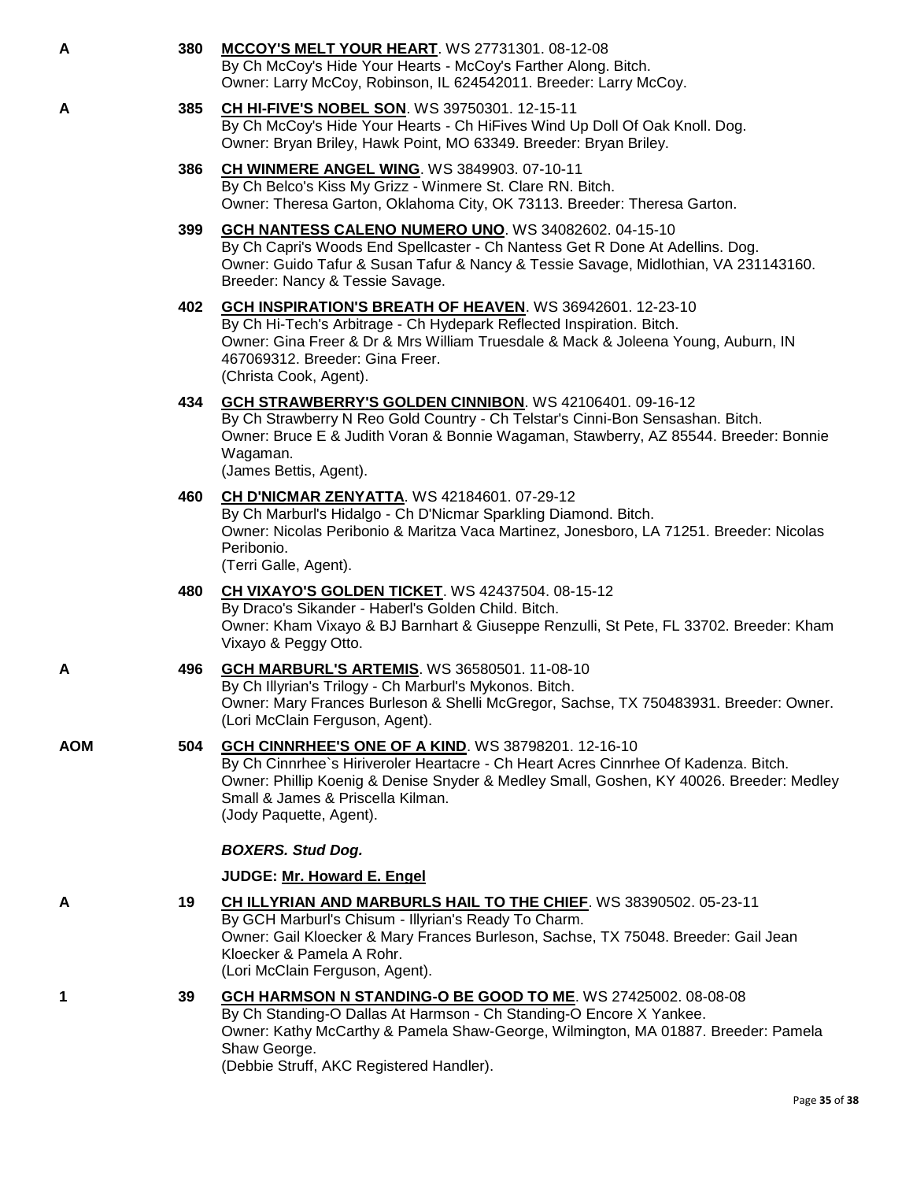**A** **380** **MCCOY'S MELT YOUR HEART**. WS 27731301. 08-12-08
By Ch McCoy's Hide Your Hearts - McCoy's Farther Along. Bitch.
Owner: Larry McCoy, Robinson, IL 624542011. Breeder: Larry McCoy.

**A** **385** **CH HI-FIVE'S NOBEL SON**. WS 39750301. 12-15-11
By Ch McCoy's Hide Your Hearts - Ch HiFives Wind Up Doll Of Oak Knoll. Dog.
Owner: Bryan Briley, Hawk Point, MO 63349. Breeder: Bryan Briley.

**386** **CH WINMERE ANGEL WING**. WS 3849903. 07-10-11
By Ch Belco's Kiss My Grizz - Winmere St. Clare RN. Bitch.
Owner: Theresa Garton, Oklahoma City, OK 73113. Breeder: Theresa Garton.

**399** **GCH NANTESS CALENO NUMERO UNO**. WS 34082602. 04-15-10
By Ch Capri's Woods End Spellcaster - Ch Nantess Get R Done At Adellins. Dog.
Owner: Guido Tafur & Susan Tafur & Nancy & Tessie Savage, Midlothian, VA 231143160. Breeder: Nancy & Tessie Savage.

**402** **GCH INSPIRATION'S BREATH OF HEAVEN**. WS 36942601. 12-23-10
By Ch Hi-Tech's Arbitrage - Ch Hydepark Reflected Inspiration. Bitch.
Owner: Gina Freer & Dr & Mrs William Truesdale & Mack & Joleena Young, Auburn, IN 467069312. Breeder: Gina Freer.
(Christa Cook, Agent).

**434** **GCH STRAWBERRY'S GOLDEN CINNIBON**. WS 42106401. 09-16-12
By Ch Strawberry N Reo Gold Country - Ch Telstar's Cinni-Bon Sensashan. Bitch.
Owner: Bruce E & Judith Voran & Bonnie Wagaman, Stawberry, AZ 85544. Breeder: Bonnie Wagaman.
(James Bettis, Agent).

**460** **CH D'NICMAR ZENYATTA**. WS 42184601. 07-29-12
By Ch Marburl's Hidalgo - Ch D'Nicmar Sparkling Diamond. Bitch.
Owner: Nicolas Peribonio & Maritza Vaca Martinez, Jonesboro, LA 71251. Breeder: Nicolas Peribonio.
(Terri Galle, Agent).

**480** **CH VIXAYO'S GOLDEN TICKET**. WS 42437504. 08-15-12
By Draco's Sikander - Haberl's Golden Child. Bitch.
Owner: Kham Vixayo & BJ Barnhart & Giuseppe Renzulli, St Pete, FL 33702. Breeder: Kham Vixayo & Peggy Otto.

**A** **496** **GCH MARBURL'S ARTEMIS**. WS 36580501. 11-08-10
By Ch Illyrian's Trilogy - Ch Marburl's Mykonos. Bitch.
Owner: Mary Frances Burleson & Shelli McGregor, Sachse, TX 750483931. Breeder: Owner.
(Lori McClain Ferguson, Agent).

**AOM** **504** **GCH CINNRHEE'S ONE OF A KIND**. WS 38798201. 12-16-10
By Ch Cinnrhee`s Hiriveroler Heartacre - Ch Heart Acres Cinnrhee Of Kadenza. Bitch.
Owner: Phillip Koenig & Denise Snyder & Medley Small, Goshen, KY 40026. Breeder: Medley Small & James & Priscella Kilman.
(Jody Paquette, Agent).

***BOXERS. Stud Dog.***

**JUDGE: Mr. Howard E. Engel**

**A** **19** **CH ILLYRIAN AND MARBURLS HAIL TO THE CHIEF**. WS 38390502. 05-23-11
By GCH Marburl's Chisum - Illyrian's Ready To Charm.
Owner: Gail Kloecker & Mary Frances Burleson, Sachse, TX 75048. Breeder: Gail Jean Kloecker & Pamela A Rohr.
(Lori McClain Ferguson, Agent).

**1** **39** **GCH HARMSON N STANDING-O BE GOOD TO ME**. WS 27425002. 08-08-08
By Ch Standing-O Dallas At Harmson - Ch Standing-O Encore X Yankee.
Owner: Kathy McCarthy & Pamela Shaw-George, Wilmington, MA 01887. Breeder: Pamela Shaw George.
(Debbie Struff, AKC Registered Handler).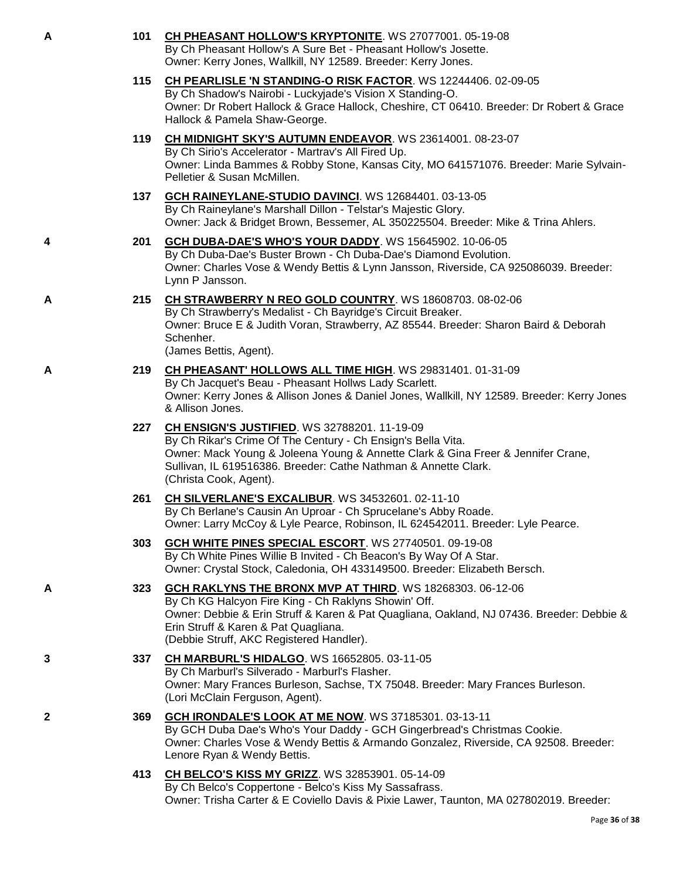**A** **101** **CH PHEASANT HOLLOW'S KRYPTONITE**. WS 27077001. 05-19-08
By Ch Pheasant Hollow's A Sure Bet - Pheasant Hollow's Josette.
Owner: Kerry Jones, Wallkill, NY 12589. Breeder: Kerry Jones.

**115** **CH PEARLISLE 'N STANDING-O RISK FACTOR**. WS 12244406. 02-09-05
By Ch Shadow's Nairobi - Luckyjade's Vision X Standing-O.
Owner: Dr Robert Hallock & Grace Hallock, Cheshire, CT 06410. Breeder: Dr Robert & Grace Hallock & Pamela Shaw-George.

**119** **CH MIDNIGHT SKY'S AUTUMN ENDEAVOR**. WS 23614001. 08-23-07
By Ch Sirio's Accelerator - Martrav's All Fired Up.
Owner: Linda Bammes & Robby Stone, Kansas City, MO 641571076. Breeder: Marie Sylvain-Pelletier & Susan McMillen.

**137** **GCH RAINEYLANE-STUDIO DAVINCI**. WS 12684401. 03-13-05
By Ch Raineylane's Marshall Dillon - Telstar's Majestic Glory.
Owner: Jack & Bridget Brown, Bessemer, AL 350225504. Breeder: Mike & Trina Ahlers.

**4** **201** **GCH DUBA-DAE'S WHO'S YOUR DADDY**. WS 15645902. 10-06-05
By Ch Duba-Dae's Buster Brown - Ch Duba-Dae's Diamond Evolution.
Owner: Charles Vose & Wendy Bettis & Lynn Jansson, Riverside, CA 925086039. Breeder: Lynn P Jansson.

**A** **215** **CH STRAWBERRY N REO GOLD COUNTRY**. WS 18608703. 08-02-06
By Ch Strawberry's Medalist - Ch Bayridge's Circuit Breaker.
Owner: Bruce E & Judith Voran, Strawberry, AZ 85544. Breeder: Sharon Baird & Deborah Schenher.
(James Bettis, Agent).

**A** **219** **CH PHEASANT' HOLLOWS ALL TIME HIGH**. WS 29831401. 01-31-09
By Ch Jacquet's Beau - Pheasant Hollws Lady Scarlett.
Owner: Kerry Jones & Allison Jones & Daniel Jones, Wallkill, NY 12589. Breeder: Kerry Jones & Allison Jones.

**227** **CH ENSIGN'S JUSTIFIED**. WS 32788201. 11-19-09
By Ch Rikar's Crime Of The Century - Ch Ensign's Bella Vita.
Owner: Mack Young & Joleena Young & Annette Clark & Gina Freer & Jennifer Crane, Sullivan, IL 619516386. Breeder: Cathe Nathman & Annette Clark.
(Christa Cook, Agent).

**261** **CH SILVERLANE'S EXCALIBUR**. WS 34532601. 02-11-10
By Ch Berlane's Causin An Uproar - Ch Sprucelane's Abby Roade.
Owner: Larry McCoy & Lyle Pearce, Robinson, IL 624542011. Breeder: Lyle Pearce.

**303** **GCH WHITE PINES SPECIAL ESCORT**. WS 27740501. 09-19-08
By Ch White Pines Willie B Invited - Ch Beacon's By Way Of A Star.
Owner: Crystal Stock, Caledonia, OH 433149500. Breeder: Elizabeth Bersch.

**A** **323** **GCH RAKLYNS THE BRONX MVP AT THIRD**. WS 18268303. 06-12-06
By Ch KG Halcyon Fire King - Ch Raklyns Showin' Off.
Owner: Debbie & Erin Struff & Karen & Pat Quagliana, Oakland, NJ 07436. Breeder: Debbie & Erin Struff & Karen & Pat Quagliana.
(Debbie Struff, AKC Registered Handler).

**3** **337** **CH MARBURL'S HIDALGO**. WS 16652805. 03-11-05
By Ch Marburl's Silverado - Marburl's Flasher.
Owner: Mary Frances Burleson, Sachse, TX 75048. Breeder: Mary Frances Burleson.
(Lori McClain Ferguson, Agent).

**2** **369** **GCH IRONDALE'S LOOK AT ME NOW**. WS 37185301. 03-13-11
By GCH Duba Dae's Who's Your Daddy - GCH Gingerbread's Christmas Cookie.
Owner: Charles Vose & Wendy Bettis & Armando Gonzalez, Riverside, CA 92508. Breeder: Lenore Ryan & Wendy Bettis.

**413** **CH BELCO'S KISS MY GRIZZ**. WS 32853901. 05-14-09
By Ch Belco's Coppertone - Belco's Kiss My Sassafrass.
Owner: Trisha Carter & E Coviello Davis & Pixie Lawer, Taunton, MA 027802019. Breeder: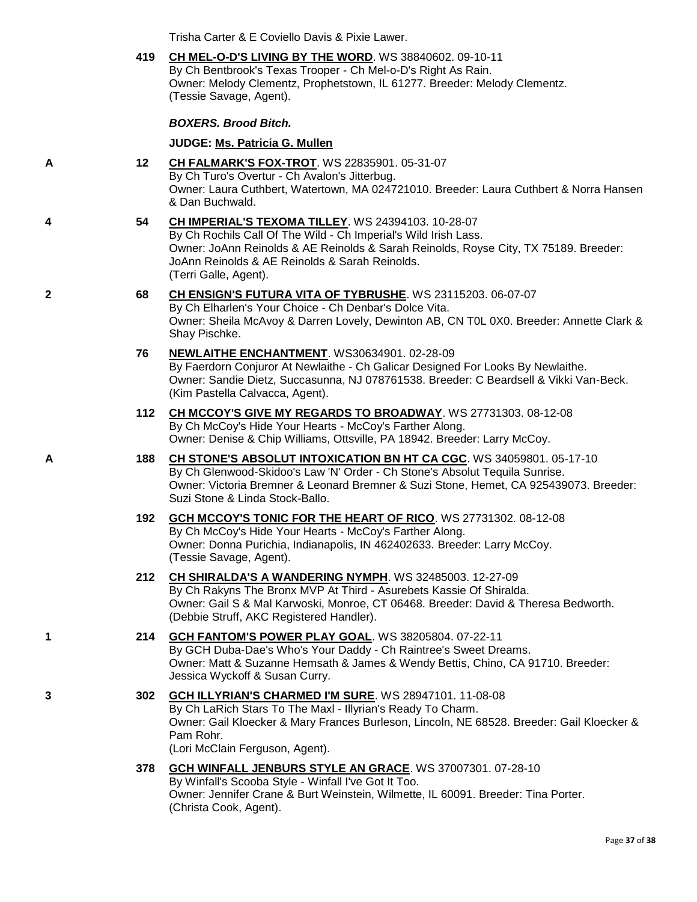Trisha Carter & E Coviello Davis & Pixie Lawer.

**419** **CH MEL-O-D'S LIVING BY THE WORD**. WS 38840602. 09-10-11
By Ch Bentbrook's Texas Trooper - Ch Mel-o-D's Right As Rain.
Owner: Melody Clementz, Prophetstown, IL 61277. Breeder: Melody Clementz.
(Tessie Savage, Agent).

***BOXERS. Brood Bitch.***

**JUDGE: Ms. Patricia G. Mullen**

A **12** **CH FALMARK'S FOX-TROT**. WS 22835901. 05-31-07
By Ch Turo's Overtur - Ch Avalon's Jitterbug.
Owner: Laura Cuthbert, Watertown, MA 024721010. Breeder: Laura Cuthbert & Norra Hansen & Dan Buchwald.

4 **54** **CH IMPERIAL'S TEXOMA TILLEY**. WS 24394103. 10-28-07
By Ch Rochils Call Of The Wild - Ch Imperial's Wild Irish Lass.
Owner: JoAnn Reinolds & AE Reinolds & Sarah Reinolds, Royse City, TX 75189. Breeder: JoAnn Reinolds & AE Reinolds & Sarah Reinolds.
(Terri Galle, Agent).

2 **68** **CH ENSIGN'S FUTURA VITA OF TYBRUSHE**. WS 23115203. 06-07-07
By Ch Elharlen's Your Choice - Ch Denbar's Dolce Vita.
Owner: Sheila McAvoy & Darren Lovely, Dewinton AB, CN T0L 0X0. Breeder: Annette Clark & Shay Pischke.

**76** **NEWLAITHE ENCHANTMENT**. WS30634901. 02-28-09
By Faerdorn Conjuror At Newlaithe - Ch Galicar Designed For Looks By Newlaithe.
Owner: Sandie Dietz, Succasunna, NJ 078761538. Breeder: C Beardsell & Vikki Van-Beck.
(Kim Pastella Calvacca, Agent).

**112** **CH MCCOY'S GIVE MY REGARDS TO BROADWAY**. WS 27731303. 08-12-08
By Ch McCoy's Hide Your Hearts - McCoy's Farther Along.
Owner: Denise & Chip Williams, Ottsville, PA 18942. Breeder: Larry McCoy.

A **188** **CH STONE'S ABSOLUT INTOXICATION BN HT CA CGC**. WS 34059801. 05-17-10
By Ch Glenwood-Skidoo's Law 'N' Order - Ch Stone's Absolut Tequila Sunrise.
Owner: Victoria Bremner & Leonard Bremner & Suzi Stone, Hemet, CA 925439073. Breeder: Suzi Stone & Linda Stock-Ballo.

**192** **GCH MCCOY'S TONIC FOR THE HEART OF RICO**. WS 27731302. 08-12-08
By Ch McCoy's Hide Your Hearts - McCoy's Farther Along.
Owner: Donna Purichia, Indianapolis, IN 462402633. Breeder: Larry McCoy.
(Tessie Savage, Agent).

**212** **CH SHIRALDA'S A WANDERING NYMPH**. WS 32485003. 12-27-09
By Ch Rakyns The Bronx MVP At Third - Asurebets Kassie Of Shiralda.
Owner: Gail S & Mal Karwoski, Monroe, CT 06468. Breeder: David & Theresa Bedworth.
(Debbie Struff, AKC Registered Handler).

1 **214** **GCH FANTOM'S POWER PLAY GOAL**. WS 38205804. 07-22-11
By GCH Duba-Dae's Who's Your Daddy - Ch Raintree's Sweet Dreams.
Owner: Matt & Suzanne Hemsath & James & Wendy Bettis, Chino, CA 91710. Breeder: Jessica Wyckoff & Susan Curry.

3 **302** **GCH ILLYRIAN'S CHARMED I'M SURE**. WS 28947101. 11-08-08
By Ch LaRich Stars To The Maxl - Illyrian's Ready To Charm.
Owner: Gail Kloecker & Mary Frances Burleson, Lincoln, NE 68528. Breeder: Gail Kloecker & Pam Rohr.
(Lori McClain Ferguson, Agent).

**378** **GCH WINFALL JENBURS STYLE AN GRACE**. WS 37007301. 07-28-10
By Winfall's Scooba Style - Winfall I've Got It Too.
Owner: Jennifer Crane & Burt Weinstein, Wilmette, IL 60091. Breeder: Tina Porter.
(Christa Cook, Agent).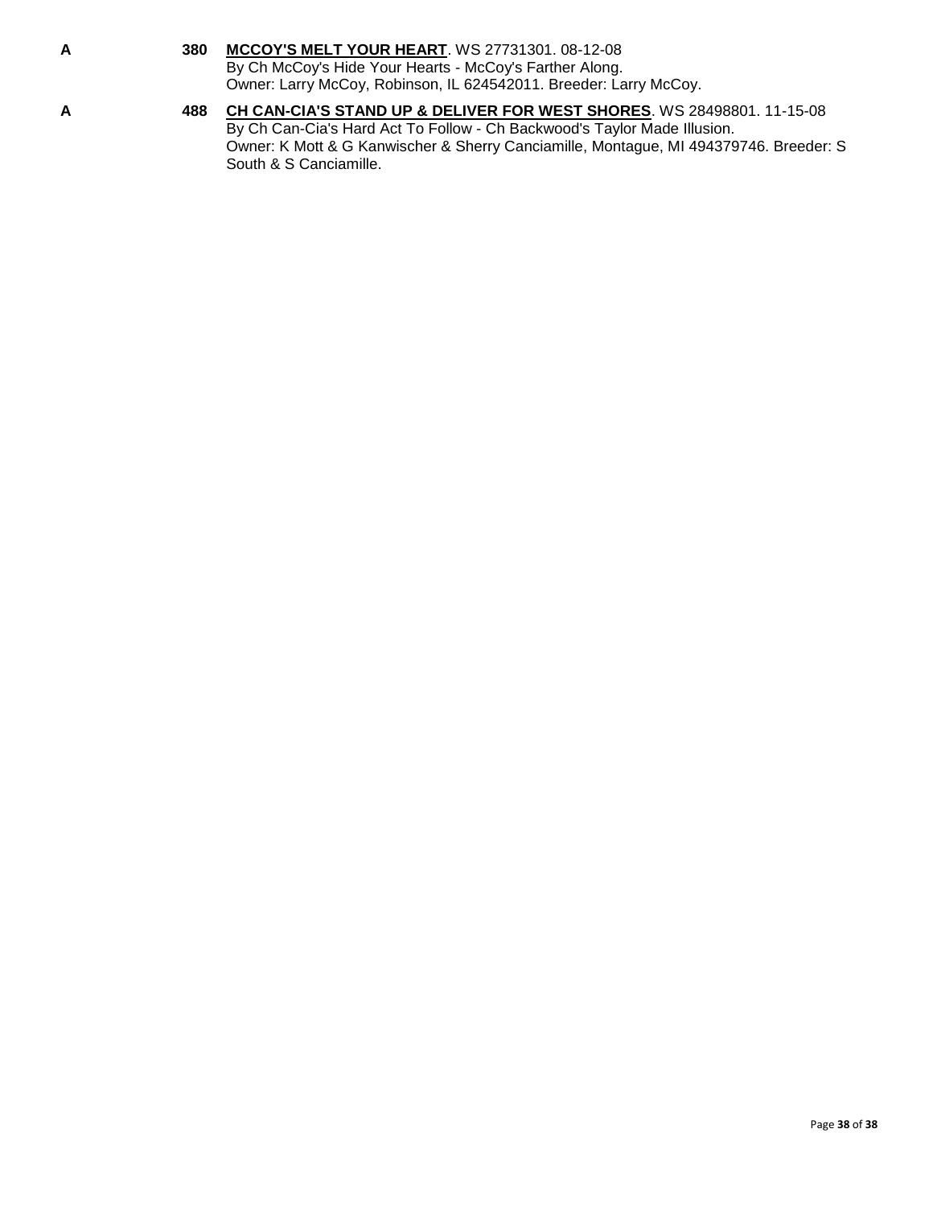**A** **380** **MCCOY'S MELT YOUR HEART**. WS 27731301. 08-12-08
By Ch McCoy's Hide Your Hearts - McCoy's Farther Along.
Owner: Larry McCoy, Robinson, IL 624542011. Breeder: Larry McCoy.

**A** **488** **CH CAN-CIA'S STAND UP & DELIVER FOR WEST SHORES**. WS 28498801. 11-15-08
By Ch Can-Cia's Hard Act To Follow - Ch Backwood's Taylor Made Illusion.
Owner: K Mott & G Kanwischer & Sherry Canciamille, Montague, MI 494379746. Breeder: S South & S Canciamille.